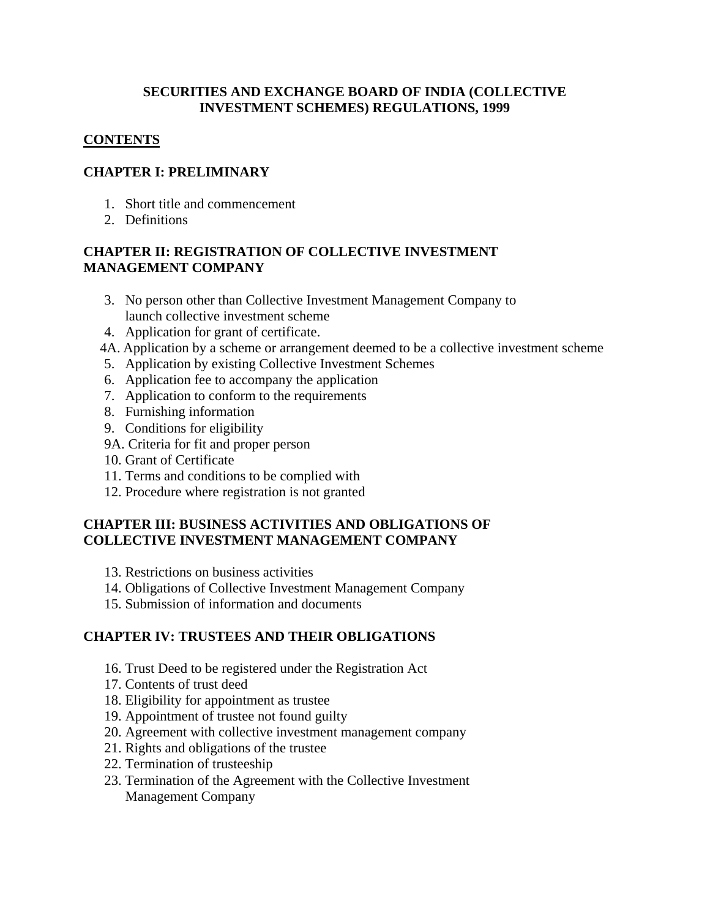# SECURITIES AND EXCHANGE BOARD OF INDIA (COLLECTIVE INVESTMENT SCHEMES) REGULATIONS, 1999

## CONTENTS

### CHAPTER I: PRELIMINARY

1. Short title and commencement
2. Definitions

### CHAPTER II: REGISTRATION OF COLLECTIVE INVESTMENT MANAGEMENT COMPANY

3. No person other than Collective Investment Management Company to launch collective investment scheme
4. Application for grant of certificate.

4A. Application by a scheme or arrangement deemed to be a collective investment scheme

5. Application by existing Collective Investment Schemes
6. Application fee to accompany the application
7. Application to conform to the requirements
8. Furnishing information
9. Conditions for eligibility

9A. Criteria for fit and proper person

10. Grant of Certificate
11. Terms and conditions to be complied with
12. Procedure where registration is not granted

### CHAPTER III: BUSINESS ACTIVITIES AND OBLIGATIONS OF COLLECTIVE INVESTMENT MANAGEMENT COMPANY

13. Restrictions on business activities
14. Obligations of Collective Investment Management Company
15. Submission of information and documents

### CHAPTER IV: TRUSTEES AND THEIR OBLIGATIONS

16. Trust Deed to be registered under the Registration Act
17. Contents of trust deed
18. Eligibility for appointment as trustee
19. Appointment of trustee not found guilty
20. Agreement with collective investment management company
21. Rights and obligations of the trustee
22. Termination of trusteeship
23. Termination of the Agreement with the Collective Investment Management Company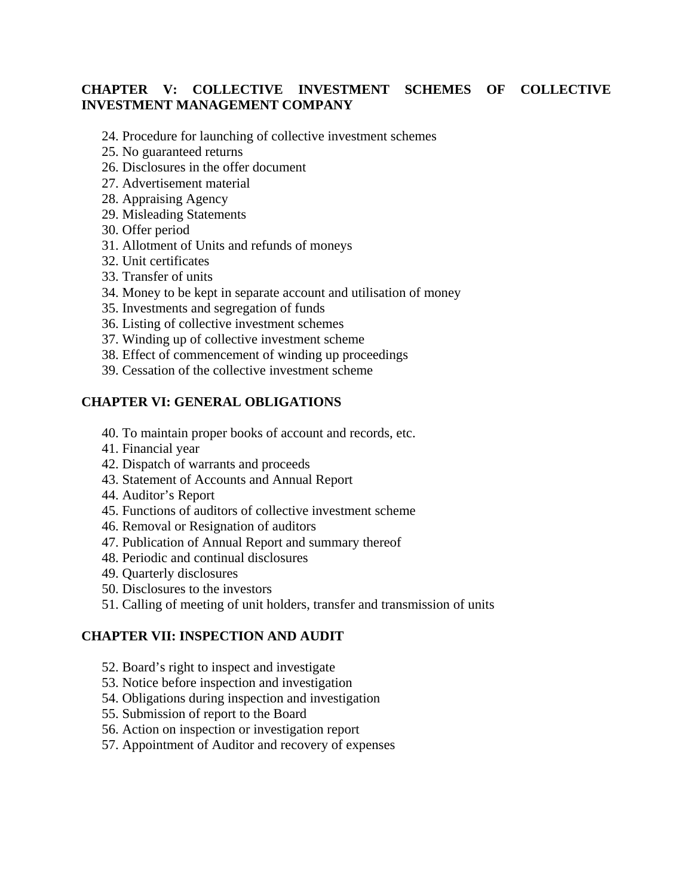**CHAPTER V: COLLECTIVE INVESTMENT SCHEMES OF COLLECTIVE INVESTMENT MANAGEMENT COMPANY**

24. Procedure for launching of collective investment schemes
25. No guaranteed returns
26. Disclosures in the offer document
27. Advertisement material
28. Appraising Agency
29. Misleading Statements
30. Offer period
31. Allotment of Units and refunds of moneys
32. Unit certificates
33. Transfer of units
34. Money to be kept in separate account and utilisation of money
35. Investments and segregation of funds
36. Listing of collective investment schemes
37. Winding up of collective investment scheme
38. Effect of commencement of winding up proceedings
39. Cessation of the collective investment scheme

**CHAPTER VI: GENERAL OBLIGATIONS**

40. To maintain proper books of account and records, etc.
41. Financial year
42. Dispatch of warrants and proceeds
43. Statement of Accounts and Annual Report
44. Auditor's Report
45. Functions of auditors of collective investment scheme
46. Removal or Resignation of auditors
47. Publication of Annual Report and summary thereof
48. Periodic and continual disclosures
49. Quarterly disclosures
50. Disclosures to the investors
51. Calling of meeting of unit holders, transfer and transmission of units

**CHAPTER VII: INSPECTION AND AUDIT**

52. Board's right to inspect and investigate
53. Notice before inspection and investigation
54. Obligations during inspection and investigation
55. Submission of report to the Board
56. Action on inspection or investigation report
57. Appointment of Auditor and recovery of expenses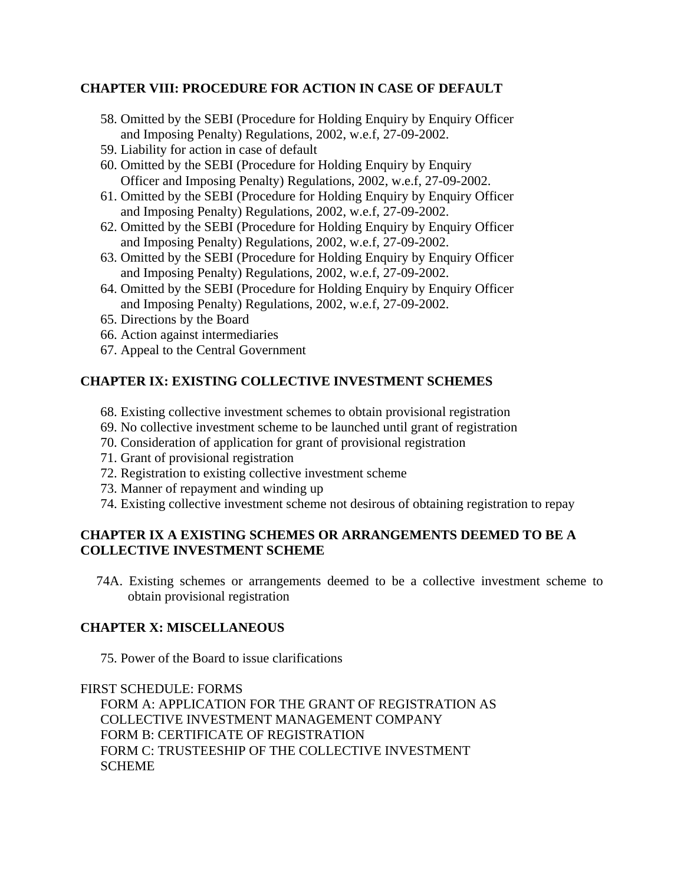**CHAPTER VIII: PROCEDURE FOR ACTION IN CASE OF DEFAULT**

58. Omitted by the SEBI (Procedure for Holding Enquiry by Enquiry Officer and Imposing Penalty) Regulations, 2002, w.e.f, 27-09-2002.
59. Liability for action in case of default
60. Omitted by the SEBI (Procedure for Holding Enquiry by Enquiry Officer and Imposing Penalty) Regulations, 2002, w.e.f, 27-09-2002.
61. Omitted by the SEBI (Procedure for Holding Enquiry by Enquiry Officer and Imposing Penalty) Regulations, 2002, w.e.f, 27-09-2002.
62. Omitted by the SEBI (Procedure for Holding Enquiry by Enquiry Officer and Imposing Penalty) Regulations, 2002, w.e.f, 27-09-2002.
63. Omitted by the SEBI (Procedure for Holding Enquiry by Enquiry Officer and Imposing Penalty) Regulations, 2002, w.e.f, 27-09-2002.
64. Omitted by the SEBI (Procedure for Holding Enquiry by Enquiry Officer and Imposing Penalty) Regulations, 2002, w.e.f, 27-09-2002.
65. Directions by the Board
66. Action against intermediaries
67. Appeal to the Central Government

**CHAPTER IX: EXISTING COLLECTIVE INVESTMENT SCHEMES**

68. Existing collective investment schemes to obtain provisional registration
69. No collective investment scheme to be launched until grant of registration
70. Consideration of application for grant of provisional registration
71. Grant of provisional registration
72. Registration to existing collective investment scheme
73. Manner of repayment and winding up
74. Existing collective investment scheme not desirous of obtaining registration to repay

**CHAPTER IX A EXISTING SCHEMES OR ARRANGEMENTS DEEMED TO BE A COLLECTIVE INVESTMENT SCHEME**

74A. Existing schemes or arrangements deemed to be a collective investment scheme to obtain provisional registration

**CHAPTER X: MISCELLANEOUS**

75. Power of the Board to issue clarifications

FIRST SCHEDULE: FORMS

FORM A: APPLICATION FOR THE GRANT OF REGISTRATION AS COLLECTIVE INVESTMENT MANAGEMENT COMPANY
FORM B: CERTIFICATE OF REGISTRATION
FORM C: TRUSTEESHIP OF THE COLLECTIVE INVESTMENT SCHEME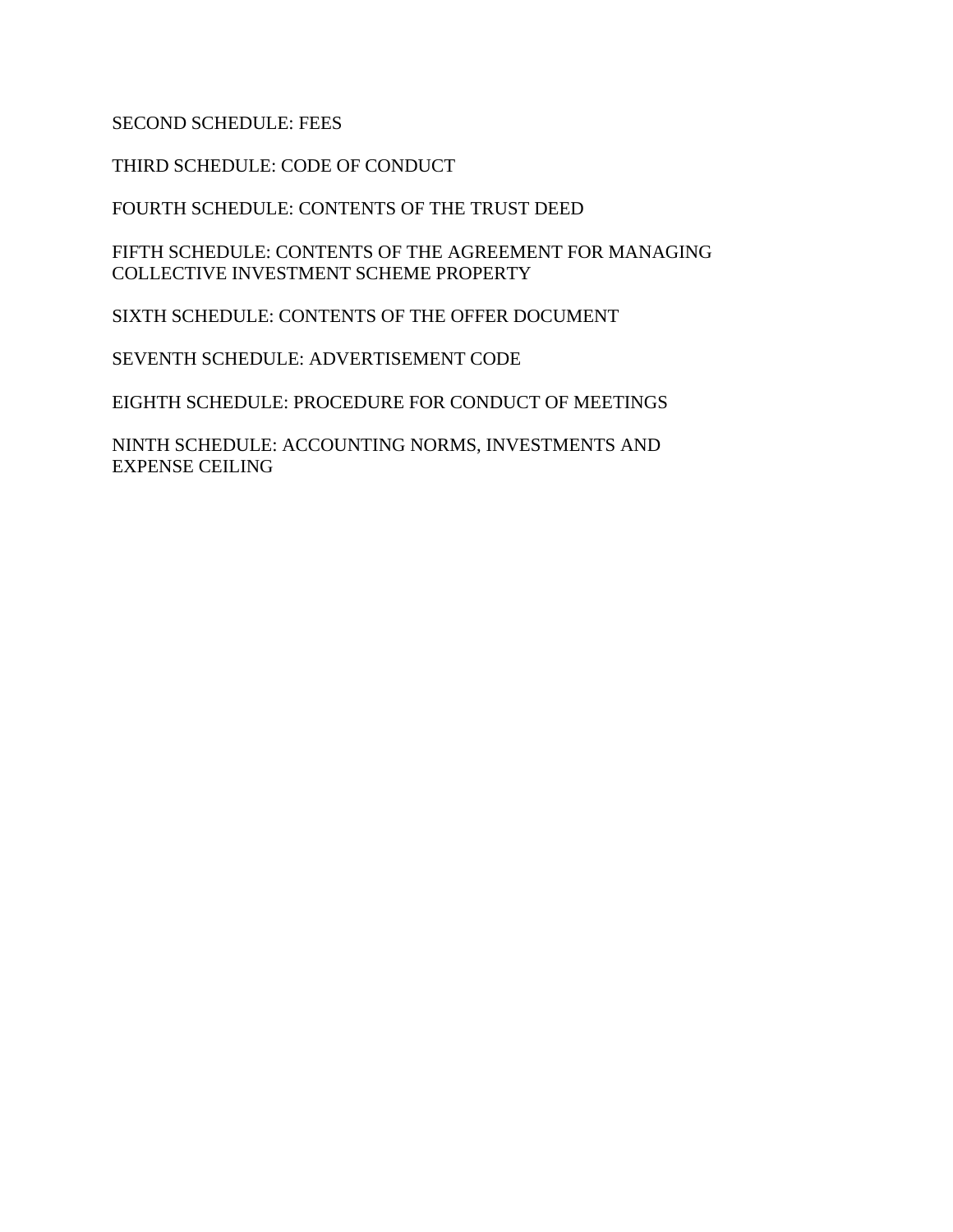SECOND SCHEDULE: FEES

THIRD SCHEDULE: CODE OF CONDUCT

FOURTH SCHEDULE: CONTENTS OF THE TRUST DEED

FIFTH SCHEDULE: CONTENTS OF THE AGREEMENT FOR MANAGING COLLECTIVE INVESTMENT SCHEME PROPERTY

SIXTH SCHEDULE: CONTENTS OF THE OFFER DOCUMENT

SEVENTH SCHEDULE: ADVERTISEMENT CODE

EIGHTH SCHEDULE: PROCEDURE FOR CONDUCT OF MEETINGS

NINTH SCHEDULE: ACCOUNTING NORMS, INVESTMENTS AND EXPENSE CEILING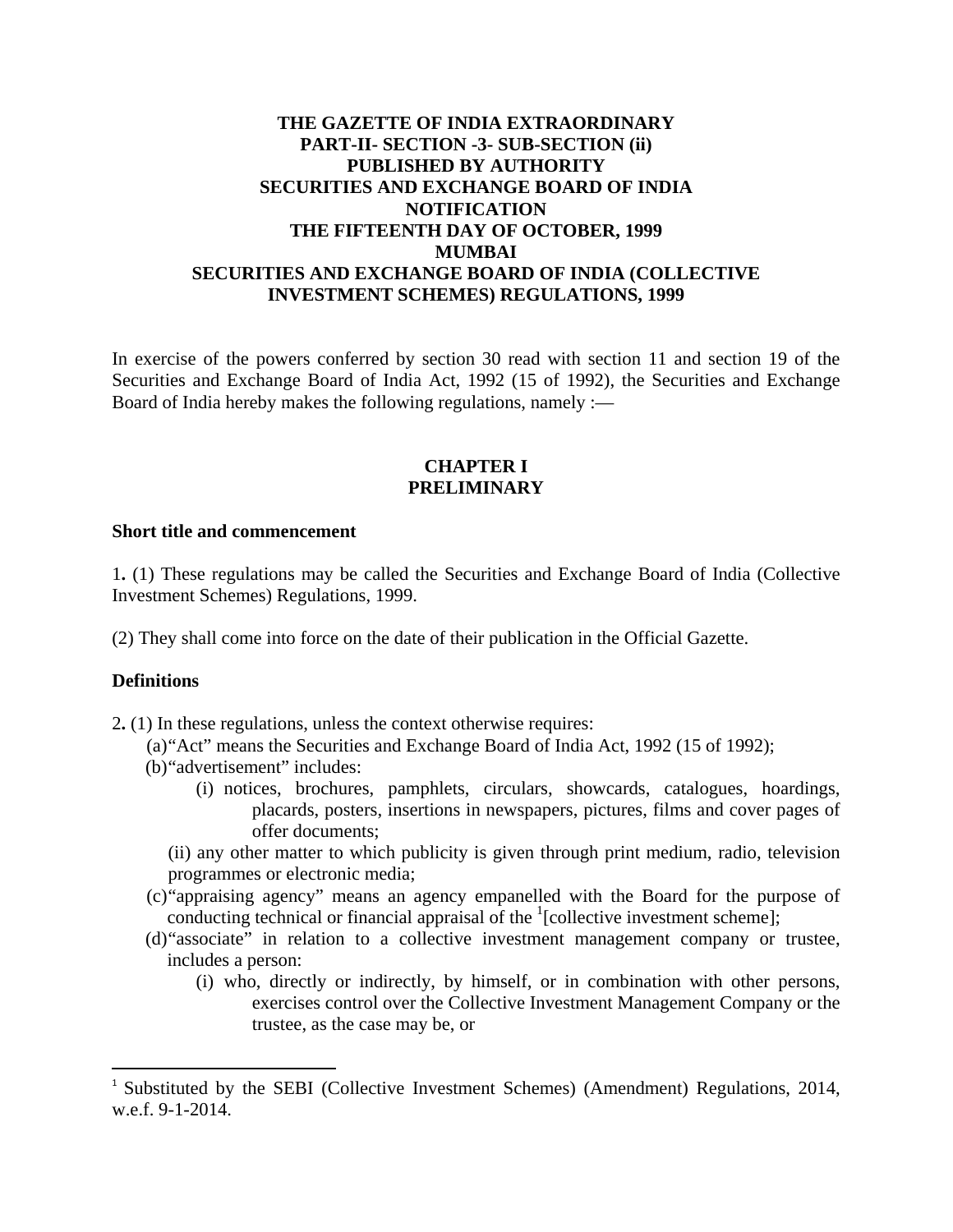**THE GAZETTE OF INDIA EXTRAORDINARY**
**PART-II- SECTION -3- SUB-SECTION (ii)**
**PUBLISHED BY AUTHORITY**
**SECURITIES AND EXCHANGE BOARD OF INDIA**
**NOTIFICATION**
**THE FIFTEENTH DAY OF OCTOBER, 1999**
**MUMBAI**

# SECURITIES AND EXCHANGE BOARD OF INDIA (COLLECTIVE INVESTMENT SCHEMES) REGULATIONS, 1999

In exercise of the powers conferred by section 30 read with section 11 and section 19 of the Securities and Exchange Board of India Act, 1992 (15 of 1992), the Securities and Exchange Board of India hereby makes the following regulations, namely :—

## CHAPTER I
## PRELIMINARY

### Short title and commencement

1**.** (1) These regulations may be called the Securities and Exchange Board of India (Collective Investment Schemes) Regulations, 1999.

(2) They shall come into force on the date of their publication in the Official Gazette.

### Definitions

2**.** (1) In these regulations, unless the context otherwise requires:

(a) "Act" means the Securities and Exchange Board of India Act, 1992 (15 of 1992);

(b) "advertisement" includes:

(i) notices, brochures, pamphlets, circulars, showcards, catalogues, hoardings, placards, posters, insertions in newspapers, pictures, films and cover pages of offer documents;

(ii) any other matter to which publicity is given through print medium, radio, television programmes or electronic media;

(c) "appraising agency" means an agency empanelled with the Board for the purpose of conducting technical or financial appraisal of the [1][collective investment scheme];

(d) "associate" in relation to a collective investment management company or trustee, includes a person:

(i) who, directly or indirectly, by himself, or in combination with other persons, exercises control over the Collective Investment Management Company or the trustee, as the case may be, or

---

[1] Substituted by the SEBI (Collective Investment Schemes) (Amendment) Regulations, 2014, w.e.f. 9-1-2014.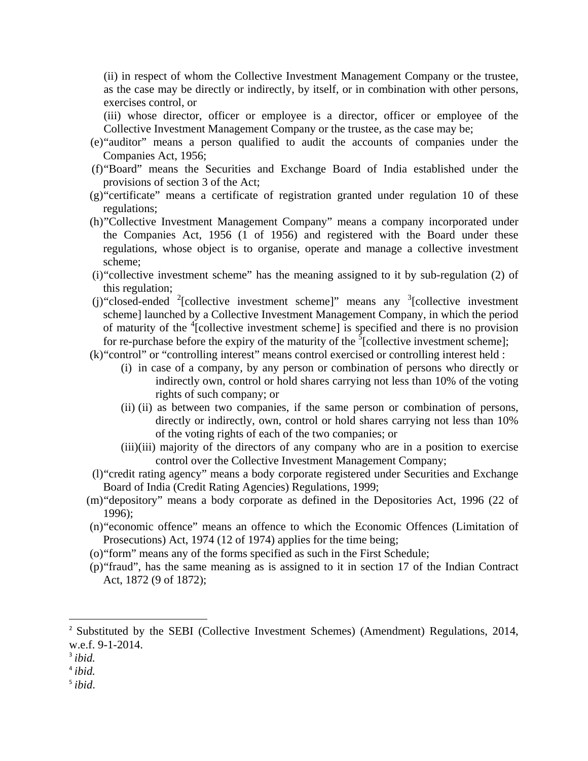(ii) in respect of whom the Collective Investment Management Company or the trustee, as the case may be directly or indirectly, by itself, or in combination with other persons, exercises control, or

(iii) whose director, officer or employee is a director, officer or employee of the Collective Investment Management Company or the trustee, as the case may be;

(e) "auditor" means a person qualified to audit the accounts of companies under the Companies Act, 1956;

(f) "Board" means the Securities and Exchange Board of India established under the provisions of section 3 of the Act;

(g) "certificate" means a certificate of registration granted under regulation 10 of these regulations;

(h) "Collective Investment Management Company" means a company incorporated under the Companies Act, 1956 (1 of 1956) and registered with the Board under these regulations, whose object is to organise, operate and manage a collective investment scheme;

(i) "collective investment scheme" has the meaning assigned to it by sub-regulation (2) of this regulation;

(j) "closed-ended [2][collective investment scheme]" means any [3][collective investment scheme] launched by a Collective Investment Management Company, in which the period of maturity of the [4][collective investment scheme] is specified and there is no provision for re-purchase before the expiry of the maturity of the [5][collective investment scheme];

(k) "control" or "controlling interest" means control exercised or controlling interest held :

(i) in case of a company, by any person or combination of persons who directly or indirectly own, control or hold shares carrying not less than 10% of the voting rights of such company; or

(ii) (ii) as between two companies, if the same person or combination of persons, directly or indirectly, own, control or hold shares carrying not less than 10% of the voting rights of each of the two companies; or

(iii)(iii) majority of the directors of any company who are in a position to exercise control over the Collective Investment Management Company;

(l) "credit rating agency" means a body corporate registered under Securities and Exchange Board of India (Credit Rating Agencies) Regulations, 1999;

(m) "depository" means a body corporate as defined in the Depositories Act, 1996 (22 of 1996);

(n) "economic offence" means an offence to which the Economic Offences (Limitation of Prosecutions) Act, 1974 (12 of 1974) applies for the time being;

(o) "form" means any of the forms specified as such in the First Schedule;

(p) "fraud", has the same meaning as is assigned to it in section 17 of the Indian Contract Act, 1872 (9 of 1872);

---

[2] Substituted by the SEBI (Collective Investment Schemes) (Amendment) Regulations, 2014, w.e.f. 9-1-2014.

[3] *ibid.*

[4] *ibid.*

[5] *ibid*.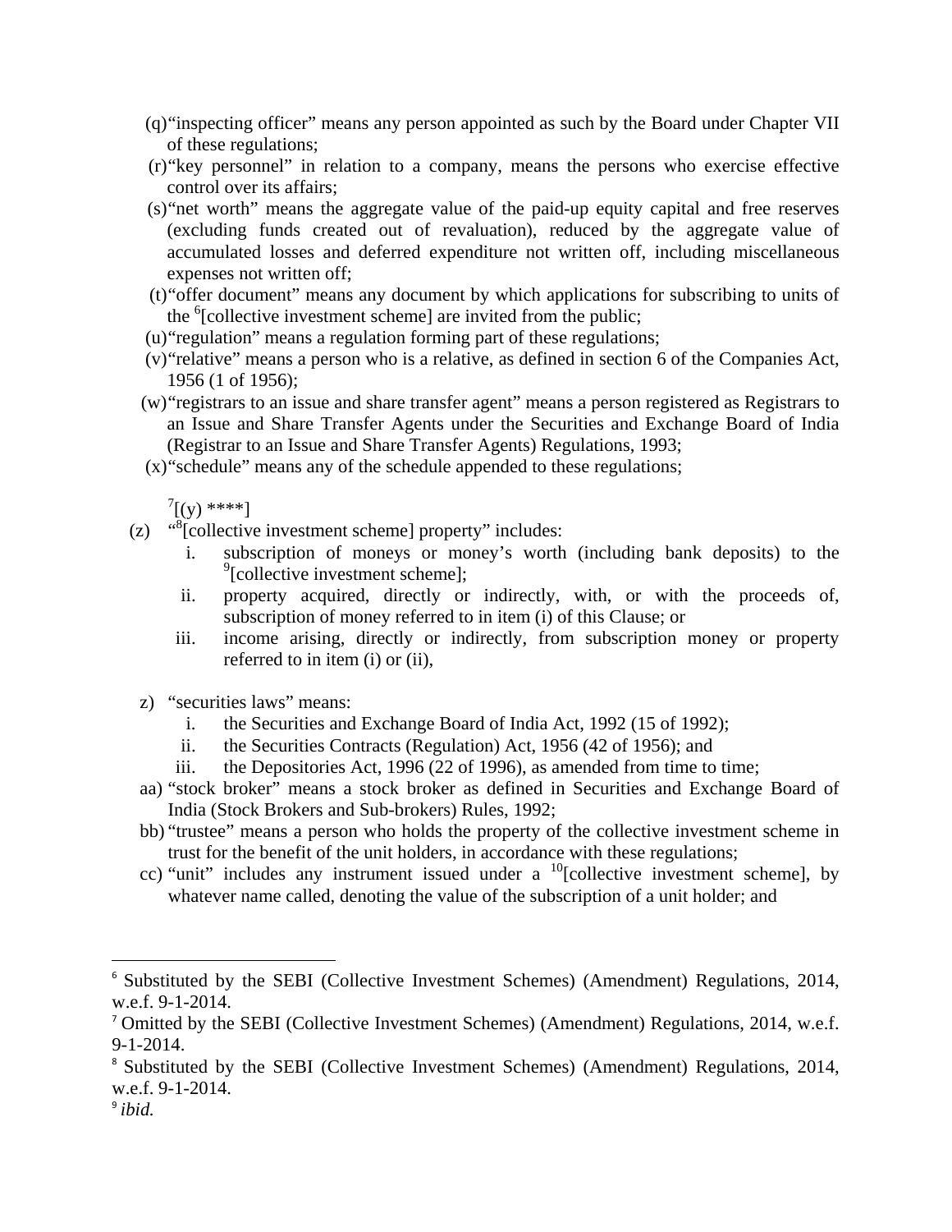(q) "inspecting officer" means any person appointed as such by the Board under Chapter VII of these regulations;

(r) "key personnel" in relation to a company, means the persons who exercise effective control over its affairs;

(s) "net worth" means the aggregate value of the paid-up equity capital and free reserves (excluding funds created out of revaluation), reduced by the aggregate value of accumulated losses and deferred expenditure not written off, including miscellaneous expenses not written off;

(t) "offer document" means any document by which applications for subscribing to units of the [6][collective investment scheme] are invited from the public;

(u) "regulation" means a regulation forming part of these regulations;

(v) "relative" means a person who is a relative, as defined in section 6 of the Companies Act, 1956 (1 of 1956);

(w) "registrars to an issue and share transfer agent" means a person registered as Registrars to an Issue and Share Transfer Agents under the Securities and Exchange Board of India (Registrar to an Issue and Share Transfer Agents) Regulations, 1993;

(x) "schedule" means any of the schedule appended to these regulations;

[7][(y) ****]

(z) "[8][collective investment scheme] property" includes:

i. subscription of moneys or money's worth (including bank deposits) to the [9][collective investment scheme];

ii. property acquired, directly or indirectly, with, or with the proceeds of, subscription of money referred to in item (i) of this Clause; or

iii. income arising, directly or indirectly, from subscription money or property referred to in item (i) or (ii),

z) "securities laws" means:

i. the Securities and Exchange Board of India Act, 1992 (15 of 1992);

ii. the Securities Contracts (Regulation) Act, 1956 (42 of 1956); and

iii. the Depositories Act, 1996 (22 of 1996), as amended from time to time;

aa) "stock broker" means a stock broker as defined in Securities and Exchange Board of India (Stock Brokers and Sub-brokers) Rules, 1992;

bb) "trustee" means a person who holds the property of the collective investment scheme in trust for the benefit of the unit holders, in accordance with these regulations;

cc) "unit" includes any instrument issued under a [10][collective investment scheme], by whatever name called, denoting the value of the subscription of a unit holder; and

---

[6] Substituted by the SEBI (Collective Investment Schemes) (Amendment) Regulations, 2014, w.e.f. 9-1-2014.

[7] Omitted by the SEBI (Collective Investment Schemes) (Amendment) Regulations, 2014, w.e.f. 9-1-2014.

[8] Substituted by the SEBI (Collective Investment Schemes) (Amendment) Regulations, 2014, w.e.f. 9-1-2014.

[9] *ibid.*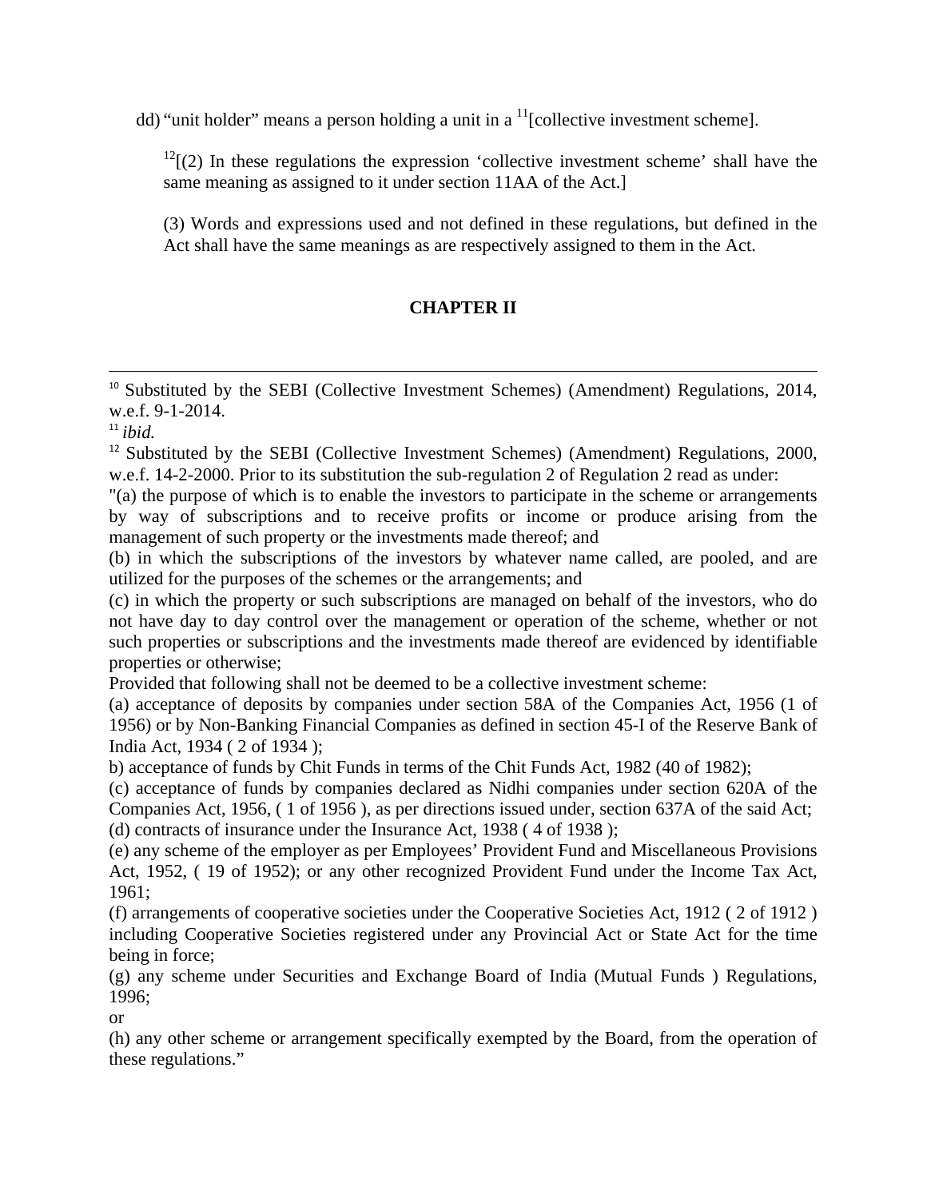dd) "unit holder" means a person holding a unit in a [11][collective investment scheme].

[12][(2) In these regulations the expression 'collective investment scheme' shall have the same meaning as assigned to it under section 11AA of the Act.]

(3) Words and expressions used and not defined in these regulations, but defined in the Act shall have the same meanings as are respectively assigned to them in the Act.

## CHAPTER II

---

[10] Substituted by the SEBI (Collective Investment Schemes) (Amendment) Regulations, 2014, w.e.f. 9-1-2014.

[11] *ibid.*

[12] Substituted by the SEBI (Collective Investment Schemes) (Amendment) Regulations, 2000, w.e.f. 14-2-2000. Prior to its substitution the sub-regulation 2 of Regulation 2 read as under:

"(a) the purpose of which is to enable the investors to participate in the scheme or arrangements by way of subscriptions and to receive profits or income or produce arising from the management of such property or the investments made thereof; and

(b) in which the subscriptions of the investors by whatever name called, are pooled, and are utilized for the purposes of the schemes or the arrangements; and

(c) in which the property or such subscriptions are managed on behalf of the investors, who do not have day to day control over the management or operation of the scheme, whether or not such properties or subscriptions and the investments made thereof are evidenced by identifiable properties or otherwise;

Provided that following shall not be deemed to be a collective investment scheme:

(a) acceptance of deposits by companies under section 58A of the Companies Act, 1956 (1 of 1956) or by Non-Banking Financial Companies as defined in section 45-I of the Reserve Bank of India Act, 1934 ( 2 of 1934 );

b) acceptance of funds by Chit Funds in terms of the Chit Funds Act, 1982 (40 of 1982);

(c) acceptance of funds by companies declared as Nidhi companies under section 620A of the Companies Act, 1956, ( 1 of 1956 ), as per directions issued under, section 637A of the said Act;

(d) contracts of insurance under the Insurance Act, 1938 ( 4 of 1938 );

(e) any scheme of the employer as per Employees' Provident Fund and Miscellaneous Provisions Act, 1952, ( 19 of 1952); or any other recognized Provident Fund under the Income Tax Act, 1961;

(f) arrangements of cooperative societies under the Cooperative Societies Act, 1912 ( 2 of 1912 ) including Cooperative Societies registered under any Provincial Act or State Act for the time being in force;

(g) any scheme under Securities and Exchange Board of India (Mutual Funds ) Regulations, 1996;

or

(h) any other scheme or arrangement specifically exempted by the Board, from the operation of these regulations."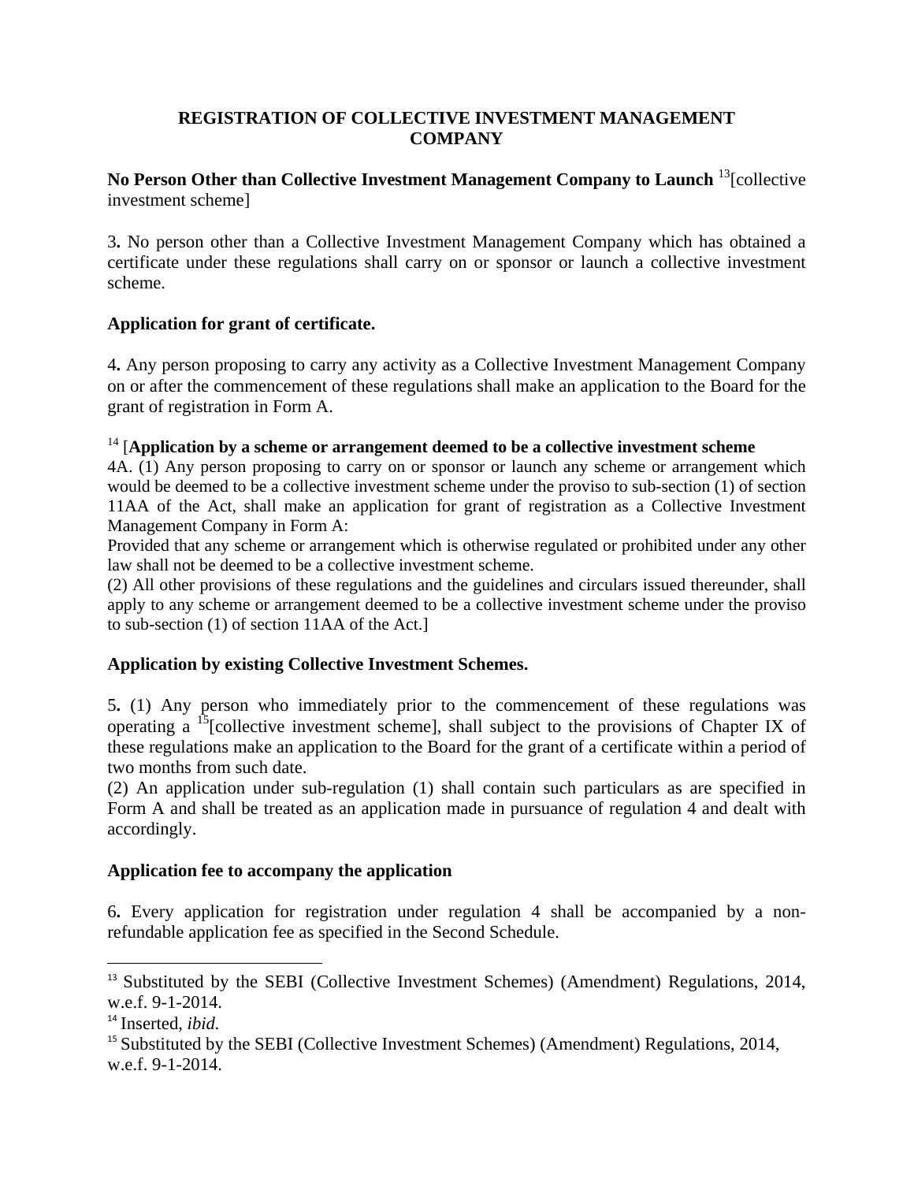## REGISTRATION OF COLLECTIVE INVESTMENT MANAGEMENT COMPANY

**No Person Other than Collective Investment Management Company to Launch** [13][collective investment scheme]

3**.** No person other than a Collective Investment Management Company which has obtained a certificate under these regulations shall carry on or sponsor or launch a collective investment scheme.

**Application for grant of certificate.**

4**.** Any person proposing to carry any activity as a Collective Investment Management Company on or after the commencement of these regulations shall make an application to the Board for the grant of registration in Form A.

[14] [**Application by a scheme or arrangement deemed to be a collective investment scheme**

4A. (1) Any person proposing to carry on or sponsor or launch any scheme or arrangement which would be deemed to be a collective investment scheme under the proviso to sub-section (1) of section 11AA of the Act, shall make an application for grant of registration as a Collective Investment Management Company in Form A:

Provided that any scheme or arrangement which is otherwise regulated or prohibited under any other law shall not be deemed to be a collective investment scheme.

(2) All other provisions of these regulations and the guidelines and circulars issued thereunder, shall apply to any scheme or arrangement deemed to be a collective investment scheme under the proviso to sub-section (1) of section 11AA of the Act.]

**Application by existing Collective Investment Schemes.**

5**.** (1) Any person who immediately prior to the commencement of these regulations was operating a [15][collective investment scheme], shall subject to the provisions of Chapter IX of these regulations make an application to the Board for the grant of a certificate within a period of two months from such date.

(2) An application under sub-regulation (1) shall contain such particulars as are specified in Form A and shall be treated as an application made in pursuance of regulation 4 and dealt with accordingly.

**Application fee to accompany the application**

6**.** Every application for registration under regulation 4 shall be accompanied by a non-refundable application fee as specified in the Second Schedule.

---

[13] Substituted by the SEBI (Collective Investment Schemes) (Amendment) Regulations, 2014, w.e.f. 9-1-2014.

[14] Inserted, *ibid.*

[15] Substituted by the SEBI (Collective Investment Schemes) (Amendment) Regulations, 2014, w.e.f. 9-1-2014.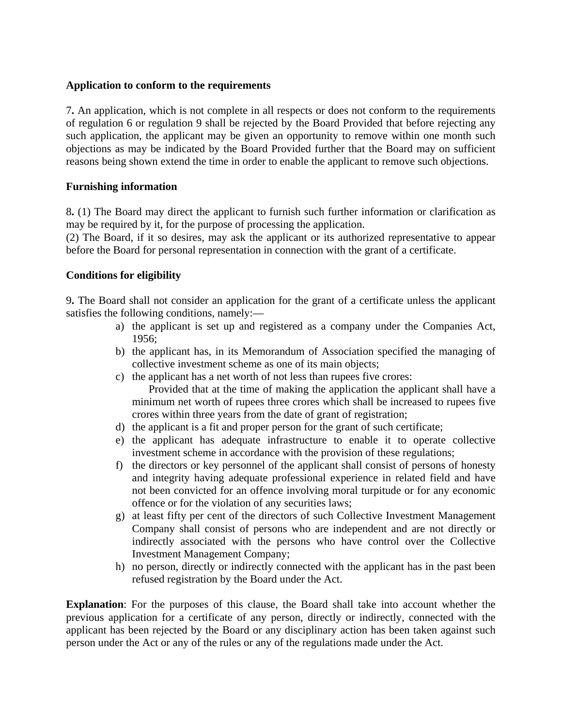**Application to conform to the requirements**

7**.** An application, which is not complete in all respects or does not conform to the requirements of regulation 6 or regulation 9 shall be rejected by the Board Provided that before rejecting any such application, the applicant may be given an opportunity to remove within one month such objections as may be indicated by the Board Provided further that the Board may on sufficient reasons being shown extend the time in order to enable the applicant to remove such objections.

**Furnishing information**

8**.** (1) The Board may direct the applicant to furnish such further information or clarification as may be required by it, for the purpose of processing the application.
(2) The Board, if it so desires, may ask the applicant or its authorized representative to appear before the Board for personal representation in connection with the grant of a certificate.

**Conditions for eligibility**

9**.** The Board shall not consider an application for the grant of a certificate unless the applicant satisfies the following conditions, namely:—

a) the applicant is set up and registered as a company under the Companies Act, 1956;
b) the applicant has, in its Memorandum of Association specified the managing of collective investment scheme as one of its main objects;
c) the applicant has a net worth of not less than rupees five crores:
   Provided that at the time of making the application the applicant shall have a minimum net worth of rupees three crores which shall be increased to rupees five crores within three years from the date of grant of registration;
d) the applicant is a fit and proper person for the grant of such certificate;
e) the applicant has adequate infrastructure to enable it to operate collective investment scheme in accordance with the provision of these regulations;
f) the directors or key personnel of the applicant shall consist of persons of honesty and integrity having adequate professional experience in related field and have not been convicted for an offence involving moral turpitude or for any economic offence or for the violation of any securities laws;
g) at least fifty per cent of the directors of such Collective Investment Management Company shall consist of persons who are independent and are not directly or indirectly associated with the persons who have control over the Collective Investment Management Company;
h) no person, directly or indirectly connected with the applicant has in the past been refused registration by the Board under the Act.

**Explanation**: For the purposes of this clause, the Board shall take into account whether the previous application for a certificate of any person, directly or indirectly, connected with the applicant has been rejected by the Board or any disciplinary action has been taken against such person under the Act or any of the rules or any of the regulations made under the Act.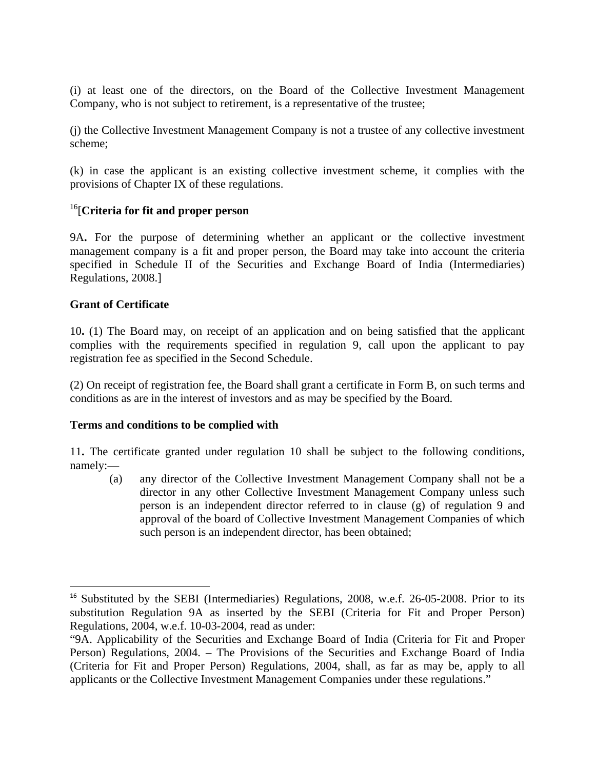(i) at least one of the directors, on the Board of the Collective Investment Management Company, who is not subject to retirement, is a representative of the trustee;

(j) the Collective Investment Management Company is not a trustee of any collective investment scheme;

(k) in case the applicant is an existing collective investment scheme, it complies with the provisions of Chapter IX of these regulations.

[16][**Criteria for fit and proper person**

9A**.** For the purpose of determining whether an applicant or the collective investment management company is a fit and proper person, the Board may take into account the criteria specified in Schedule II of the Securities and Exchange Board of India (Intermediaries) Regulations, 2008.]

**Grant of Certificate**

10**.** (1) The Board may, on receipt of an application and on being satisfied that the applicant complies with the requirements specified in regulation 9, call upon the applicant to pay registration fee as specified in the Second Schedule.

(2) On receipt of registration fee, the Board shall grant a certificate in Form B, on such terms and conditions as are in the interest of investors and as may be specified by the Board.

**Terms and conditions to be complied with**

11**.** The certificate granted under regulation 10 shall be subject to the following conditions, namely:—

(a) any director of the Collective Investment Management Company shall not be a director in any other Collective Investment Management Company unless such person is an independent director referred to in clause (g) of regulation 9 and approval of the board of Collective Investment Management Companies of which such person is an independent director, has been obtained;

---

[16] Substituted by the SEBI (Intermediaries) Regulations, 2008, w.e.f. 26-05-2008. Prior to its substitution Regulation 9A as inserted by the SEBI (Criteria for Fit and Proper Person) Regulations, 2004, w.e.f. 10-03-2004, read as under:

"9A. Applicability of the Securities and Exchange Board of India (Criteria for Fit and Proper Person) Regulations, 2004. – The Provisions of the Securities and Exchange Board of India (Criteria for Fit and Proper Person) Regulations, 2004, shall, as far as may be, apply to all applicants or the Collective Investment Management Companies under these regulations."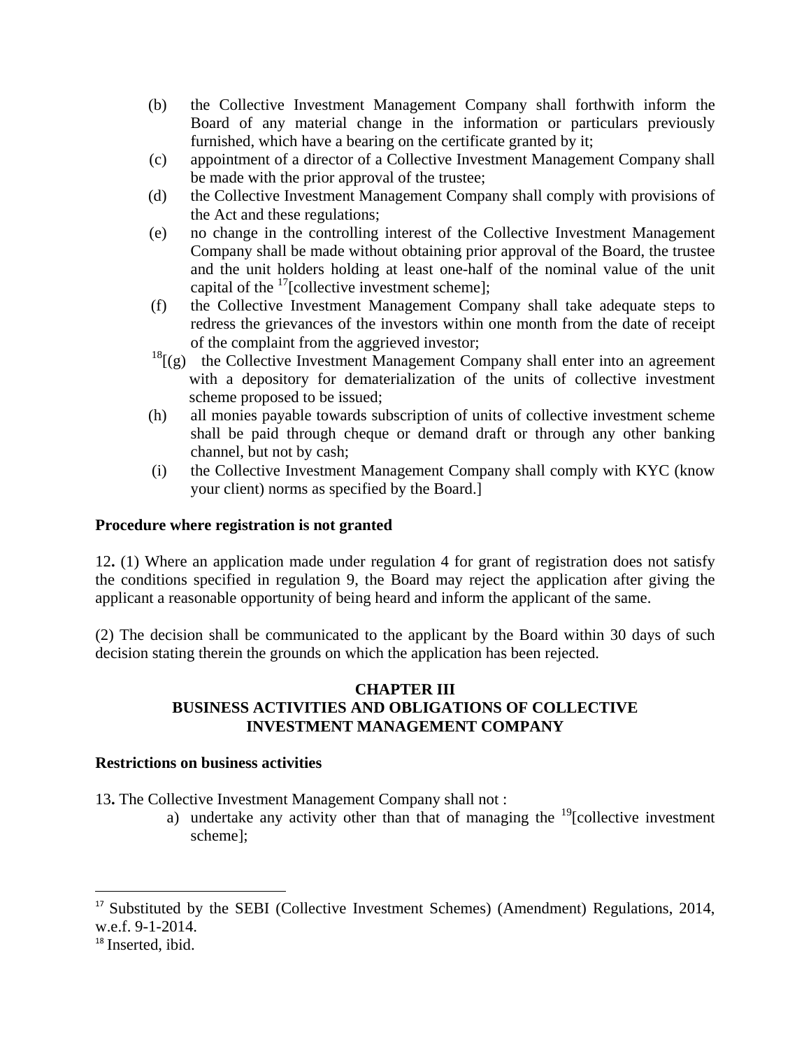(b) the Collective Investment Management Company shall forthwith inform the Board of any material change in the information or particulars previously furnished, which have a bearing on the certificate granted by it;

(c) appointment of a director of a Collective Investment Management Company shall be made with the prior approval of the trustee;

(d) the Collective Investment Management Company shall comply with provisions of the Act and these regulations;

(e) no change in the controlling interest of the Collective Investment Management Company shall be made without obtaining prior approval of the Board, the trustee and the unit holders holding at least one-half of the nominal value of the unit capital of the [17][collective investment scheme];

(f) the Collective Investment Management Company shall take adequate steps to redress the grievances of the investors within one month from the date of receipt of the complaint from the aggrieved investor;

[18][(g) the Collective Investment Management Company shall enter into an agreement with a depository for dematerialization of the units of collective investment scheme proposed to be issued;

(h) all monies payable towards subscription of units of collective investment scheme shall be paid through cheque or demand draft or through any other banking channel, but not by cash;

(i) the Collective Investment Management Company shall comply with KYC (know your client) norms as specified by the Board.]

**Procedure where registration is not granted**

12**.** (1) Where an application made under regulation 4 for grant of registration does not satisfy the conditions specified in regulation 9, the Board may reject the application after giving the applicant a reasonable opportunity of being heard and inform the applicant of the same.

(2) The decision shall be communicated to the applicant by the Board within 30 days of such decision stating therein the grounds on which the application has been rejected.

## CHAPTER III
## BUSINESS ACTIVITIES AND OBLIGATIONS OF COLLECTIVE INVESTMENT MANAGEMENT COMPANY

**Restrictions on business activities**

13**.** The Collective Investment Management Company shall not :

a) undertake any activity other than that of managing the [19][collective investment scheme];

---

[17] Substituted by the SEBI (Collective Investment Schemes) (Amendment) Regulations, 2014, w.e.f. 9-1-2014.

[18] Inserted, ibid.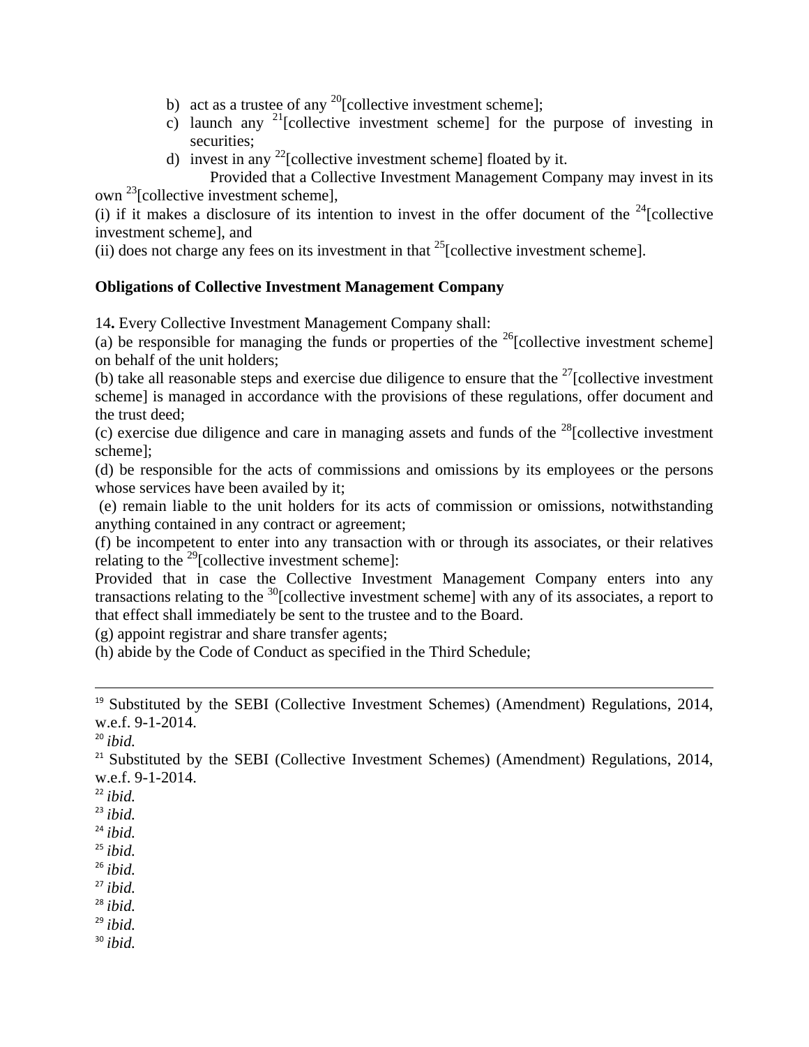b) act as a trustee of any [20][collective investment scheme];
c) launch any [21][collective investment scheme] for the purpose of investing in securities;
d) invest in any [22][collective investment scheme] floated by it.

Provided that a Collective Investment Management Company may invest in its own [23][collective investment scheme],

(i) if it makes a disclosure of its intention to invest in the offer document of the [24][collective investment scheme], and

(ii) does not charge any fees on its investment in that [25][collective investment scheme].

**Obligations of Collective Investment Management Company**

14**.** Every Collective Investment Management Company shall:

(a) be responsible for managing the funds or properties of the [26][collective investment scheme] on behalf of the unit holders;

(b) take all reasonable steps and exercise due diligence to ensure that the [27][collective investment scheme] is managed in accordance with the provisions of these regulations, offer document and the trust deed;

(c) exercise due diligence and care in managing assets and funds of the [28][collective investment scheme];

(d) be responsible for the acts of commissions and omissions by its employees or the persons whose services have been availed by it;

(e) remain liable to the unit holders for its acts of commission or omissions, notwithstanding anything contained in any contract or agreement;

(f) be incompetent to enter into any transaction with or through its associates, or their relatives relating to the [29][collective investment scheme]:

Provided that in case the Collective Investment Management Company enters into any transactions relating to the [30][collective investment scheme] with any of its associates, a report to that effect shall immediately be sent to the trustee and to the Board.

(g) appoint registrar and share transfer agents;

(h) abide by the Code of Conduct as specified in the Third Schedule;

---

[19] Substituted by the SEBI (Collective Investment Schemes) (Amendment) Regulations, 2014, w.e.f. 9-1-2014.

[20] *ibid.*

[21] Substituted by the SEBI (Collective Investment Schemes) (Amendment) Regulations, 2014, w.e.f. 9-1-2014.

[22] *ibid.*

[23] *ibid.*

[24] *ibid.*

[25] *ibid.*

[26] *ibid.*

[27] *ibid.*

[28] *ibid.*

[29] *ibid.*

[30] *ibid.*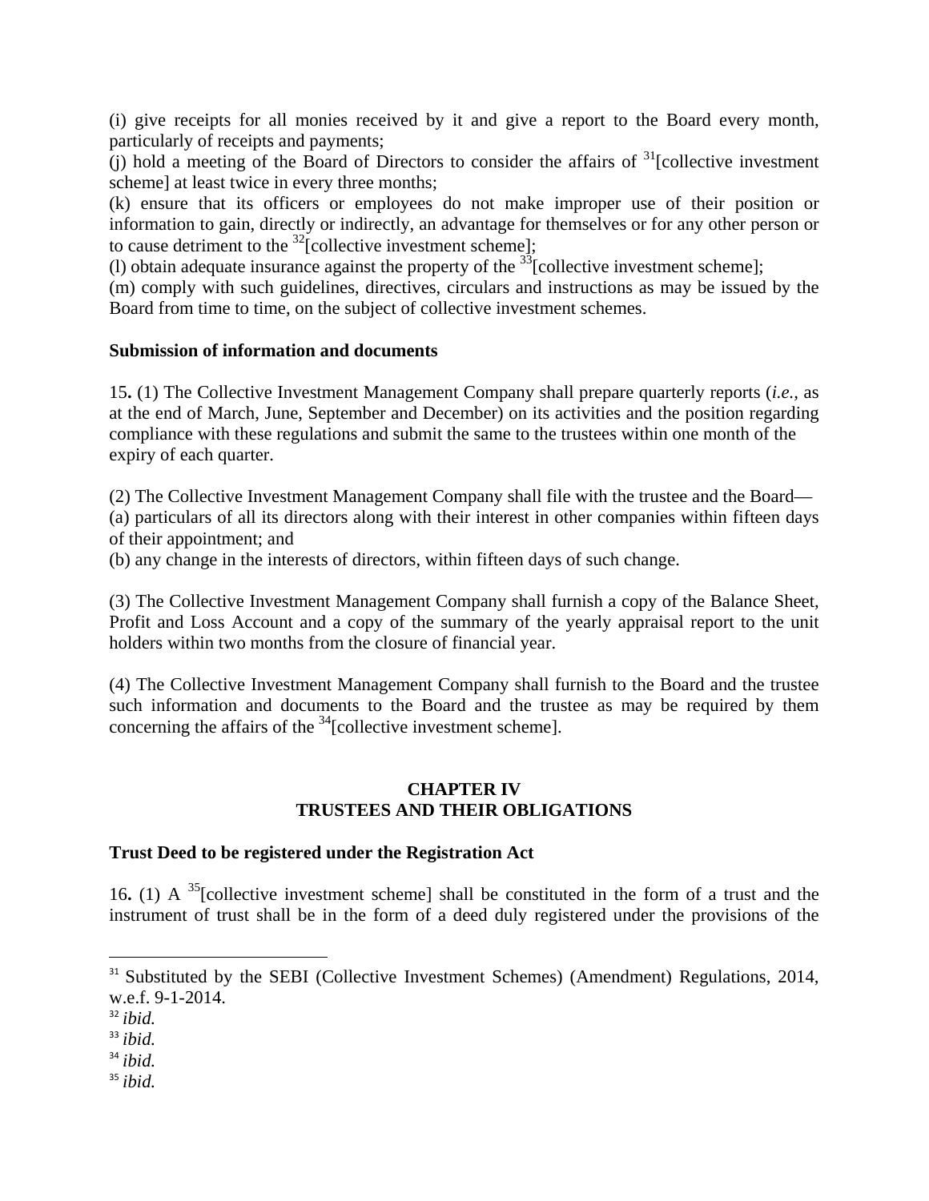(i) give receipts for all monies received by it and give a report to the Board every month, particularly of receipts and payments;

(j) hold a meeting of the Board of Directors to consider the affairs of [31][collective investment scheme] at least twice in every three months;

(k) ensure that its officers or employees do not make improper use of their position or information to gain, directly or indirectly, an advantage for themselves or for any other person or to cause detriment to the [32][collective investment scheme];

(l) obtain adequate insurance against the property of the [33][collective investment scheme];

(m) comply with such guidelines, directives, circulars and instructions as may be issued by the Board from time to time, on the subject of collective investment schemes.

**Submission of information and documents**

15**.** (1) The Collective Investment Management Company shall prepare quarterly reports (*i.e.,* as at the end of March, June, September and December) on its activities and the position regarding compliance with these regulations and submit the same to the trustees within one month of the expiry of each quarter.

(2) The Collective Investment Management Company shall file with the trustee and the Board—

(a) particulars of all its directors along with their interest in other companies within fifteen days of their appointment; and

(b) any change in the interests of directors, within fifteen days of such change.

(3) The Collective Investment Management Company shall furnish a copy of the Balance Sheet, Profit and Loss Account and a copy of the summary of the yearly appraisal report to the unit holders within two months from the closure of financial year.

(4) The Collective Investment Management Company shall furnish to the Board and the trustee such information and documents to the Board and the trustee as may be required by them concerning the affairs of the [34][collective investment scheme].

## CHAPTER IV
## TRUSTEES AND THEIR OBLIGATIONS

**Trust Deed to be registered under the Registration Act**

16**.** (1) A [35][collective investment scheme] shall be constituted in the form of a trust and the instrument of trust shall be in the form of a deed duly registered under the provisions of the

---

[31] Substituted by the SEBI (Collective Investment Schemes) (Amendment) Regulations, 2014, w.e.f. 9-1-2014.

[32] *ibid.*

[33] *ibid.*

[34] *ibid.*

[35] *ibid.*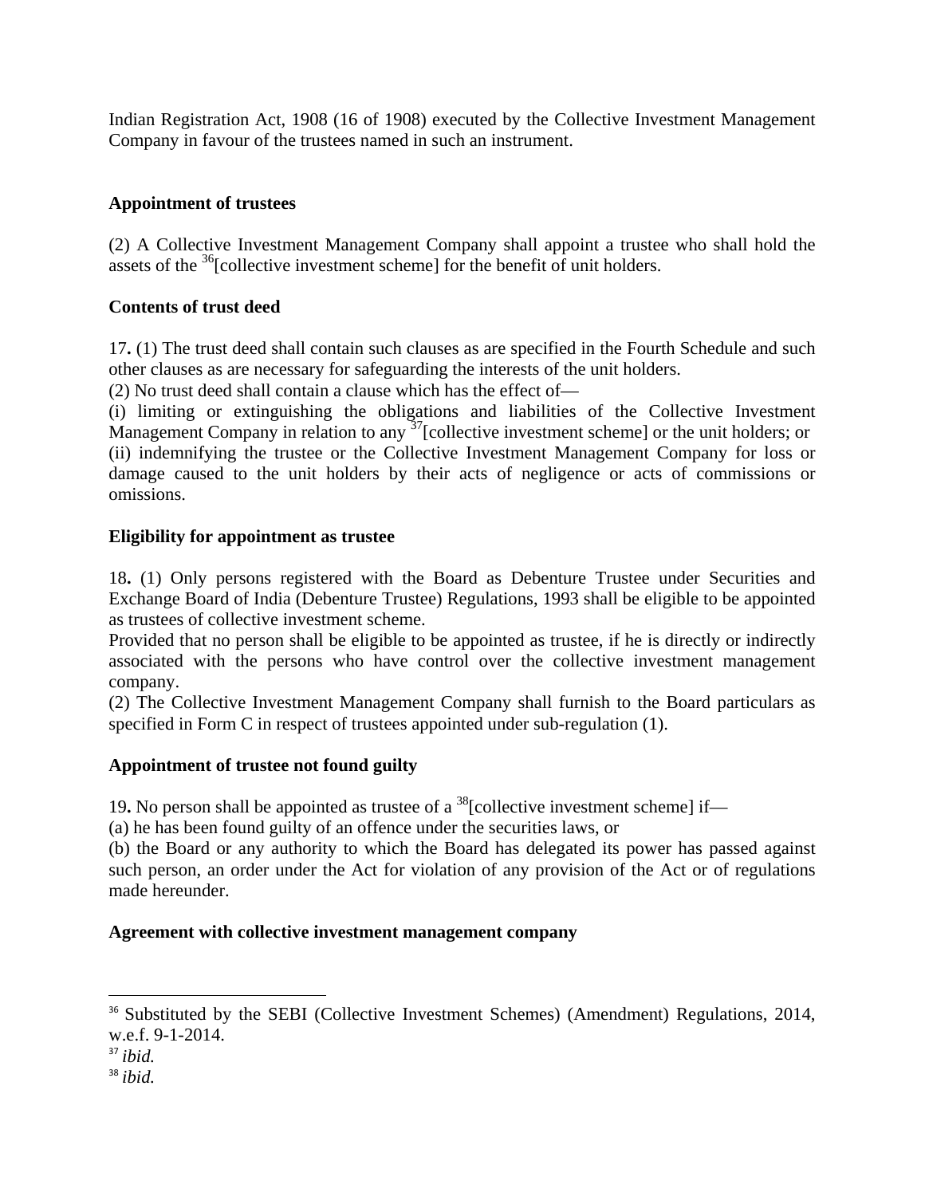Indian Registration Act, 1908 (16 of 1908) executed by the Collective Investment Management Company in favour of the trustees named in such an instrument.

**Appointment of trustees**

(2) A Collective Investment Management Company shall appoint a trustee who shall hold the assets of the [36][collective investment scheme] for the benefit of unit holders.

**Contents of trust deed**

17**.** (1) The trust deed shall contain such clauses as are specified in the Fourth Schedule and such other clauses as are necessary for safeguarding the interests of the unit holders.

(2) No trust deed shall contain a clause which has the effect of—

(i) limiting or extinguishing the obligations and liabilities of the Collective Investment Management Company in relation to any [37][collective investment scheme] or the unit holders; or

(ii) indemnifying the trustee or the Collective Investment Management Company for loss or damage caused to the unit holders by their acts of negligence or acts of commissions or omissions.

**Eligibility for appointment as trustee**

18**.** (1) Only persons registered with the Board as Debenture Trustee under Securities and Exchange Board of India (Debenture Trustee) Regulations, 1993 shall be eligible to be appointed as trustees of collective investment scheme.

Provided that no person shall be eligible to be appointed as trustee, if he is directly or indirectly associated with the persons who have control over the collective investment management company.

(2) The Collective Investment Management Company shall furnish to the Board particulars as specified in Form C in respect of trustees appointed under sub-regulation (1).

**Appointment of trustee not found guilty**

19**.** No person shall be appointed as trustee of a [38][collective investment scheme] if—

(a) he has been found guilty of an offence under the securities laws, or

(b) the Board or any authority to which the Board has delegated its power has passed against such person, an order under the Act for violation of any provision of the Act or of regulations made hereunder.

**Agreement with collective investment management company**

---

[36] Substituted by the SEBI (Collective Investment Schemes) (Amendment) Regulations, 2014, w.e.f. 9-1-2014.

[37] *ibid.*

[38] *ibid.*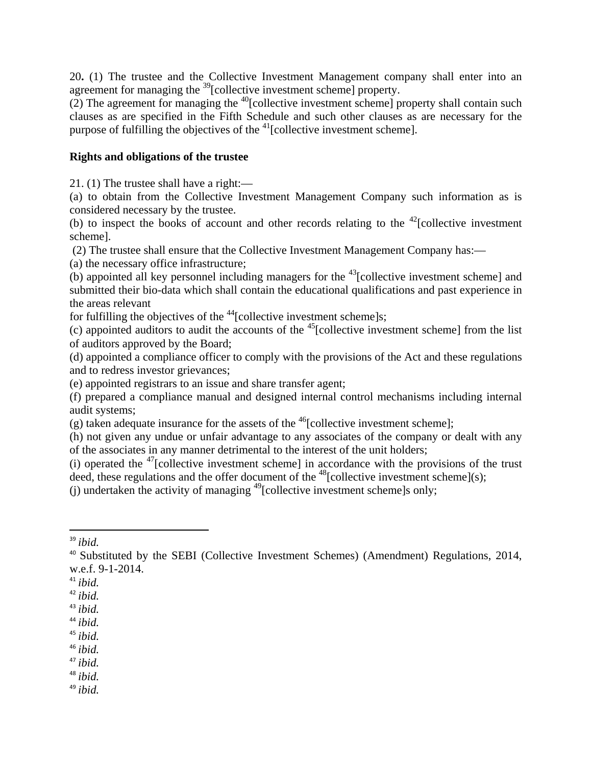20**.** (1) The trustee and the Collective Investment Management company shall enter into an agreement for managing the [39][collective investment scheme] property.

(2) The agreement for managing the [40][collective investment scheme] property shall contain such clauses as are specified in the Fifth Schedule and such other clauses as are necessary for the purpose of fulfilling the objectives of the [41][collective investment scheme].

**Rights and obligations of the trustee**

21. (1) The trustee shall have a right:—

(a) to obtain from the Collective Investment Management Company such information as is considered necessary by the trustee.

(b) to inspect the books of account and other records relating to the [42][collective investment scheme].

(2) The trustee shall ensure that the Collective Investment Management Company has:—

(a) the necessary office infrastructure;

(b) appointed all key personnel including managers for the [43][collective investment scheme] and submitted their bio-data which shall contain the educational qualifications and past experience in the areas relevant for fulfilling the objectives of the [44][collective investment scheme]s;

(c) appointed auditors to audit the accounts of the [45][collective investment scheme] from the list of auditors approved by the Board;

(d) appointed a compliance officer to comply with the provisions of the Act and these regulations and to redress investor grievances;

(e) appointed registrars to an issue and share transfer agent;

(f) prepared a compliance manual and designed internal control mechanisms including internal audit systems;

(g) taken adequate insurance for the assets of the [46][collective investment scheme];

(h) not given any undue or unfair advantage to any associates of the company or dealt with any of the associates in any manner detrimental to the interest of the unit holders;

(i) operated the [47][collective investment scheme] in accordance with the provisions of the trust deed, these regulations and the offer document of the [48][collective investment scheme](s);

(j) undertaken the activity of managing [49][collective investment scheme]s only;

---

[39] *ibid.*

[40] Substituted by the SEBI (Collective Investment Schemes) (Amendment) Regulations, 2014, w.e.f. 9-1-2014.

[41] *ibid.*

[42] *ibid.*

[43] *ibid.*

[44] *ibid.*

[45] *ibid.*

[46] *ibid.*

[47] *ibid.*

[48] *ibid.*

[49] *ibid.*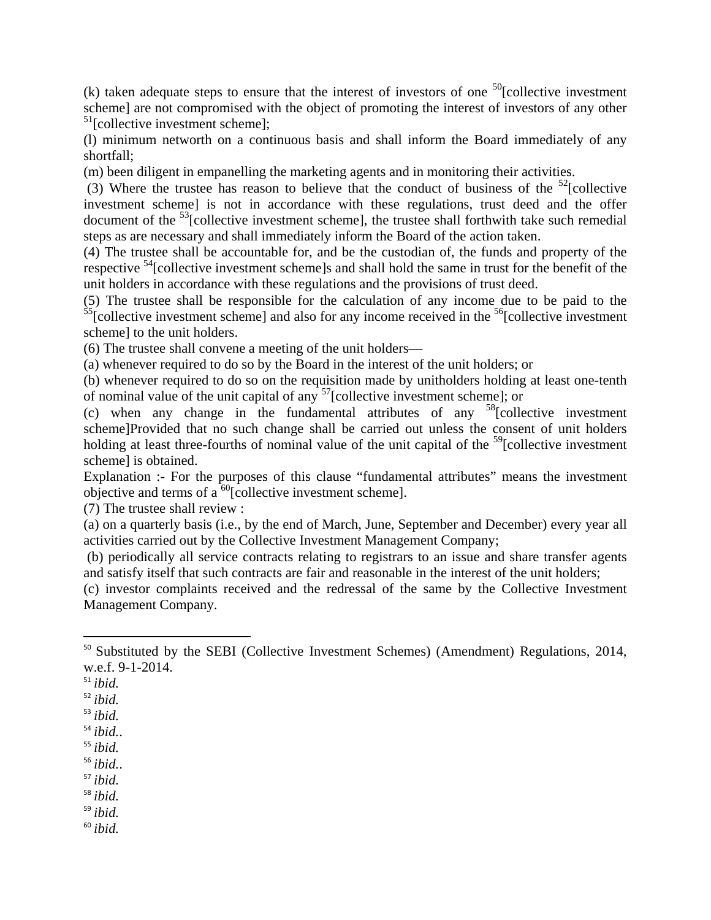(k) taken adequate steps to ensure that the interest of investors of one [50][collective investment scheme] are not compromised with the object of promoting the interest of investors of any other [51][collective investment scheme];

(l) minimum networth on a continuous basis and shall inform the Board immediately of any shortfall;

(m) been diligent in empanelling the marketing agents and in monitoring their activities.

(3) Where the trustee has reason to believe that the conduct of business of the [52][collective investment scheme] is not in accordance with these regulations, trust deed and the offer document of the [53][collective investment scheme], the trustee shall forthwith take such remedial steps as are necessary and shall immediately inform the Board of the action taken.

(4) The trustee shall be accountable for, and be the custodian of, the funds and property of the respective [54][collective investment scheme]s and shall hold the same in trust for the benefit of the unit holders in accordance with these regulations and the provisions of trust deed.

(5) The trustee shall be responsible for the calculation of any income due to be paid to the [55][collective investment scheme] and also for any income received in the [56][collective investment scheme] to the unit holders.

(6) The trustee shall convene a meeting of the unit holders—

(a) whenever required to do so by the Board in the interest of the unit holders; or

(b) whenever required to do so on the requisition made by unitholders holding at least one-tenth of nominal value of the unit capital of any [57][collective investment scheme]; or

(c) when any change in the fundamental attributes of any [58][collective investment scheme]Provided that no such change shall be carried out unless the consent of unit holders holding at least three-fourths of nominal value of the unit capital of the [59][collective investment scheme] is obtained.

Explanation :- For the purposes of this clause "fundamental attributes" means the investment objective and terms of a [60][collective investment scheme].

(7) The trustee shall review :

(a) on a quarterly basis (i.e., by the end of March, June, September and December) every year all activities carried out by the Collective Investment Management Company;

(b) periodically all service contracts relating to registrars to an issue and share transfer agents and satisfy itself that such contracts are fair and reasonable in the interest of the unit holders;

(c) investor complaints received and the redressal of the same by the Collective Investment Management Company.

---

[50] Substituted by the SEBI (Collective Investment Schemes) (Amendment) Regulations, 2014, w.e.f. 9-1-2014.

[51] *ibid.*

[52] *ibid.*

[53] *ibid.*

[54] *ibid..*

[55] *ibid.*

[56] *ibid..*

[57] *ibid.*

[58] *ibid.*

[59] *ibid.*

[60] *ibid.*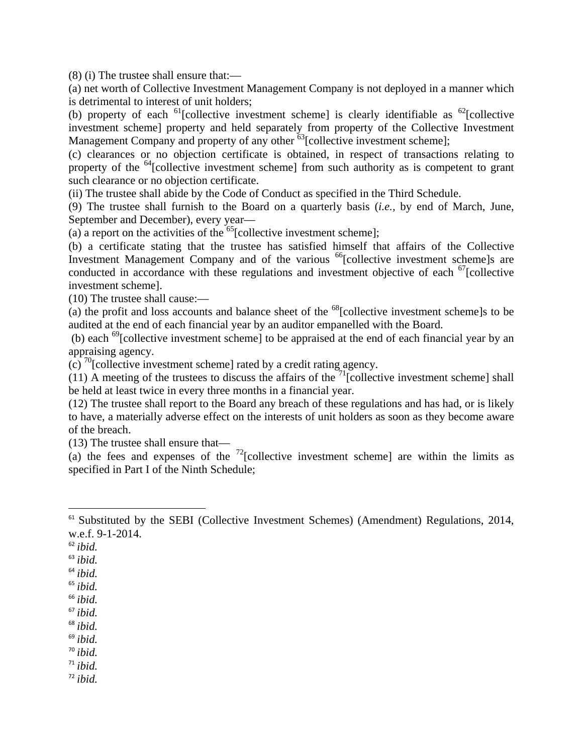(8) (i) The trustee shall ensure that:—

(a) net worth of Collective Investment Management Company is not deployed in a manner which is detrimental to interest of unit holders;

(b) property of each [61][collective investment scheme] is clearly identifiable as [62][collective investment scheme] property and held separately from property of the Collective Investment Management Company and property of any other [63][collective investment scheme];

(c) clearances or no objection certificate is obtained, in respect of transactions relating to property of the [64][collective investment scheme] from such authority as is competent to grant such clearance or no objection certificate.

(ii) The trustee shall abide by the Code of Conduct as specified in the Third Schedule.

(9) The trustee shall furnish to the Board on a quarterly basis (*i.e.*, by end of March, June, September and December), every year—

(a) a report on the activities of the [65][collective investment scheme];

(b) a certificate stating that the trustee has satisfied himself that affairs of the Collective Investment Management Company and of the various [66][collective investment scheme]s are conducted in accordance with these regulations and investment objective of each [67][collective investment scheme].

(10) The trustee shall cause:—

(a) the profit and loss accounts and balance sheet of the [68][collective investment scheme]s to be audited at the end of each financial year by an auditor empanelled with the Board.

(b) each [69][collective investment scheme] to be appraised at the end of each financial year by an appraising agency.

(c) [70][collective investment scheme] rated by a credit rating agency.

(11) A meeting of the trustees to discuss the affairs of the [71][collective investment scheme] shall be held at least twice in every three months in a financial year.

(12) The trustee shall report to the Board any breach of these regulations and has had, or is likely to have, a materially adverse effect on the interests of unit holders as soon as they become aware of the breach.

(13) The trustee shall ensure that—

(a) the fees and expenses of the [72][collective investment scheme] are within the limits as specified in Part I of the Ninth Schedule;

---

[61] Substituted by the SEBI (Collective Investment Schemes) (Amendment) Regulations, 2014, w.e.f. 9-1-2014.

[62] *ibid.*

[63] *ibid.*

[64] *ibid.*

[65] *ibid.*

[66] *ibid.*

[67] *ibid.*

[68] *ibid.*

[69] *ibid.*

[70] *ibid.*

[71] *ibid.*

[72] *ibid.*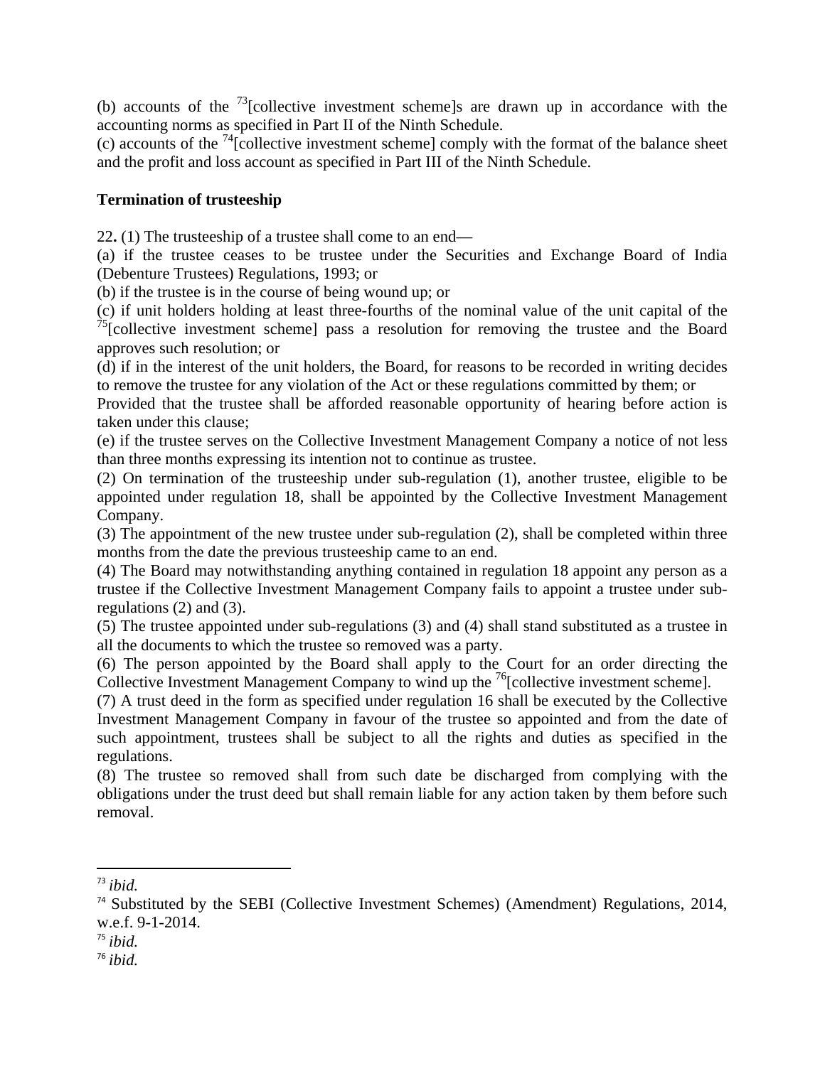(b) accounts of the [73][collective investment scheme]s are drawn up in accordance with the accounting norms as specified in Part II of the Ninth Schedule.
(c) accounts of the [74][collective investment scheme] comply with the format of the balance sheet and the profit and loss account as specified in Part III of the Ninth Schedule.

**Termination of trusteeship**

22**.** (1) The trusteeship of a trustee shall come to an end—
(a) if the trustee ceases to be trustee under the Securities and Exchange Board of India (Debenture Trustees) Regulations, 1993; or
(b) if the trustee is in the course of being wound up; or
(c) if unit holders holding at least three-fourths of the nominal value of the unit capital of the [75][collective investment scheme] pass a resolution for removing the trustee and the Board approves such resolution; or
(d) if in the interest of the unit holders, the Board, for reasons to be recorded in writing decides to remove the trustee for any violation of the Act or these regulations committed by them; or
Provided that the trustee shall be afforded reasonable opportunity of hearing before action is taken under this clause;
(e) if the trustee serves on the Collective Investment Management Company a notice of not less than three months expressing its intention not to continue as trustee.
(2) On termination of the trusteeship under sub-regulation (1), another trustee, eligible to be appointed under regulation 18, shall be appointed by the Collective Investment Management Company.
(3) The appointment of the new trustee under sub-regulation (2), shall be completed within three months from the date the previous trusteeship came to an end.
(4) The Board may notwithstanding anything contained in regulation 18 appoint any person as a trustee if the Collective Investment Management Company fails to appoint a trustee under sub-regulations (2) and (3).
(5) The trustee appointed under sub-regulations (3) and (4) shall stand substituted as a trustee in all the documents to which the trustee so removed was a party.
(6) The person appointed by the Board shall apply to the Court for an order directing the Collective Investment Management Company to wind up the [76][collective investment scheme].
(7) A trust deed in the form as specified under regulation 16 shall be executed by the Collective Investment Management Company in favour of the trustee so appointed and from the date of such appointment, trustees shall be subject to all the rights and duties as specified in the regulations.
(8) The trustee so removed shall from such date be discharged from complying with the obligations under the trust deed but shall remain liable for any action taken by them before such removal.

---

[73] *ibid.*
[74] Substituted by the SEBI (Collective Investment Schemes) (Amendment) Regulations, 2014, w.e.f. 9-1-2014.
[75] *ibid.*
[76] *ibid.*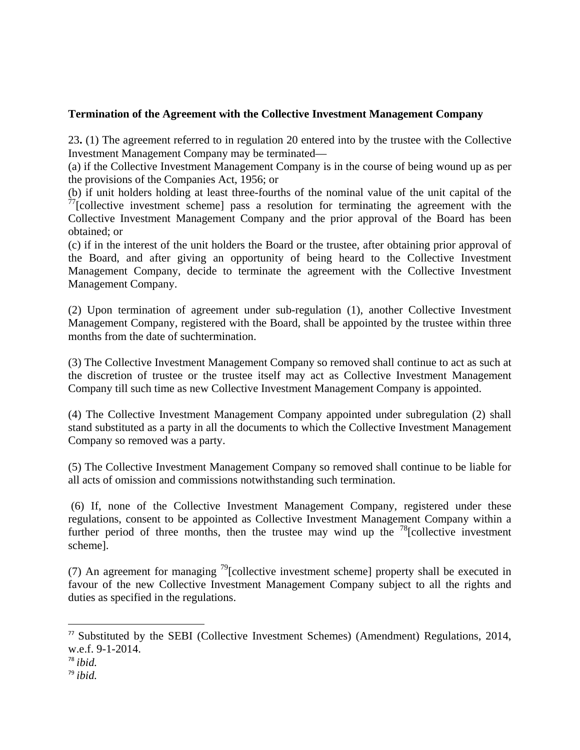**Termination of the Agreement with the Collective Investment Management Company**

23**.** (1) The agreement referred to in regulation 20 entered into by the trustee with the Collective Investment Management Company may be terminated—

(a) if the Collective Investment Management Company is in the course of being wound up as per the provisions of the Companies Act, 1956; or

(b) if unit holders holding at least three-fourths of the nominal value of the unit capital of the [77][collective investment scheme] pass a resolution for terminating the agreement with the Collective Investment Management Company and the prior approval of the Board has been obtained; or

(c) if in the interest of the unit holders the Board or the trustee, after obtaining prior approval of the Board, and after giving an opportunity of being heard to the Collective Investment Management Company, decide to terminate the agreement with the Collective Investment Management Company.

(2) Upon termination of agreement under sub-regulation (1), another Collective Investment Management Company, registered with the Board, shall be appointed by the trustee within three months from the date of suchtermination.

(3) The Collective Investment Management Company so removed shall continue to act as such at the discretion of trustee or the trustee itself may act as Collective Investment Management Company till such time as new Collective Investment Management Company is appointed.

(4) The Collective Investment Management Company appointed under subregulation (2) shall stand substituted as a party in all the documents to which the Collective Investment Management Company so removed was a party.

(5) The Collective Investment Management Company so removed shall continue to be liable for all acts of omission and commissions notwithstanding such termination.

(6) If, none of the Collective Investment Management Company, registered under these regulations, consent to be appointed as Collective Investment Management Company within a further period of three months, then the trustee may wind up the [78][collective investment scheme].

(7) An agreement for managing [79][collective investment scheme] property shall be executed in favour of the new Collective Investment Management Company subject to all the rights and duties as specified in the regulations.

---

[77] Substituted by the SEBI (Collective Investment Schemes) (Amendment) Regulations, 2014, w.e.f. 9-1-2014.

[78] *ibid.*

[79] *ibid.*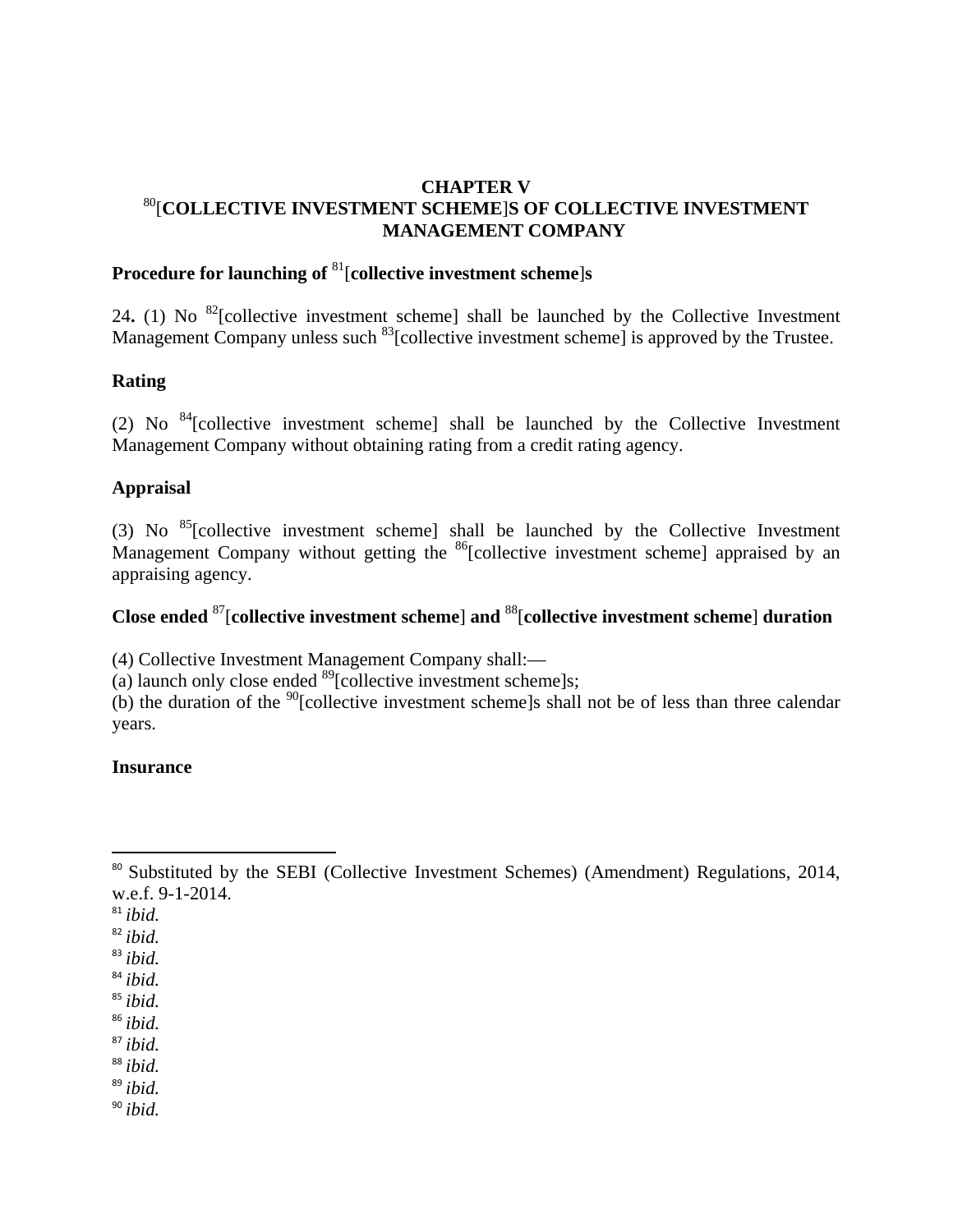# CHAPTER V

# [80][COLLECTIVE INVESTMENT SCHEME]S OF COLLECTIVE INVESTMENT MANAGEMENT COMPANY

### Procedure for launching of [81][collective investment scheme]s

24**.** (1) No [82][collective investment scheme] shall be launched by the Collective Investment Management Company unless such [83][collective investment scheme] is approved by the Trustee.

### Rating

(2) No [84][collective investment scheme] shall be launched by the Collective Investment Management Company without obtaining rating from a credit rating agency.

### Appraisal

(3) No [85][collective investment scheme] shall be launched by the Collective Investment Management Company without getting the [86][collective investment scheme] appraised by an appraising agency.

### Close ended [87][collective investment scheme] and [88][collective investment scheme] duration

(4) Collective Investment Management Company shall:—

(a) launch only close ended [89][collective investment scheme]s;

(b) the duration of the [90][collective investment scheme]s shall not be of less than three calendar years.

### Insurance

---

[80] Substituted by the SEBI (Collective Investment Schemes) (Amendment) Regulations, 2014, w.e.f. 9-1-2014.

[81] *ibid.*

[82] *ibid.*

[83] *ibid.*

[84] *ibid.*

[85] *ibid.*

[86] *ibid.*

[87] *ibid.*

[88] *ibid.*

[89] *ibid.*

[90] *ibid.*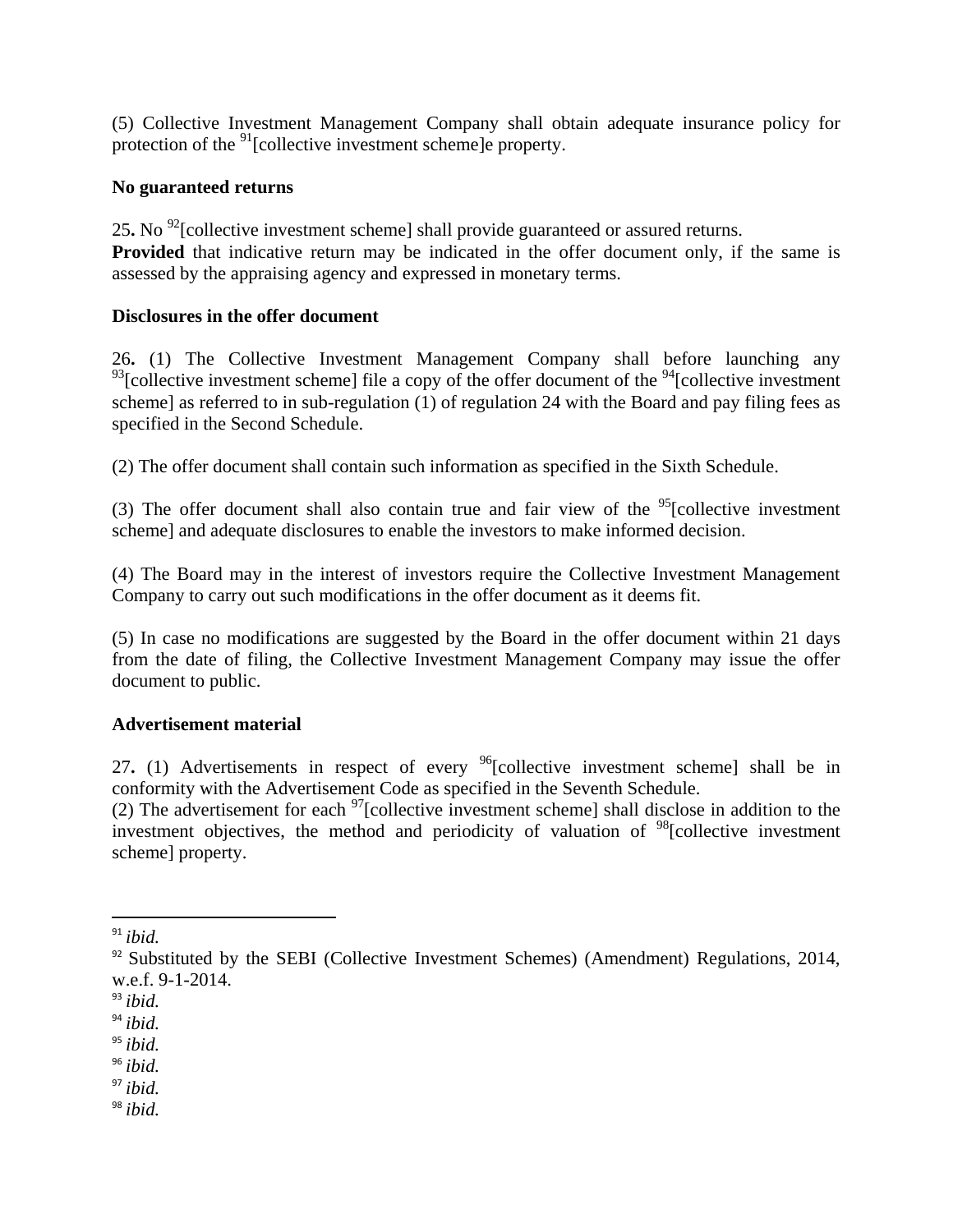(5) Collective Investment Management Company shall obtain adequate insurance policy for protection of the [91][collective investment scheme]e property.

**No guaranteed returns**

25**.** No [92][collective investment scheme] shall provide guaranteed or assured returns.
**Provided** that indicative return may be indicated in the offer document only, if the same is assessed by the appraising agency and expressed in monetary terms.

**Disclosures in the offer document**

26**.** (1) The Collective Investment Management Company shall before launching any [93][collective investment scheme] file a copy of the offer document of the [94][collective investment scheme] as referred to in sub-regulation (1) of regulation 24 with the Board and pay filing fees as specified in the Second Schedule.

(2) The offer document shall contain such information as specified in the Sixth Schedule.

(3) The offer document shall also contain true and fair view of the [95][collective investment scheme] and adequate disclosures to enable the investors to make informed decision.

(4) The Board may in the interest of investors require the Collective Investment Management Company to carry out such modifications in the offer document as it deems fit.

(5) In case no modifications are suggested by the Board in the offer document within 21 days from the date of filing, the Collective Investment Management Company may issue the offer document to public.

**Advertisement material**

27**.** (1) Advertisements in respect of every [96][collective investment scheme] shall be in conformity with the Advertisement Code as specified in the Seventh Schedule.
(2) The advertisement for each [97][collective investment scheme] shall disclose in addition to the investment objectives, the method and periodicity of valuation of [98][collective investment scheme] property.

---

[91] *ibid.*
[92] Substituted by the SEBI (Collective Investment Schemes) (Amendment) Regulations, 2014, w.e.f. 9-1-2014.
[93] *ibid.*
[94] *ibid.*
[95] *ibid.*
[96] *ibid.*
[97] *ibid.*
[98] *ibid.*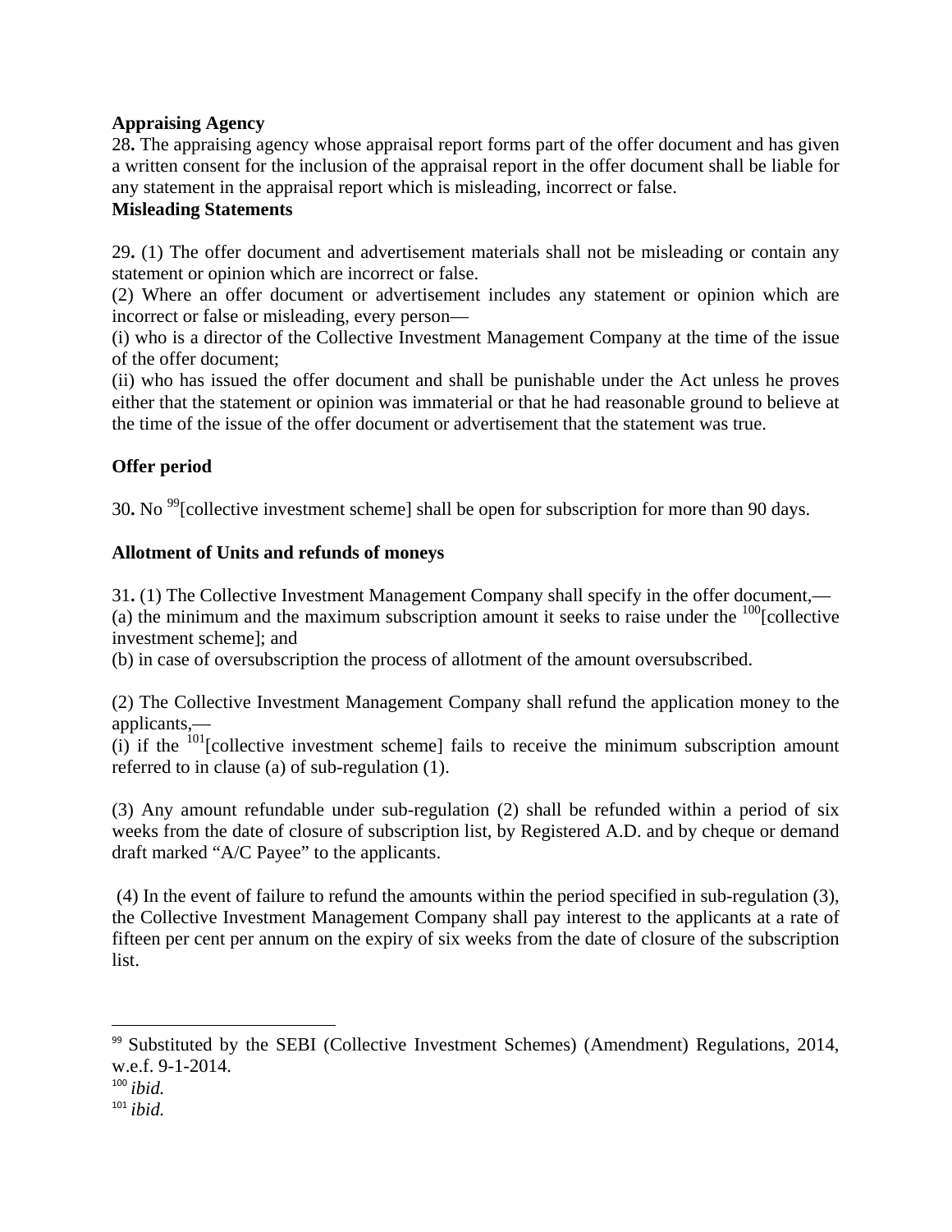**Appraising Agency**

**28.** The appraising agency whose appraisal report forms part of the offer document and has given a written consent for the inclusion of the appraisal report in the offer document shall be liable for any statement in the appraisal report which is misleading, incorrect or false.

**Misleading Statements**

**29.** (1) The offer document and advertisement materials shall not be misleading or contain any statement or opinion which are incorrect or false.

(2) Where an offer document or advertisement includes any statement or opinion which are incorrect or false or misleading, every person—

(i) who is a director of the Collective Investment Management Company at the time of the issue of the offer document;

(ii) who has issued the offer document and shall be punishable under the Act unless he proves either that the statement or opinion was immaterial or that he had reasonable ground to believe at the time of the issue of the offer document or advertisement that the statement was true.

**Offer period**

**30.** No [99][collective investment scheme] shall be open for subscription for more than 90 days.

**Allotment of Units and refunds of moneys**

**31.** (1) The Collective Investment Management Company shall specify in the offer document,—

(a) the minimum and the maximum subscription amount it seeks to raise under the [100][collective investment scheme]; and

(b) in case of oversubscription the process of allotment of the amount oversubscribed.

(2) The Collective Investment Management Company shall refund the application money to the applicants,—

(i) if the [101][collective investment scheme] fails to receive the minimum subscription amount referred to in clause (a) of sub-regulation (1).

(3) Any amount refundable under sub-regulation (2) shall be refunded within a period of six weeks from the date of closure of subscription list, by Registered A.D. and by cheque or demand draft marked "A/C Payee" to the applicants.

(4) In the event of failure to refund the amounts within the period specified in sub-regulation (3), the Collective Investment Management Company shall pay interest to the applicants at a rate of fifteen per cent per annum on the expiry of six weeks from the date of closure of the subscription list.

---

[99] Substituted by the SEBI (Collective Investment Schemes) (Amendment) Regulations, 2014, w.e.f. 9-1-2014.

[100] *ibid.*

[101] *ibid.*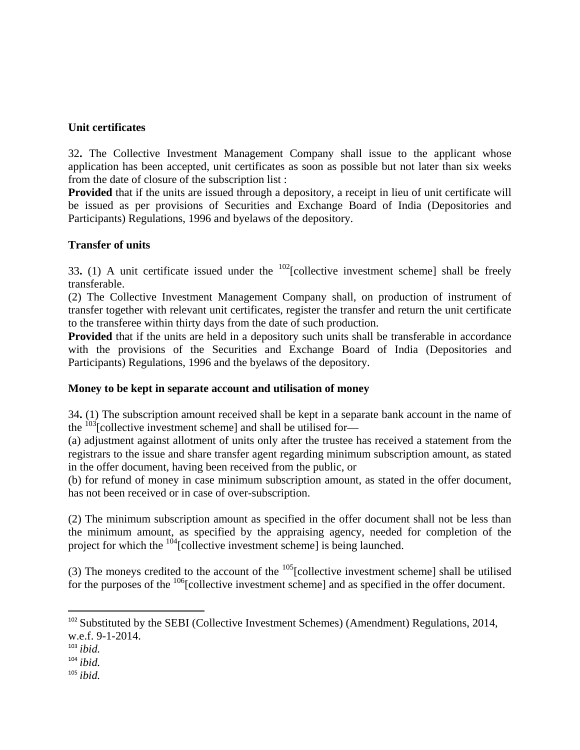**Unit certificates**

32**.** The Collective Investment Management Company shall issue to the applicant whose application has been accepted, unit certificates as soon as possible but not later than six weeks from the date of closure of the subscription list :

**Provided** that if the units are issued through a depository, a receipt in lieu of unit certificate will be issued as per provisions of Securities and Exchange Board of India (Depositories and Participants) Regulations, 1996 and byelaws of the depository.

**Transfer of units**

33**.** (1) A unit certificate issued under the [102][collective investment scheme] shall be freely transferable.

(2) The Collective Investment Management Company shall, on production of instrument of transfer together with relevant unit certificates, register the transfer and return the unit certificate to the transferee within thirty days from the date of such production.

**Provided** that if the units are held in a depository such units shall be transferable in accordance with the provisions of the Securities and Exchange Board of India (Depositories and Participants) Regulations, 1996 and the byelaws of the depository.

**Money to be kept in separate account and utilisation of money**

34**.** (1) The subscription amount received shall be kept in a separate bank account in the name of the [103][collective investment scheme] and shall be utilised for—

(a) adjustment against allotment of units only after the trustee has received a statement from the registrars to the issue and share transfer agent regarding minimum subscription amount, as stated in the offer document, having been received from the public, or

(b) for refund of money in case minimum subscription amount, as stated in the offer document, has not been received or in case of over-subscription.

(2) The minimum subscription amount as specified in the offer document shall not be less than the minimum amount, as specified by the appraising agency, needed for completion of the project for which the [104][collective investment scheme] is being launched.

(3) The moneys credited to the account of the [105][collective investment scheme] shall be utilised for the purposes of the [106][collective investment scheme] and as specified in the offer document.

---

[102] Substituted by the SEBI (Collective Investment Schemes) (Amendment) Regulations, 2014, w.e.f. 9-1-2014.

[103] *ibid.*

[104] *ibid.*

[105] *ibid.*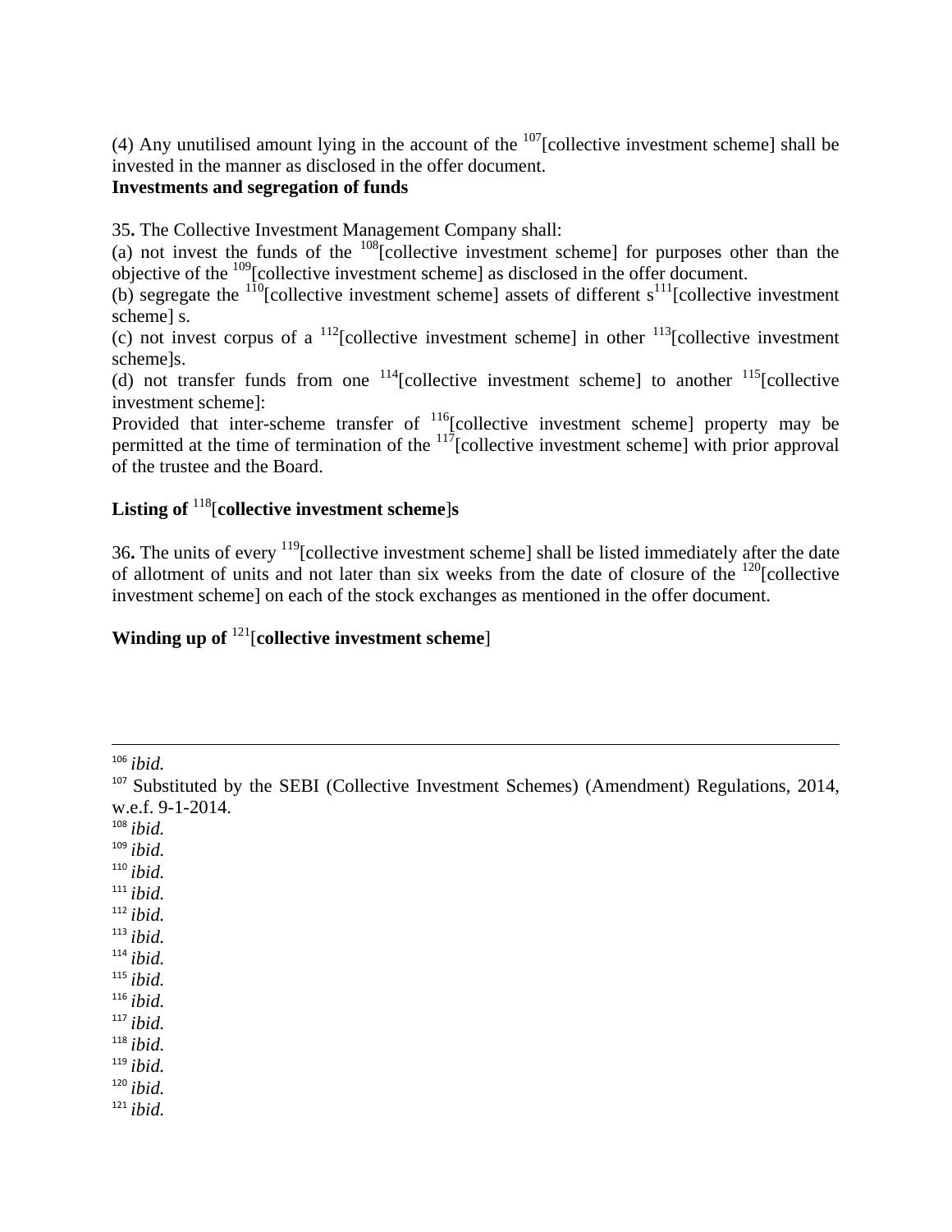(4) Any unutilised amount lying in the account of the [107][collective investment scheme] shall be invested in the manner as disclosed in the offer document.

**Investments and segregation of funds**

35**.** The Collective Investment Management Company shall:

(a) not invest the funds of the [108][collective investment scheme] for purposes other than the objective of the [109][collective investment scheme] as disclosed in the offer document.

(b) segregate the [110][collective investment scheme] assets of different s[111][collective investment scheme] s.

(c) not invest corpus of a [112][collective investment scheme] in other [113][collective investment scheme]s.

(d) not transfer funds from one [114][collective investment scheme] to another [115][collective investment scheme]:

Provided that inter-scheme transfer of [116][collective investment scheme] property may be permitted at the time of termination of the [117][collective investment scheme] with prior approval of the trustee and the Board.

**Listing of [118][collective investment scheme]s**

36**.** The units of every [119][collective investment scheme] shall be listed immediately after the date of allotment of units and not later than six weeks from the date of closure of the [120][collective investment scheme] on each of the stock exchanges as mentioned in the offer document.

**Winding up of [121][collective investment scheme]**

---

[106] *ibid.*

[107] Substituted by the SEBI (Collective Investment Schemes) (Amendment) Regulations, 2014, w.e.f. 9-1-2014.

[108] *ibid.*

[109] *ibid.*

[110] *ibid.*

[111] *ibid.*

[112] *ibid.*

[113] *ibid.*

[114] *ibid.*

[115] *ibid.*

[116] *ibid.*

[117] *ibid.*

[118] *ibid.*

[119] *ibid.*

[120] *ibid.*

[121] *ibid.*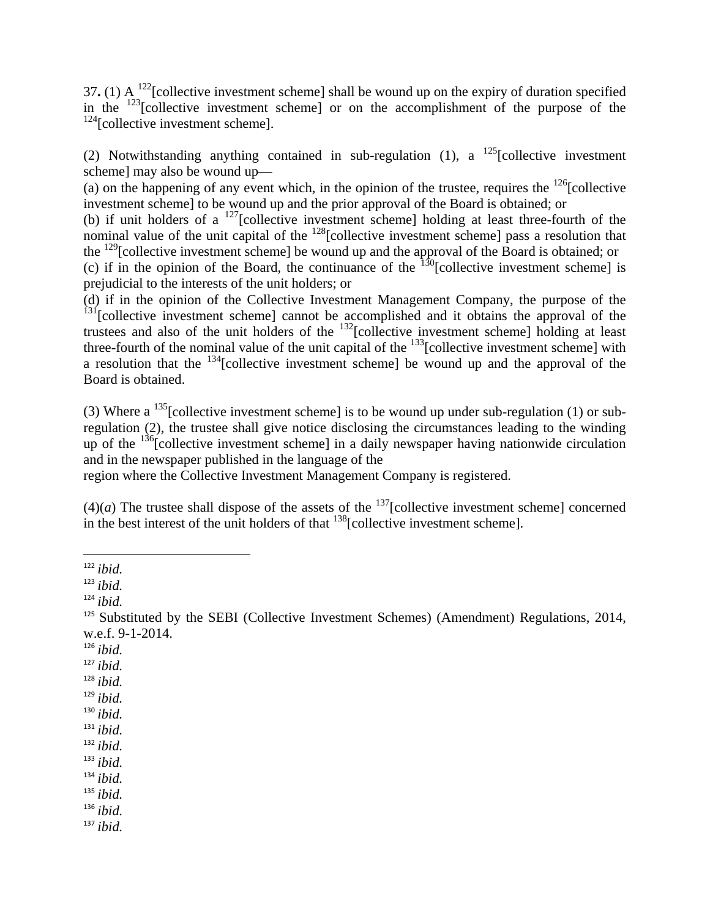37**.** (1) A [122][collective investment scheme] shall be wound up on the expiry of duration specified in the [123][collective investment scheme] or on the accomplishment of the purpose of the [124][collective investment scheme].

(2) Notwithstanding anything contained in sub-regulation (1), a [125][collective investment scheme] may also be wound up—

(a) on the happening of any event which, in the opinion of the trustee, requires the [126][collective investment scheme] to be wound up and the prior approval of the Board is obtained; or

(b) if unit holders of a [127][collective investment scheme] holding at least three-fourth of the nominal value of the unit capital of the [128][collective investment scheme] pass a resolution that the [129][collective investment scheme] be wound up and the approval of the Board is obtained; or

(c) if in the opinion of the Board, the continuance of the [130][collective investment scheme] is prejudicial to the interests of the unit holders; or

(d) if in the opinion of the Collective Investment Management Company, the purpose of the [131][collective investment scheme] cannot be accomplished and it obtains the approval of the trustees and also of the unit holders of the [132][collective investment scheme] holding at least three-fourth of the nominal value of the unit capital of the [133][collective investment scheme] with a resolution that the [134][collective investment scheme] be wound up and the approval of the Board is obtained.

(3) Where a [135][collective investment scheme] is to be wound up under sub-regulation (1) or sub-regulation (2), the trustee shall give notice disclosing the circumstances leading to the winding up of the [136][collective investment scheme] in a daily newspaper having nationwide circulation and in the newspaper published in the language of the region where the Collective Investment Management Company is registered.

(4)(*a*) The trustee shall dispose of the assets of the [137][collective investment scheme] concerned in the best interest of the unit holders of that [138][collective investment scheme].

---

[122] *ibid.*
[123] *ibid.*
[124] *ibid.*
[125] Substituted by the SEBI (Collective Investment Schemes) (Amendment) Regulations, 2014, w.e.f. 9-1-2014.
[126] *ibid.*
[127] *ibid.*
[128] *ibid.*
[129] *ibid.*
[130] *ibid.*
[131] *ibid.*
[132] *ibid.*
[133] *ibid.*
[134] *ibid.*
[135] *ibid.*
[136] *ibid.*
[137] *ibid.*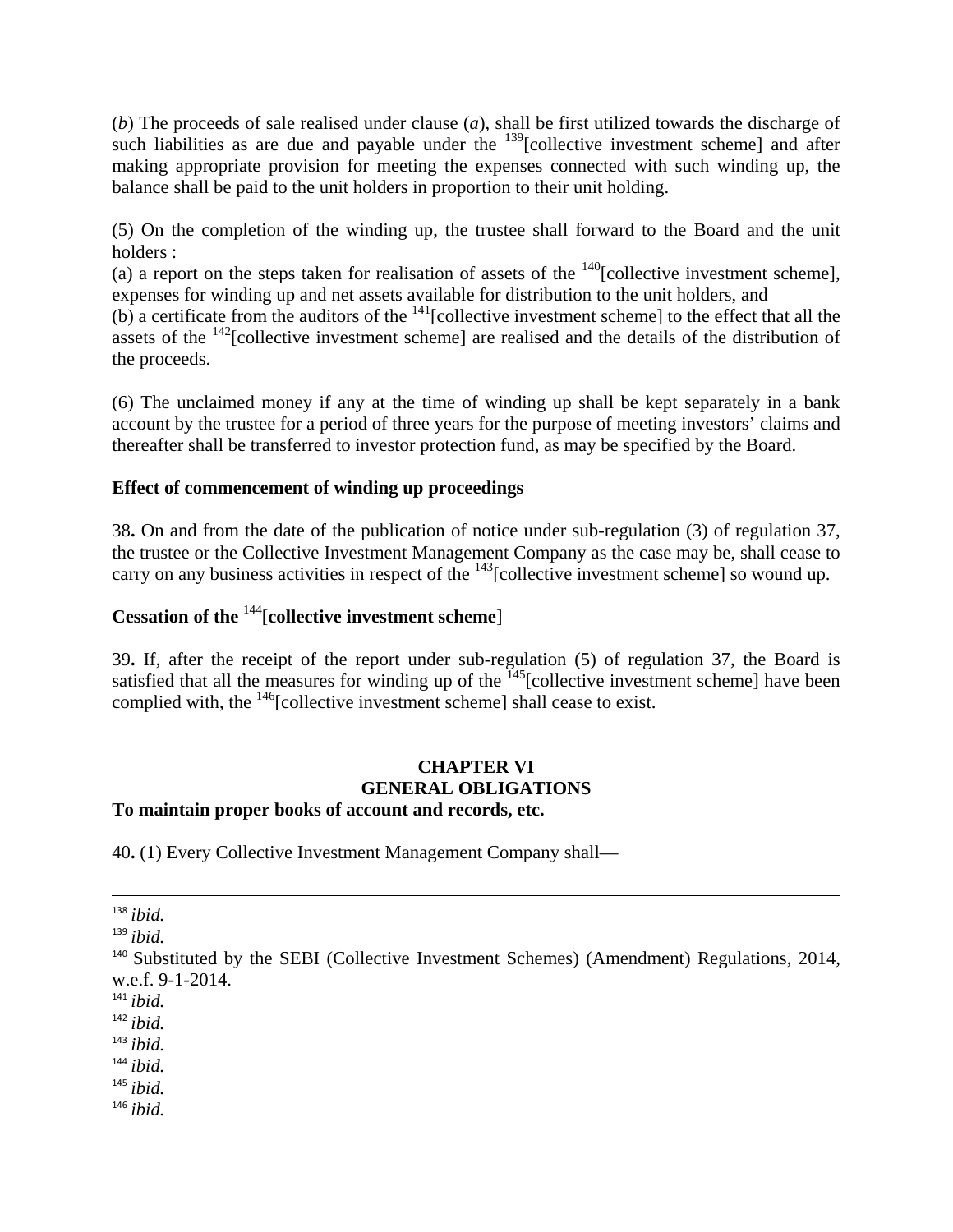(*b*) The proceeds of sale realised under clause (*a*), shall be first utilized towards the discharge of such liabilities as are due and payable under the [139][collective investment scheme] and after making appropriate provision for meeting the expenses connected with such winding up, the balance shall be paid to the unit holders in proportion to their unit holding.

(5) On the completion of the winding up, the trustee shall forward to the Board and the unit holders :
(a) a report on the steps taken for realisation of assets of the [140][collective investment scheme], expenses for winding up and net assets available for distribution to the unit holders, and
(b) a certificate from the auditors of the [141][collective investment scheme] to the effect that all the assets of the [142][collective investment scheme] are realised and the details of the distribution of the proceeds.

(6) The unclaimed money if any at the time of winding up shall be kept separately in a bank account by the trustee for a period of three years for the purpose of meeting investors' claims and thereafter shall be transferred to investor protection fund, as may be specified by the Board.

**Effect of commencement of winding up proceedings**

38**.** On and from the date of the publication of notice under sub-regulation (3) of regulation 37, the trustee or the Collective Investment Management Company as the case may be, shall cease to carry on any business activities in respect of the [143][collective investment scheme] so wound up.

**Cessation of the [144][collective investment scheme]**

39**.** If, after the receipt of the report under sub-regulation (5) of regulation 37, the Board is satisfied that all the measures for winding up of the [145][collective investment scheme] have been complied with, the [146][collective investment scheme] shall cease to exist.

## CHAPTER VI
## GENERAL OBLIGATIONS

**To maintain proper books of account and records, etc.**

40**.** (1) Every Collective Investment Management Company shall—

---

[138] *ibid.*
[139] *ibid.*
[140] Substituted by the SEBI (Collective Investment Schemes) (Amendment) Regulations, 2014, w.e.f. 9-1-2014.
[141] *ibid.*
[142] *ibid.*
[143] *ibid.*
[144] *ibid.*
[145] *ibid.*
[146] *ibid.*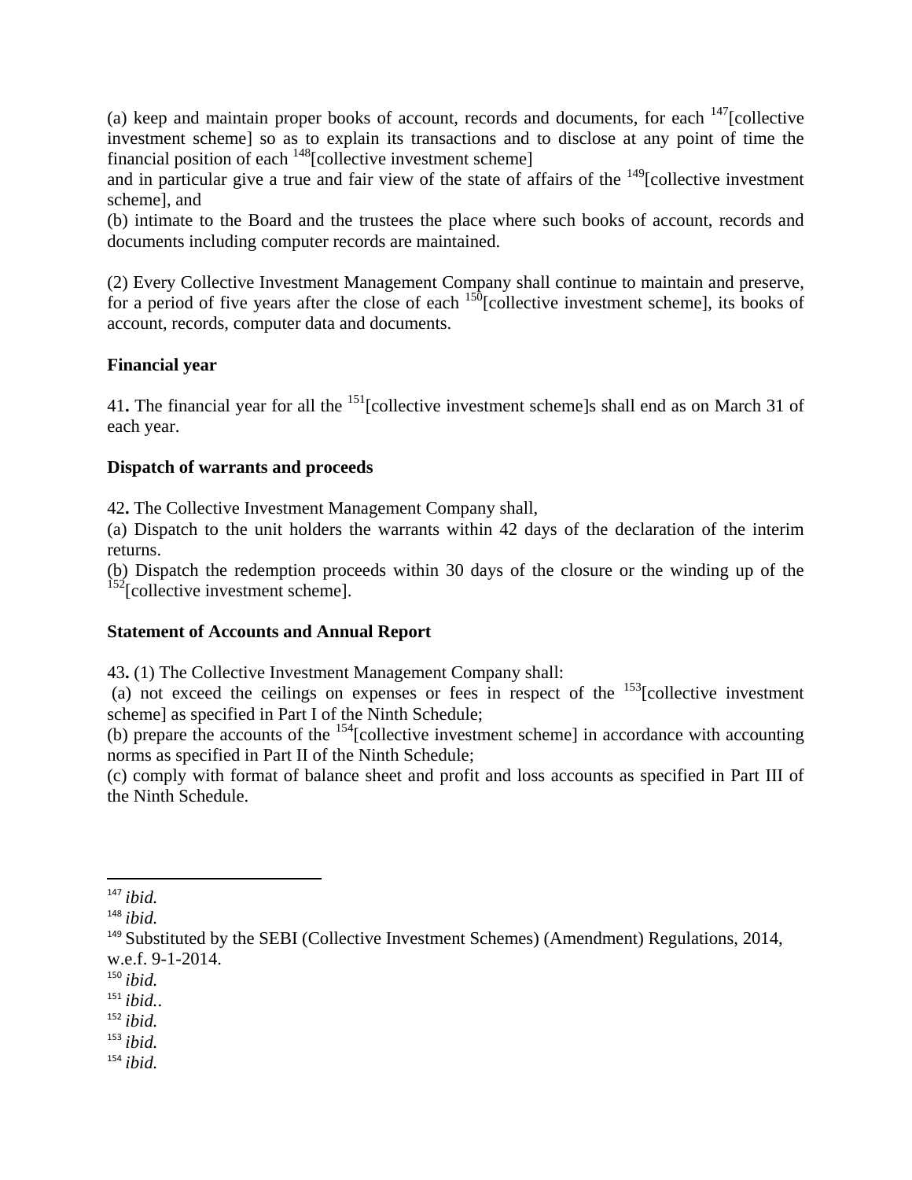(a) keep and maintain proper books of account, records and documents, for each [147][collective investment scheme] so as to explain its transactions and to disclose at any point of time the financial position of each [148][collective investment scheme]
and in particular give a true and fair view of the state of affairs of the [149][collective investment scheme], and
(b) intimate to the Board and the trustees the place where such books of account, records and documents including computer records are maintained.

(2) Every Collective Investment Management Company shall continue to maintain and preserve, for a period of five years after the close of each [150][collective investment scheme], its books of account, records, computer data and documents.

**Financial year**

41**.** The financial year for all the [151][collective investment scheme]s shall end as on March 31 of each year.

**Dispatch of warrants and proceeds**

42**.** The Collective Investment Management Company shall,
(a) Dispatch to the unit holders the warrants within 42 days of the declaration of the interim returns.
(b) Dispatch the redemption proceeds within 30 days of the closure or the winding up of the [152][collective investment scheme].

**Statement of Accounts and Annual Report**

43**.** (1) The Collective Investment Management Company shall:
(a) not exceed the ceilings on expenses or fees in respect of the [153][collective investment scheme] as specified in Part I of the Ninth Schedule;
(b) prepare the accounts of the [154][collective investment scheme] in accordance with accounting norms as specified in Part II of the Ninth Schedule;
(c) comply with format of balance sheet and profit and loss accounts as specified in Part III of the Ninth Schedule.

---

[147] *ibid.*
[148] *ibid.*
[149] Substituted by the SEBI (Collective Investment Schemes) (Amendment) Regulations, 2014, w.e.f. 9-1-2014.
[150] *ibid.*
[151] *ibid.*.
[152] *ibid.*
[153] *ibid.*
[154] *ibid.*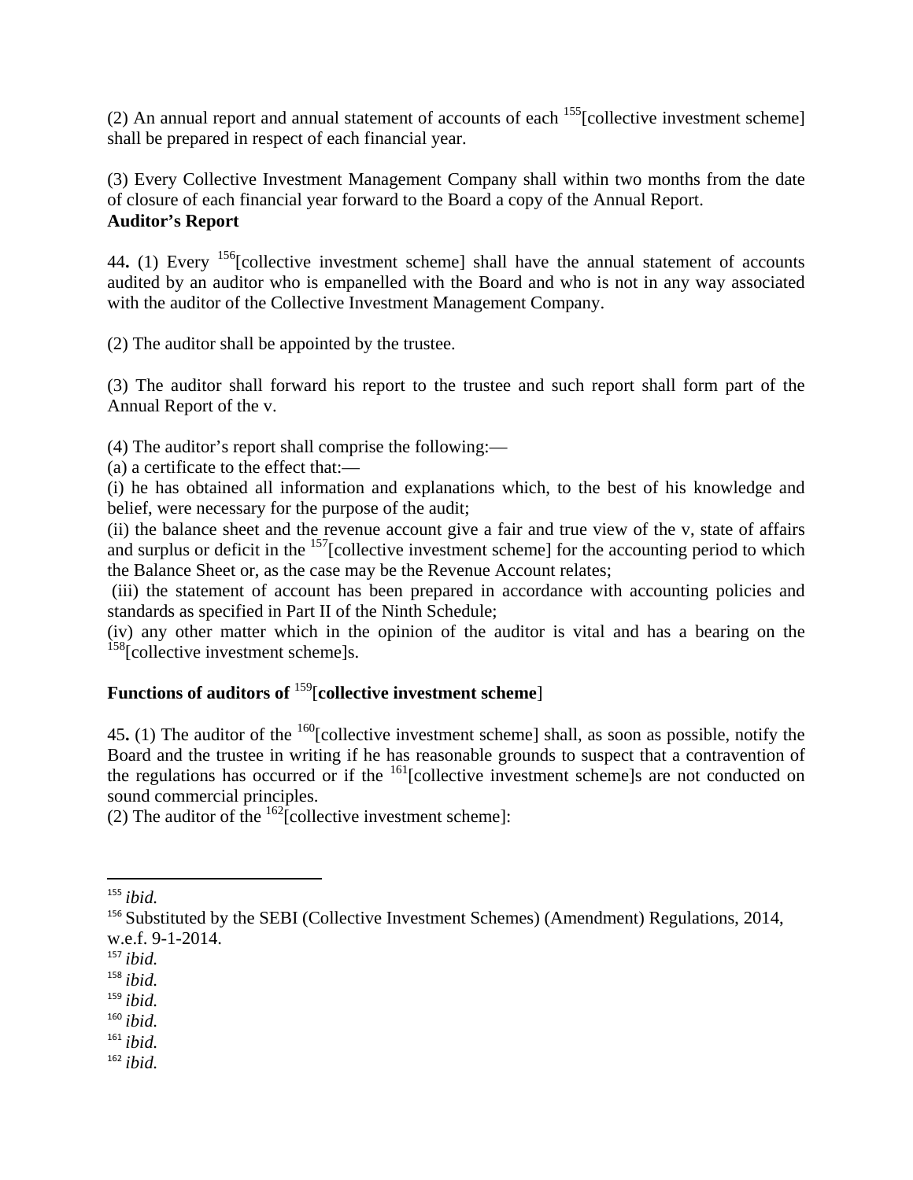(2) An annual report and annual statement of accounts of each [155][collective investment scheme] shall be prepared in respect of each financial year.

(3) Every Collective Investment Management Company shall within two months from the date of closure of each financial year forward to the Board a copy of the Annual Report.

**Auditor's Report**

44**.** (1) Every [156][collective investment scheme] shall have the annual statement of accounts audited by an auditor who is empanelled with the Board and who is not in any way associated with the auditor of the Collective Investment Management Company.

(2) The auditor shall be appointed by the trustee.

(3) The auditor shall forward his report to the trustee and such report shall form part of the Annual Report of the v.

(4) The auditor's report shall comprise the following:—

(a) a certificate to the effect that:—

(i) he has obtained all information and explanations which, to the best of his knowledge and belief, were necessary for the purpose of the audit;

(ii) the balance sheet and the revenue account give a fair and true view of the v, state of affairs and surplus or deficit in the [157][collective investment scheme] for the accounting period to which the Balance Sheet or, as the case may be the Revenue Account relates;

(iii) the statement of account has been prepared in accordance with accounting policies and standards as specified in Part II of the Ninth Schedule;

(iv) any other matter which in the opinion of the auditor is vital and has a bearing on the [158][collective investment scheme]s.

**Functions of auditors of** [159][**collective investment scheme**]

45**.** (1) The auditor of the [160][collective investment scheme] shall, as soon as possible, notify the Board and the trustee in writing if he has reasonable grounds to suspect that a contravention of the regulations has occurred or if the [161][collective investment scheme]s are not conducted on sound commercial principles.

(2) The auditor of the [162][collective investment scheme]:

---

[155] *ibid.*

[156] Substituted by the SEBI (Collective Investment Schemes) (Amendment) Regulations, 2014, w.e.f. 9-1-2014.

[157] *ibid.*

[158] *ibid.*

[159] *ibid.*

[160] *ibid.*

[161] *ibid.*

[162] *ibid.*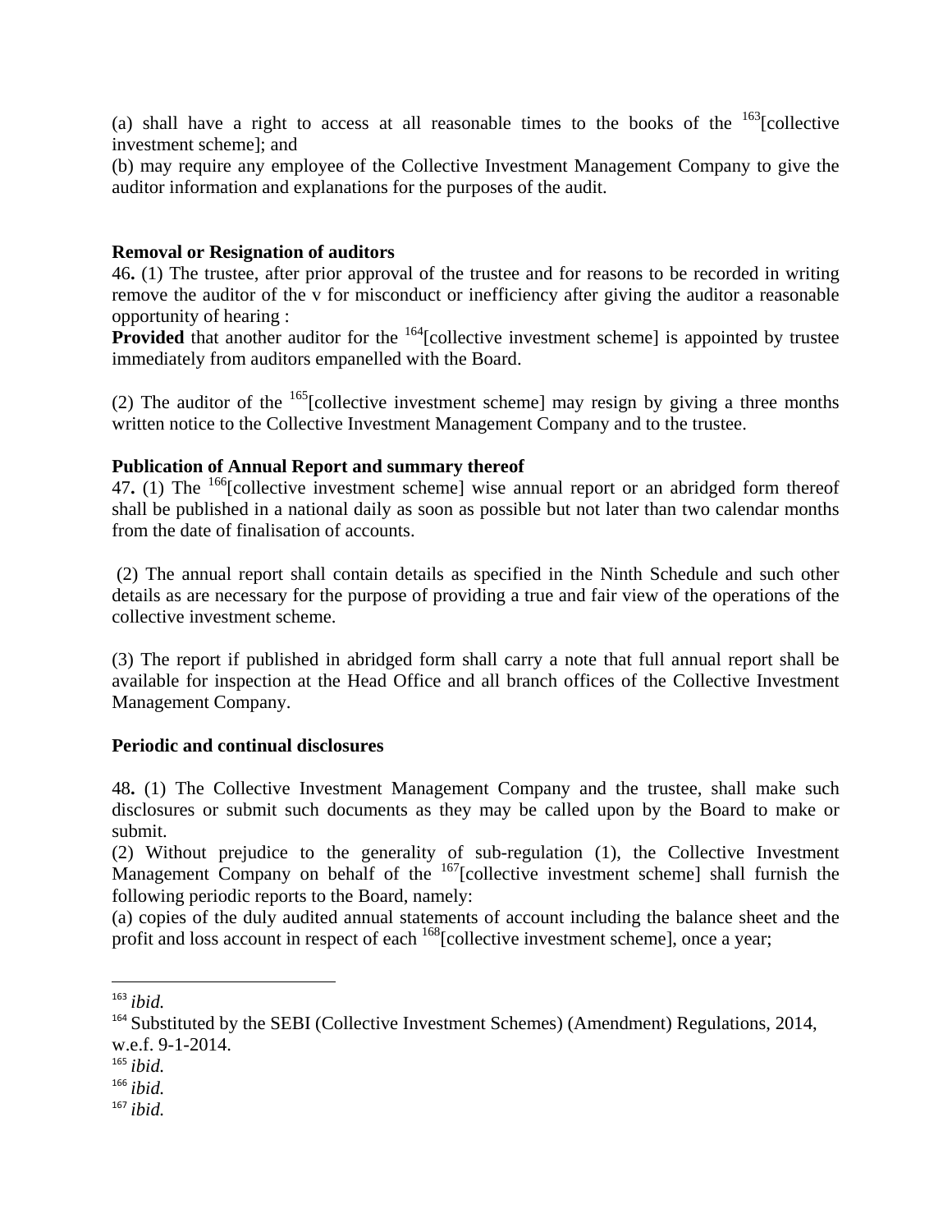(a) shall have a right to access at all reasonable times to the books of the [163][collective investment scheme]; and

(b) may require any employee of the Collective Investment Management Company to give the auditor information and explanations for the purposes of the audit.

**Removal or Resignation of auditors**

46**.** (1) The trustee, after prior approval of the trustee and for reasons to be recorded in writing remove the auditor of the v for misconduct or inefficiency after giving the auditor a reasonable opportunity of hearing :

**Provided** that another auditor for the [164][collective investment scheme] is appointed by trustee immediately from auditors empanelled with the Board.

(2) The auditor of the [165][collective investment scheme] may resign by giving a three months written notice to the Collective Investment Management Company and to the trustee.

**Publication of Annual Report and summary thereof**

47**.** (1) The [166][collective investment scheme] wise annual report or an abridged form thereof shall be published in a national daily as soon as possible but not later than two calendar months from the date of finalisation of accounts.

(2) The annual report shall contain details as specified in the Ninth Schedule and such other details as are necessary for the purpose of providing a true and fair view of the operations of the collective investment scheme.

(3) The report if published in abridged form shall carry a note that full annual report shall be available for inspection at the Head Office and all branch offices of the Collective Investment Management Company.

**Periodic and continual disclosures**

48**.** (1) The Collective Investment Management Company and the trustee, shall make such disclosures or submit such documents as they may be called upon by the Board to make or submit.

(2) Without prejudice to the generality of sub-regulation (1), the Collective Investment Management Company on behalf of the [167][collective investment scheme] shall furnish the following periodic reports to the Board, namely:

(a) copies of the duly audited annual statements of account including the balance sheet and the profit and loss account in respect of each [168][collective investment scheme], once a year;

---

[163] *ibid.*

[164] Substituted by the SEBI (Collective Investment Schemes) (Amendment) Regulations, 2014, w.e.f. 9-1-2014.

[165] *ibid.*

[166] *ibid.*

[167] *ibid.*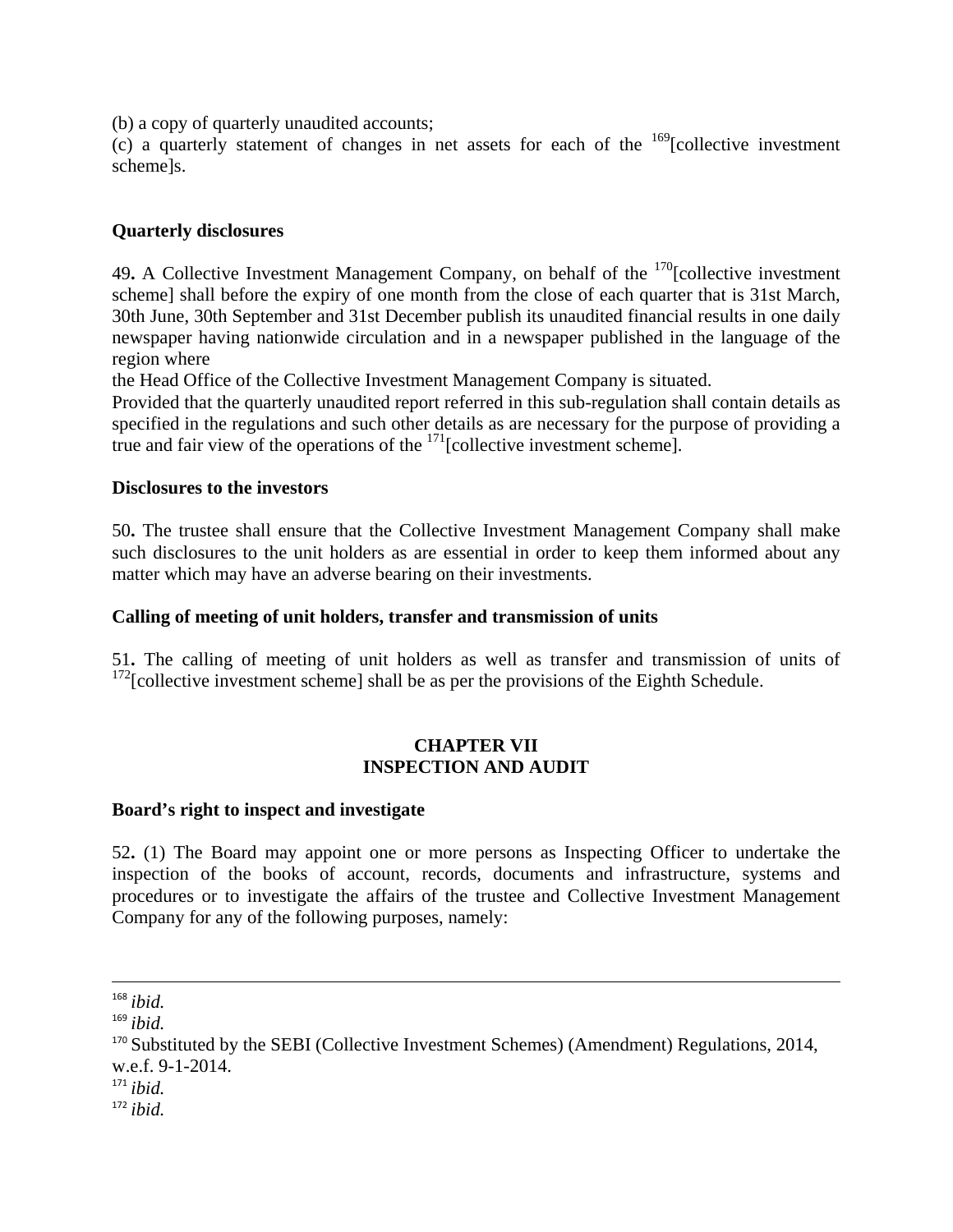(b) a copy of quarterly unaudited accounts;
(c) a quarterly statement of changes in net assets for each of the [169][collective investment scheme]s.

**Quarterly disclosures**

49**.** A Collective Investment Management Company, on behalf of the [170][collective investment scheme] shall before the expiry of one month from the close of each quarter that is 31st March, 30th June, 30th September and 31st December publish its unaudited financial results in one daily newspaper having nationwide circulation and in a newspaper published in the language of the region where
the Head Office of the Collective Investment Management Company is situated.
Provided that the quarterly unaudited report referred in this sub-regulation shall contain details as specified in the regulations and such other details as are necessary for the purpose of providing a true and fair view of the operations of the [171][collective investment scheme].

**Disclosures to the investors**

50**.** The trustee shall ensure that the Collective Investment Management Company shall make such disclosures to the unit holders as are essential in order to keep them informed about any matter which may have an adverse bearing on their investments.

**Calling of meeting of unit holders, transfer and transmission of units**

51**.** The calling of meeting of unit holders as well as transfer and transmission of units of [172][collective investment scheme] shall be as per the provisions of the Eighth Schedule.

## CHAPTER VII
## INSPECTION AND AUDIT

**Board's right to inspect and investigate**

52**.** (1) The Board may appoint one or more persons as Inspecting Officer to undertake the inspection of the books of account, records, documents and infrastructure, systems and procedures or to investigate the affairs of the trustee and Collective Investment Management Company for any of the following purposes, namely:

---

[168] *ibid.*
[169] *ibid.*
[170] Substituted by the SEBI (Collective Investment Schemes) (Amendment) Regulations, 2014, w.e.f. 9-1-2014.
[171] *ibid.*
[172] *ibid.*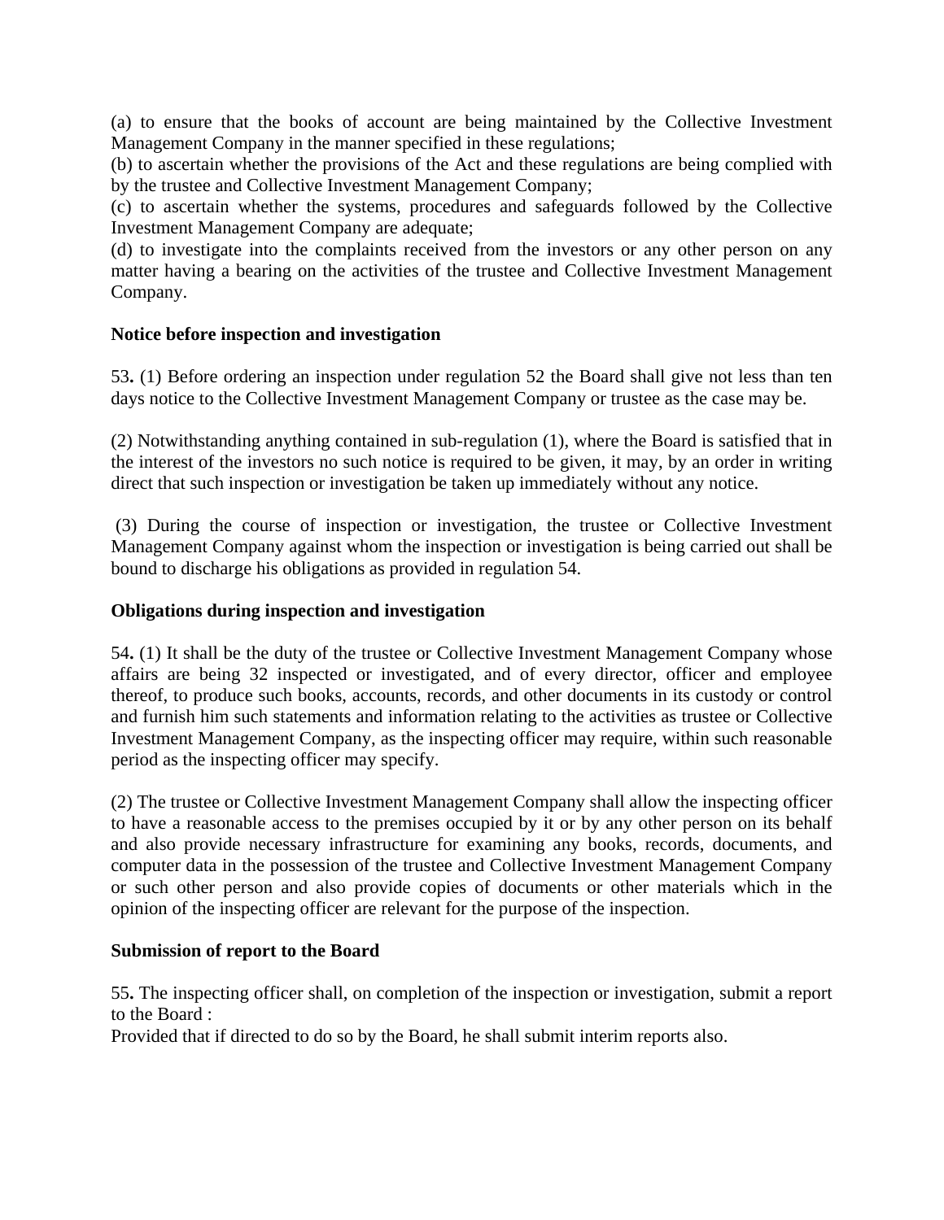(a) to ensure that the books of account are being maintained by the Collective Investment Management Company in the manner specified in these regulations;
(b) to ascertain whether the provisions of the Act and these regulations are being complied with by the trustee and Collective Investment Management Company;
(c) to ascertain whether the systems, procedures and safeguards followed by the Collective Investment Management Company are adequate;
(d) to investigate into the complaints received from the investors or any other person on any matter having a bearing on the activities of the trustee and Collective Investment Management Company.

**Notice before inspection and investigation**

53**.** (1) Before ordering an inspection under regulation 52 the Board shall give not less than ten days notice to the Collective Investment Management Company or trustee as the case may be.

(2) Notwithstanding anything contained in sub-regulation (1), where the Board is satisfied that in the interest of the investors no such notice is required to be given, it may, by an order in writing direct that such inspection or investigation be taken up immediately without any notice.

(3) During the course of inspection or investigation, the trustee or Collective Investment Management Company against whom the inspection or investigation is being carried out shall be bound to discharge his obligations as provided in regulation 54.

**Obligations during inspection and investigation**

54**.** (1) It shall be the duty of the trustee or Collective Investment Management Company whose affairs are being 32 inspected or investigated, and of every director, officer and employee thereof, to produce such books, accounts, records, and other documents in its custody or control and furnish him such statements and information relating to the activities as trustee or Collective Investment Management Company, as the inspecting officer may require, within such reasonable period as the inspecting officer may specify.

(2) The trustee or Collective Investment Management Company shall allow the inspecting officer to have a reasonable access to the premises occupied by it or by any other person on its behalf and also provide necessary infrastructure for examining any books, records, documents, and computer data in the possession of the trustee and Collective Investment Management Company or such other person and also provide copies of documents or other materials which in the opinion of the inspecting officer are relevant for the purpose of the inspection.

**Submission of report to the Board**

55**.** The inspecting officer shall, on completion of the inspection or investigation, submit a report to the Board :
Provided that if directed to do so by the Board, he shall submit interim reports also.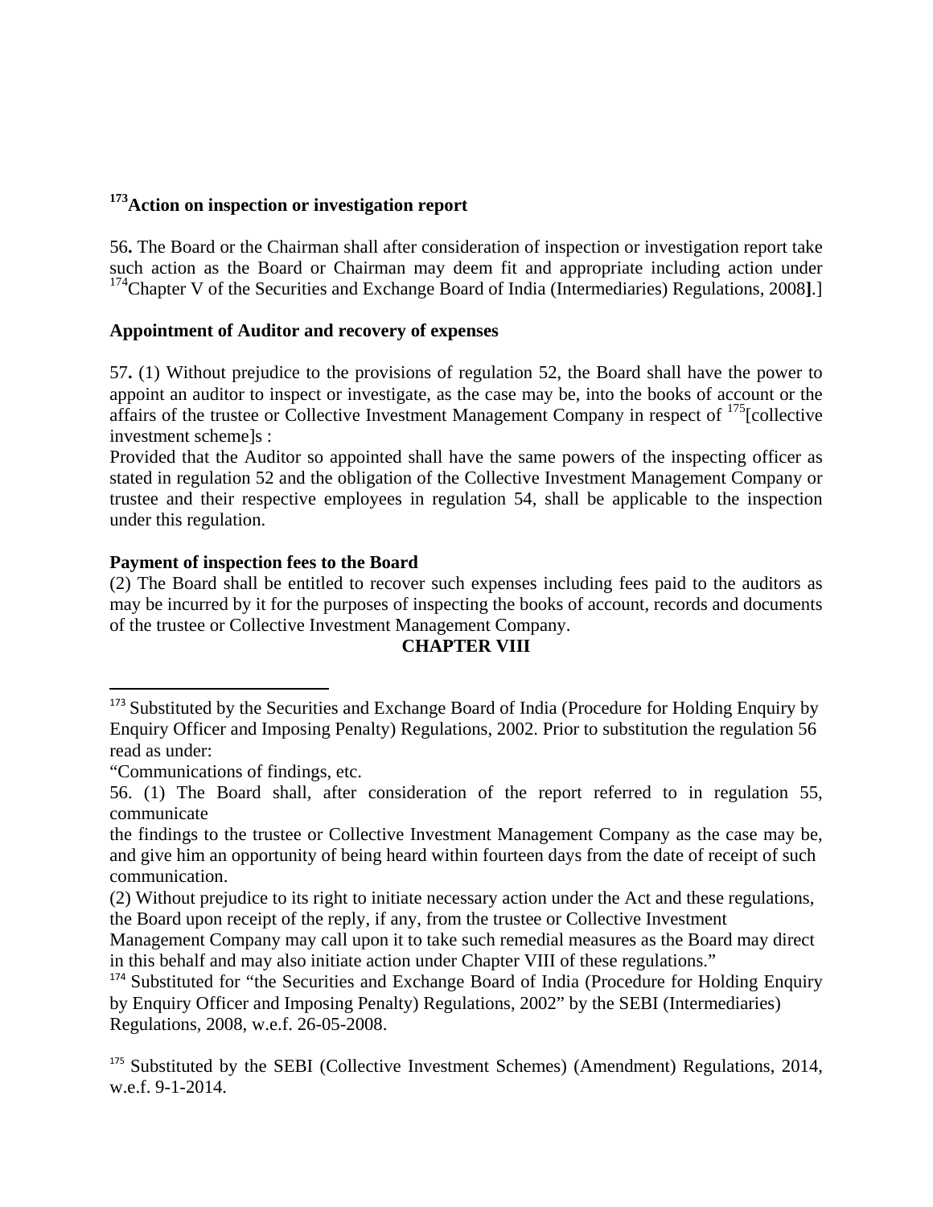### [173]Action on inspection or investigation report

56**.** The Board or the Chairman shall after consideration of inspection or investigation report take such action as the Board or Chairman may deem fit and appropriate including action under [174]Chapter V of the Securities and Exchange Board of India (Intermediaries) Regulations, 2008**]**.]

**Appointment of Auditor and recovery of expenses**

57**.** (1) Without prejudice to the provisions of regulation 52, the Board shall have the power to appoint an auditor to inspect or investigate, as the case may be, into the books of account or the affairs of the trustee or Collective Investment Management Company in respect of [175][collective investment scheme]s :

Provided that the Auditor so appointed shall have the same powers of the inspecting officer as stated in regulation 52 and the obligation of the Collective Investment Management Company or trustee and their respective employees in regulation 54, shall be applicable to the inspection under this regulation.

**Payment of inspection fees to the Board**

(2) The Board shall be entitled to recover such expenses including fees paid to the auditors as may be incurred by it for the purposes of inspecting the books of account, records and documents of the trustee or Collective Investment Management Company.

**CHAPTER VIII**

---

[173] Substituted by the Securities and Exchange Board of India (Procedure for Holding Enquiry by Enquiry Officer and Imposing Penalty) Regulations, 2002. Prior to substitution the regulation 56 read as under:

"Communications of findings, etc.

56. (1) The Board shall, after consideration of the report referred to in regulation 55, communicate the findings to the trustee or Collective Investment Management Company as the case may be, and give him an opportunity of being heard within fourteen days from the date of receipt of such communication.

(2) Without prejudice to its right to initiate necessary action under the Act and these regulations, the Board upon receipt of the reply, if any, from the trustee or Collective Investment Management Company may call upon it to take such remedial measures as the Board may direct in this behalf and may also initiate action under Chapter VIII of these regulations."

[174] Substituted for "the Securities and Exchange Board of India (Procedure for Holding Enquiry by Enquiry Officer and Imposing Penalty) Regulations, 2002" by the SEBI (Intermediaries) Regulations, 2008, w.e.f. 26-05-2008.

[175] Substituted by the SEBI (Collective Investment Schemes) (Amendment) Regulations, 2014, w.e.f. 9-1-2014.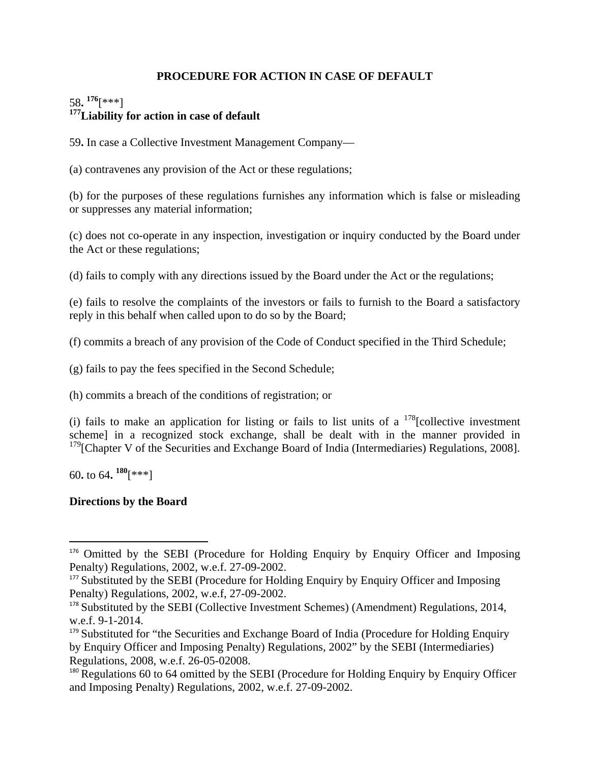## PROCEDURE FOR ACTION IN CASE OF DEFAULT

58. [176][***]

**[177]Liability for action in case of default**

59. In case a Collective Investment Management Company—

(a) contravenes any provision of the Act or these regulations;

(b) for the purposes of these regulations furnishes any information which is false or misleading or suppresses any material information;

(c) does not co-operate in any inspection, investigation or inquiry conducted by the Board under the Act or these regulations;

(d) fails to comply with any directions issued by the Board under the Act or the regulations;

(e) fails to resolve the complaints of the investors or fails to furnish to the Board a satisfactory reply in this behalf when called upon to do so by the Board;

(f) commits a breach of any provision of the Code of Conduct specified in the Third Schedule;

(g) fails to pay the fees specified in the Second Schedule;

(h) commits a breach of the conditions of registration; or

(i) fails to make an application for listing or fails to list units of a [178][collective investment scheme] in a recognized stock exchange, shall be dealt with in the manner provided in [179][Chapter V of the Securities and Exchange Board of India (Intermediaries) Regulations, 2008].

60. to 64. [180][***]

**Directions by the Board**

---

[176] Omitted by the SEBI (Procedure for Holding Enquiry by Enquiry Officer and Imposing Penalty) Regulations, 2002, w.e.f. 27-09-2002.

[177] Substituted by the SEBI (Procedure for Holding Enquiry by Enquiry Officer and Imposing Penalty) Regulations, 2002, w.e.f, 27-09-2002.

[178] Substituted by the SEBI (Collective Investment Schemes) (Amendment) Regulations, 2014, w.e.f. 9-1-2014.

[179] Substituted for "the Securities and Exchange Board of India (Procedure for Holding Enquiry by Enquiry Officer and Imposing Penalty) Regulations, 2002" by the SEBI (Intermediaries) Regulations, 2008, w.e.f. 26-05-02008.

[180] Regulations 60 to 64 omitted by the SEBI (Procedure for Holding Enquiry by Enquiry Officer and Imposing Penalty) Regulations, 2002, w.e.f. 27-09-2002.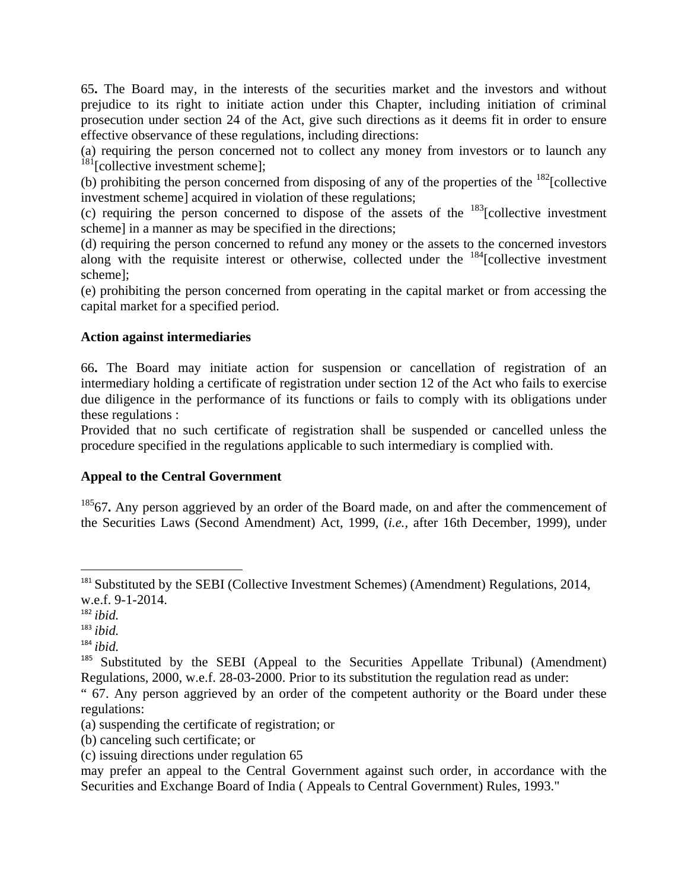65**.** The Board may, in the interests of the securities market and the investors and without prejudice to its right to initiate action under this Chapter, including initiation of criminal prosecution under section 24 of the Act, give such directions as it deems fit in order to ensure effective observance of these regulations, including directions:

(a) requiring the person concerned not to collect any money from investors or to launch any [181][collective investment scheme];

(b) prohibiting the person concerned from disposing of any of the properties of the [182][collective investment scheme] acquired in violation of these regulations;

(c) requiring the person concerned to dispose of the assets of the [183][collective investment scheme] in a manner as may be specified in the directions;

(d) requiring the person concerned to refund any money or the assets to the concerned investors along with the requisite interest or otherwise, collected under the [184][collective investment scheme];

(e) prohibiting the person concerned from operating in the capital market or from accessing the capital market for a specified period.

**Action against intermediaries**

66**.** The Board may initiate action for suspension or cancellation of registration of an intermediary holding a certificate of registration under section 12 of the Act who fails to exercise due diligence in the performance of its functions or fails to comply with its obligations under these regulations :

Provided that no such certificate of registration shall be suspended or cancelled unless the procedure specified in the regulations applicable to such intermediary is complied with.

**Appeal to the Central Government**

[185]67**.** Any person aggrieved by an order of the Board made, on and after the commencement of the Securities Laws (Second Amendment) Act, 1999, (*i.e.,* after 16th December, 1999), under

---

[181] Substituted by the SEBI (Collective Investment Schemes) (Amendment) Regulations, 2014, w.e.f. 9-1-2014.

[182] *ibid.*

[183] *ibid.*

[184] *ibid.*

[185] Substituted by the SEBI (Appeal to the Securities Appellate Tribunal) (Amendment) Regulations, 2000, w.e.f. 28-03-2000. Prior to its substitution the regulation read as under:

" 67. Any person aggrieved by an order of the competent authority or the Board under these regulations:

(a) suspending the certificate of registration; or

(b) canceling such certificate; or

(c) issuing directions under regulation 65

may prefer an appeal to the Central Government against such order, in accordance with the Securities and Exchange Board of India ( Appeals to Central Government) Rules, 1993."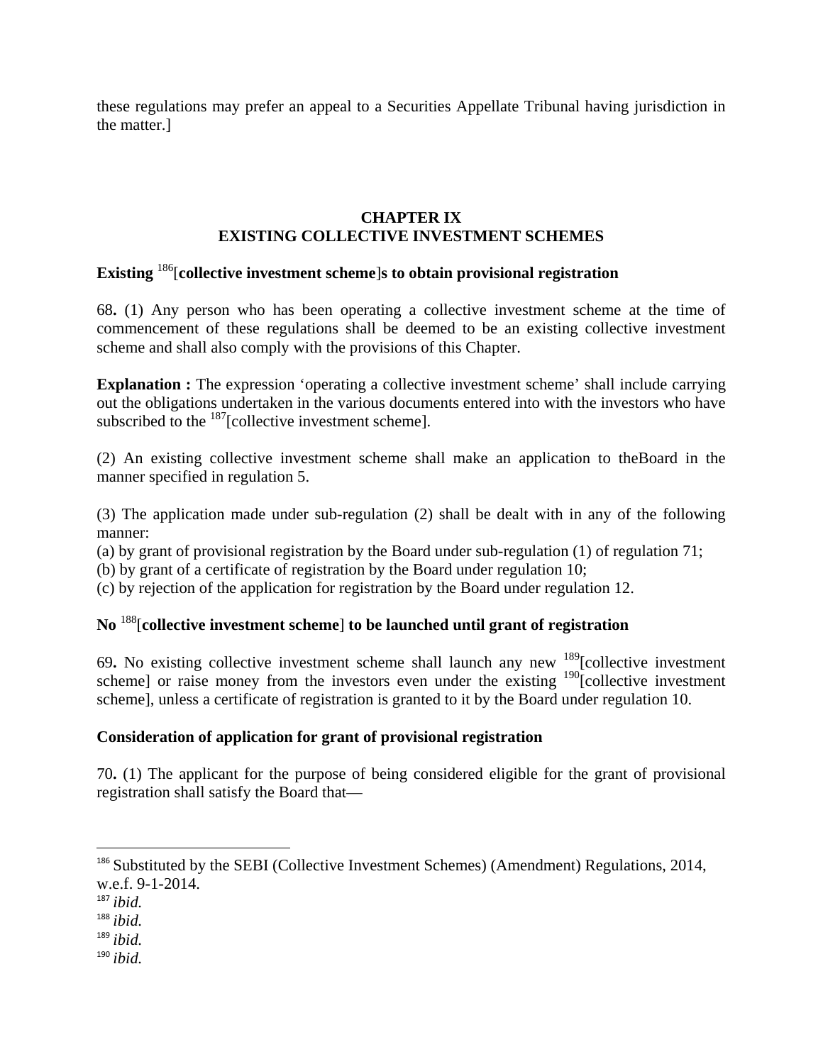these regulations may prefer an appeal to a Securities Appellate Tribunal having jurisdiction in the matter.]

## CHAPTER IX
## EXISTING COLLECTIVE INVESTMENT SCHEMES

### Existing [186][collective investment scheme]s to obtain provisional registration

68. (1) Any person who has been operating a collective investment scheme at the time of commencement of these regulations shall be deemed to be an existing collective investment scheme and shall also comply with the provisions of this Chapter.

**Explanation :** The expression 'operating a collective investment scheme' shall include carrying out the obligations undertaken in the various documents entered into with the investors who have subscribed to the [187][collective investment scheme].

(2) An existing collective investment scheme shall make an application to theBoard in the manner specified in regulation 5.

(3) The application made under sub-regulation (2) shall be dealt with in any of the following manner:
(a) by grant of provisional registration by the Board under sub-regulation (1) of regulation 71;
(b) by grant of a certificate of registration by the Board under regulation 10;
(c) by rejection of the application for registration by the Board under regulation 12.

### No [188][collective investment scheme] to be launched until grant of registration

69. No existing collective investment scheme shall launch any new [189][collective investment scheme] or raise money from the investors even under the existing [190][collective investment scheme], unless a certificate of registration is granted to it by the Board under regulation 10.

### Consideration of application for grant of provisional registration

70. (1) The applicant for the purpose of being considered eligible for the grant of provisional registration shall satisfy the Board that—

---

[186] Substituted by the SEBI (Collective Investment Schemes) (Amendment) Regulations, 2014, w.e.f. 9-1-2014.
[187] *ibid.*
[188] *ibid.*
[189] *ibid.*
[190] *ibid.*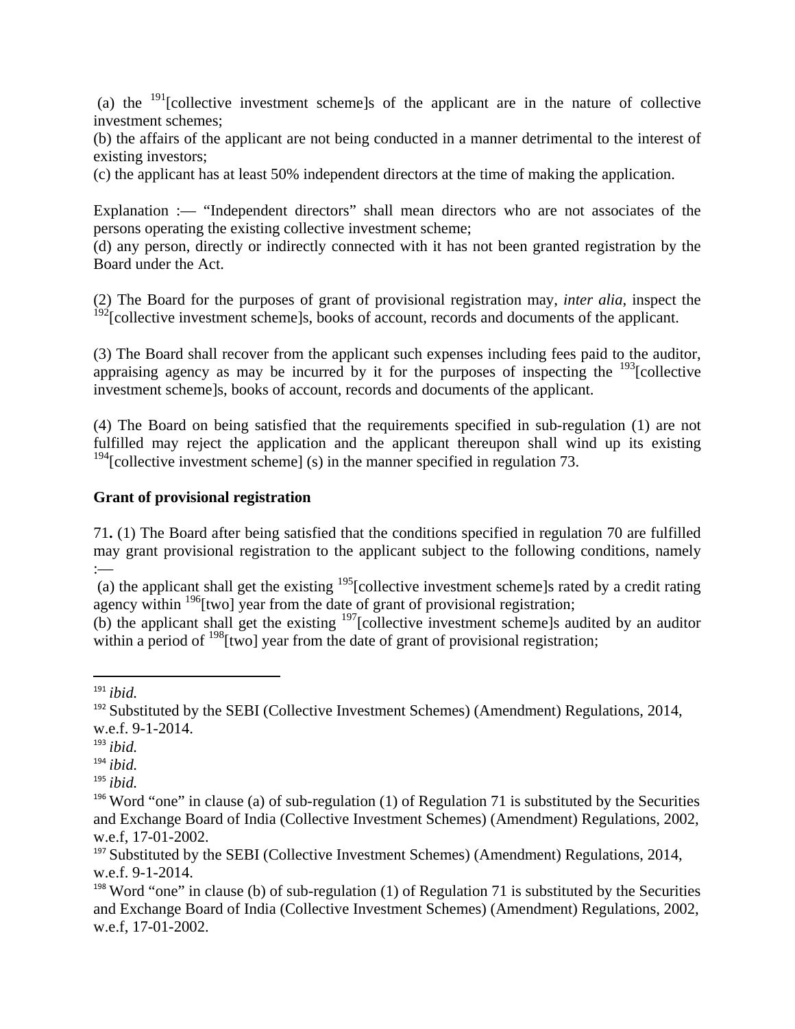(a) the [191][collective investment scheme]s of the applicant are in the nature of collective investment schemes;
(b) the affairs of the applicant are not being conducted in a manner detrimental to the interest of existing investors;
(c) the applicant has at least 50% independent directors at the time of making the application.

Explanation :— "Independent directors" shall mean directors who are not associates of the persons operating the existing collective investment scheme;
(d) any person, directly or indirectly connected with it has not been granted registration by the Board under the Act.

(2) The Board for the purposes of grant of provisional registration may, *inter alia*, inspect the [192][collective investment scheme]s, books of account, records and documents of the applicant.

(3) The Board shall recover from the applicant such expenses including fees paid to the auditor, appraising agency as may be incurred by it for the purposes of inspecting the [193][collective investment scheme]s, books of account, records and documents of the applicant.

(4) The Board on being satisfied that the requirements specified in sub-regulation (1) are not fulfilled may reject the application and the applicant thereupon shall wind up its existing [194][collective investment scheme] (s) in the manner specified in regulation 73.

**Grant of provisional registration**

71**.** (1) The Board after being satisfied that the conditions specified in regulation 70 are fulfilled may grant provisional registration to the applicant subject to the following conditions, namely :—
(a) the applicant shall get the existing [195][collective investment scheme]s rated by a credit rating agency within [196][two] year from the date of grant of provisional registration;
(b) the applicant shall get the existing [197][collective investment scheme]s audited by an auditor within a period of [198][two] year from the date of grant of provisional registration;

---

[191] *ibid.*
[192] Substituted by the SEBI (Collective Investment Schemes) (Amendment) Regulations, 2014, w.e.f. 9-1-2014.
[193] *ibid.*
[194] *ibid.*
[195] *ibid.*
[196] Word "one" in clause (a) of sub-regulation (1) of Regulation 71 is substituted by the Securities and Exchange Board of India (Collective Investment Schemes) (Amendment) Regulations, 2002, w.e.f, 17-01-2002.
[197] Substituted by the SEBI (Collective Investment Schemes) (Amendment) Regulations, 2014, w.e.f. 9-1-2014.
[198] Word "one" in clause (b) of sub-regulation (1) of Regulation 71 is substituted by the Securities and Exchange Board of India (Collective Investment Schemes) (Amendment) Regulations, 2002, w.e.f, 17-01-2002.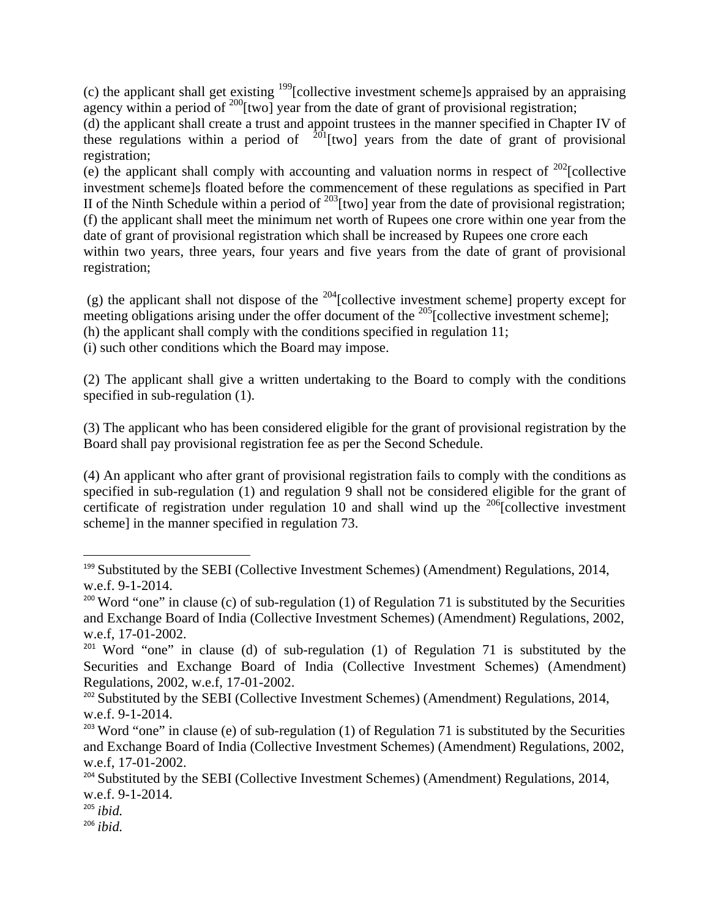(c) the applicant shall get existing [199][collective investment scheme]s appraised by an appraising agency within a period of [200][two] year from the date of grant of provisional registration;
(d) the applicant shall create a trust and appoint trustees in the manner specified in Chapter IV of these regulations within a period of [201][two] years from the date of grant of provisional registration;
(e) the applicant shall comply with accounting and valuation norms in respect of [202][collective investment scheme]s floated before the commencement of these regulations as specified in Part II of the Ninth Schedule within a period of [203][two] year from the date of provisional registration;
(f) the applicant shall meet the minimum net worth of Rupees one crore within one year from the date of grant of provisional registration which shall be increased by Rupees one crore each within two years, three years, four years and five years from the date of grant of provisional registration;

(g) the applicant shall not dispose of the [204][collective investment scheme] property except for meeting obligations arising under the offer document of the [205][collective investment scheme];
(h) the applicant shall comply with the conditions specified in regulation 11;
(i) such other conditions which the Board may impose.

(2) The applicant shall give a written undertaking to the Board to comply with the conditions specified in sub-regulation (1).

(3) The applicant who has been considered eligible for the grant of provisional registration by the Board shall pay provisional registration fee as per the Second Schedule.

(4) An applicant who after grant of provisional registration fails to comply with the conditions as specified in sub-regulation (1) and regulation 9 shall not be considered eligible for the grant of certificate of registration under regulation 10 and shall wind up the [206][collective investment scheme] in the manner specified in regulation 73.

---

[199] Substituted by the SEBI (Collective Investment Schemes) (Amendment) Regulations, 2014, w.e.f. 9-1-2014.
[200] Word "one" in clause (c) of sub-regulation (1) of Regulation 71 is substituted by the Securities and Exchange Board of India (Collective Investment Schemes) (Amendment) Regulations, 2002, w.e.f, 17-01-2002.
[201] Word "one" in clause (d) of sub-regulation (1) of Regulation 71 is substituted by the Securities and Exchange Board of India (Collective Investment Schemes) (Amendment) Regulations, 2002, w.e.f, 17-01-2002.
[202] Substituted by the SEBI (Collective Investment Schemes) (Amendment) Regulations, 2014, w.e.f. 9-1-2014.
[203] Word "one" in clause (e) of sub-regulation (1) of Regulation 71 is substituted by the Securities and Exchange Board of India (Collective Investment Schemes) (Amendment) Regulations, 2002, w.e.f, 17-01-2002.
[204] Substituted by the SEBI (Collective Investment Schemes) (Amendment) Regulations, 2014, w.e.f. 9-1-2014.
[205] *ibid.*
[206] *ibid.*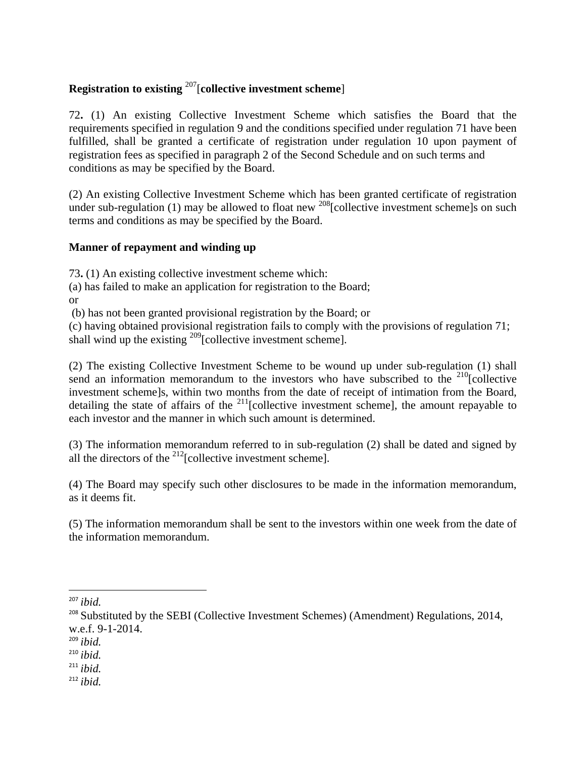**Registration to existing [207][collective investment scheme]**

72**.** (1) An existing Collective Investment Scheme which satisfies the Board that the requirements specified in regulation 9 and the conditions specified under regulation 71 have been fulfilled, shall be granted a certificate of registration under regulation 10 upon payment of registration fees as specified in paragraph 2 of the Second Schedule and on such terms and conditions as may be specified by the Board.

(2) An existing Collective Investment Scheme which has been granted certificate of registration under sub-regulation (1) may be allowed to float new [208][collective investment scheme]s on such terms and conditions as may be specified by the Board.

**Manner of repayment and winding up**

73**.** (1) An existing collective investment scheme which:
(a) has failed to make an application for registration to the Board;
or
(b) has not been granted provisional registration by the Board; or
(c) having obtained provisional registration fails to comply with the provisions of regulation 71;
shall wind up the existing [209][collective investment scheme].

(2) The existing Collective Investment Scheme to be wound up under sub-regulation (1) shall send an information memorandum to the investors who have subscribed to the [210][collective investment scheme]s, within two months from the date of receipt of intimation from the Board, detailing the state of affairs of the [211][collective investment scheme], the amount repayable to each investor and the manner in which such amount is determined.

(3) The information memorandum referred to in sub-regulation (2) shall be dated and signed by all the directors of the [212][collective investment scheme].

(4) The Board may specify such other disclosures to be made in the information memorandum, as it deems fit.

(5) The information memorandum shall be sent to the investors within one week from the date of the information memorandum.

---

[207] *ibid.*
[208] Substituted by the SEBI (Collective Investment Schemes) (Amendment) Regulations, 2014, w.e.f. 9-1-2014.
[209] *ibid.*
[210] *ibid.*
[211] *ibid.*
[212] *ibid.*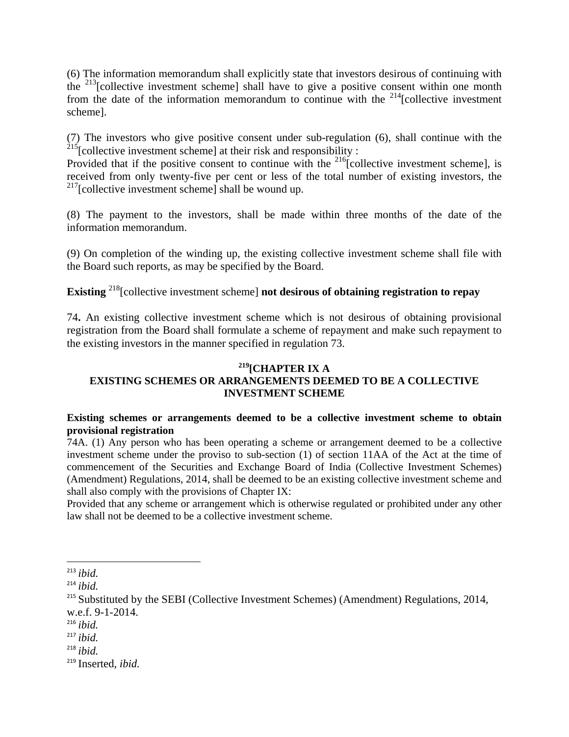(6) The information memorandum shall explicitly state that investors desirous of continuing with the [213][collective investment scheme] shall have to give a positive consent within one month from the date of the information memorandum to continue with the [214][collective investment scheme].

(7) The investors who give positive consent under sub-regulation (6), shall continue with the [215][collective investment scheme] at their risk and responsibility :

Provided that if the positive consent to continue with the [216][collective investment scheme], is received from only twenty-five per cent or less of the total number of existing investors, the [217][collective investment scheme] shall be wound up.

(8) The payment to the investors, shall be made within three months of the date of the information memorandum.

(9) On completion of the winding up, the existing collective investment scheme shall file with the Board such reports, as may be specified by the Board.

**Existing** [218][collective investment scheme] **not desirous of obtaining registration to repay**

74**.** An existing collective investment scheme which is not desirous of obtaining provisional registration from the Board shall formulate a scheme of repayment and make such repayment to the existing investors in the manner specified in regulation 73.

## [219][CHAPTER IX A
## EXISTING SCHEMES OR ARRANGEMENTS DEEMED TO BE A COLLECTIVE INVESTMENT SCHEME

**Existing schemes or arrangements deemed to be a collective investment scheme to obtain provisional registration**

74A. (1) Any person who has been operating a scheme or arrangement deemed to be a collective investment scheme under the proviso to sub-section (1) of section 11AA of the Act at the time of commencement of the Securities and Exchange Board of India (Collective Investment Schemes) (Amendment) Regulations, 2014, shall be deemed to be an existing collective investment scheme and shall also comply with the provisions of Chapter IX:

Provided that any scheme or arrangement which is otherwise regulated or prohibited under any other law shall not be deemed to be a collective investment scheme.

---

[213] *ibid.*

[214] *ibid.*

[215] Substituted by the SEBI (Collective Investment Schemes) (Amendment) Regulations, 2014, w.e.f. 9-1-2014.

[216] *ibid.*

[217] *ibid.*

[218] *ibid.*

[219] Inserted, *ibid.*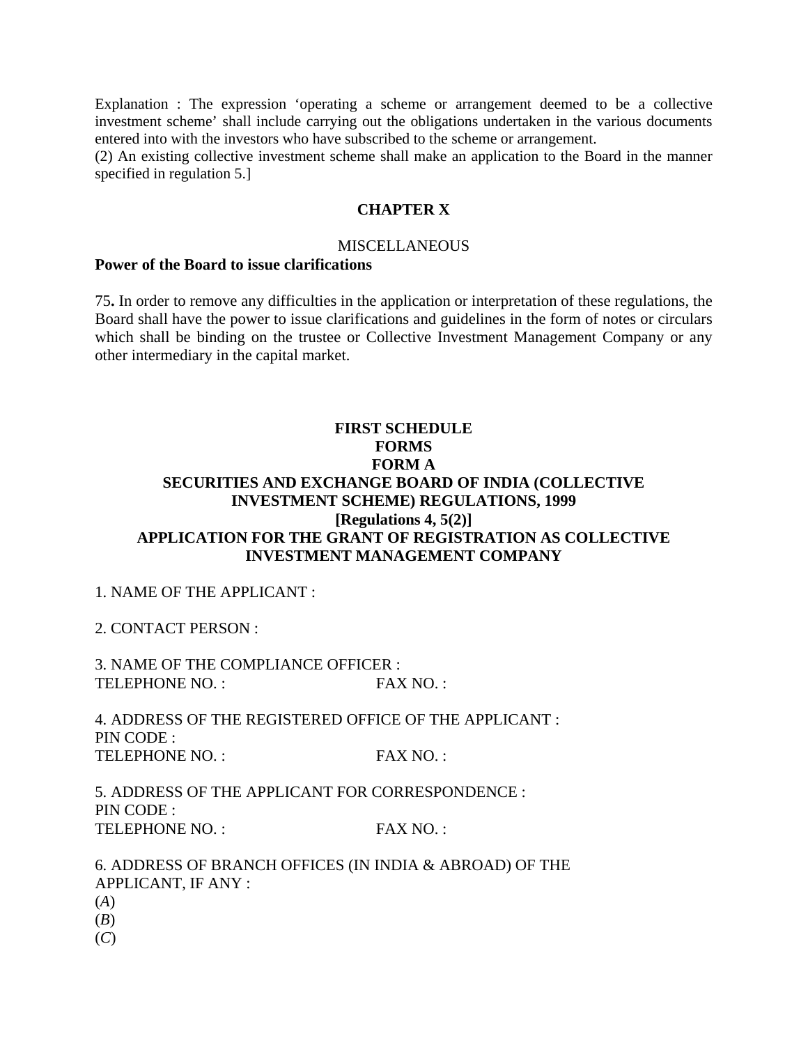Explanation : The expression 'operating a scheme or arrangement deemed to be a collective investment scheme' shall include carrying out the obligations undertaken in the various documents entered into with the investors who have subscribed to the scheme or arrangement.

(2) An existing collective investment scheme shall make an application to the Board in the manner specified in regulation 5.]

## CHAPTER X

MISCELLANEOUS

**Power of the Board to issue clarifications**

75**.** In order to remove any difficulties in the application or interpretation of these regulations, the Board shall have the power to issue clarifications and guidelines in the form of notes or circulars which shall be binding on the trustee or Collective Investment Management Company or any other intermediary in the capital market.

## FIRST SCHEDULE

### FORMS

### FORM A

### SECURITIES AND EXCHANGE BOARD OF INDIA (COLLECTIVE INVESTMENT SCHEME) REGULATIONS, 1999

**[Regulations 4, 5(2)]**

### APPLICATION FOR THE GRANT OF REGISTRATION AS COLLECTIVE INVESTMENT MANAGEMENT COMPANY

1. NAME OF THE APPLICANT :

2. CONTACT PERSON :

3. NAME OF THE COMPLIANCE OFFICER :
TELEPHONE NO. : FAX NO. :

4. ADDRESS OF THE REGISTERED OFFICE OF THE APPLICANT :
PIN CODE :
TELEPHONE NO. : FAX NO. :

5. ADDRESS OF THE APPLICANT FOR CORRESPONDENCE :
PIN CODE :
TELEPHONE NO. : FAX NO. :

6. ADDRESS OF BRANCH OFFICES (IN INDIA & ABROAD) OF THE APPLICANT, IF ANY :
(*A*)
(*B*)
(*C*)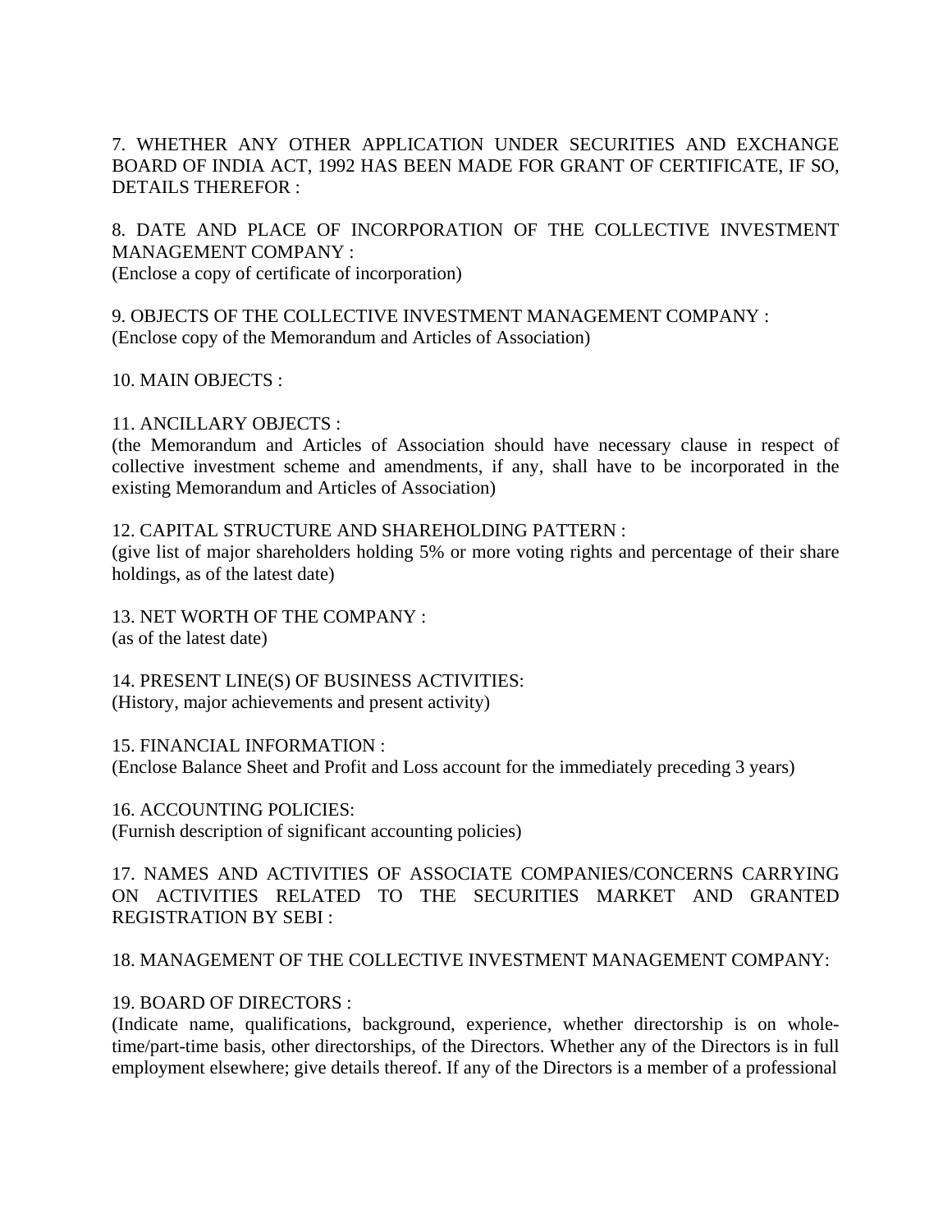7. WHETHER ANY OTHER APPLICATION UNDER SECURITIES AND EXCHANGE BOARD OF INDIA ACT, 1992 HAS BEEN MADE FOR GRANT OF CERTIFICATE, IF SO, DETAILS THEREFOR :

8. DATE AND PLACE OF INCORPORATION OF THE COLLECTIVE INVESTMENT MANAGEMENT COMPANY :
(Enclose a copy of certificate of incorporation)

9. OBJECTS OF THE COLLECTIVE INVESTMENT MANAGEMENT COMPANY :
(Enclose copy of the Memorandum and Articles of Association)

10. MAIN OBJECTS :

11. ANCILLARY OBJECTS :
(the Memorandum and Articles of Association should have necessary clause in respect of collective investment scheme and amendments, if any, shall have to be incorporated in the existing Memorandum and Articles of Association)

12. CAPITAL STRUCTURE AND SHAREHOLDING PATTERN :
(give list of major shareholders holding 5% or more voting rights and percentage of their share holdings, as of the latest date)

13. NET WORTH OF THE COMPANY :
(as of the latest date)

14. PRESENT LINE(S) OF BUSINESS ACTIVITIES:
(History, major achievements and present activity)

15. FINANCIAL INFORMATION :
(Enclose Balance Sheet and Profit and Loss account for the immediately preceding 3 years)

16. ACCOUNTING POLICIES:
(Furnish description of significant accounting policies)

17. NAMES AND ACTIVITIES OF ASSOCIATE COMPANIES/CONCERNS CARRYING ON ACTIVITIES RELATED TO THE SECURITIES MARKET AND GRANTED REGISTRATION BY SEBI :

18. MANAGEMENT OF THE COLLECTIVE INVESTMENT MANAGEMENT COMPANY:

19. BOARD OF DIRECTORS :
(Indicate name, qualifications, background, experience, whether directorship is on whole-time/part-time basis, other directorships, of the Directors. Whether any of the Directors is in full employment elsewhere; give details thereof. If any of the Directors is a member of a professional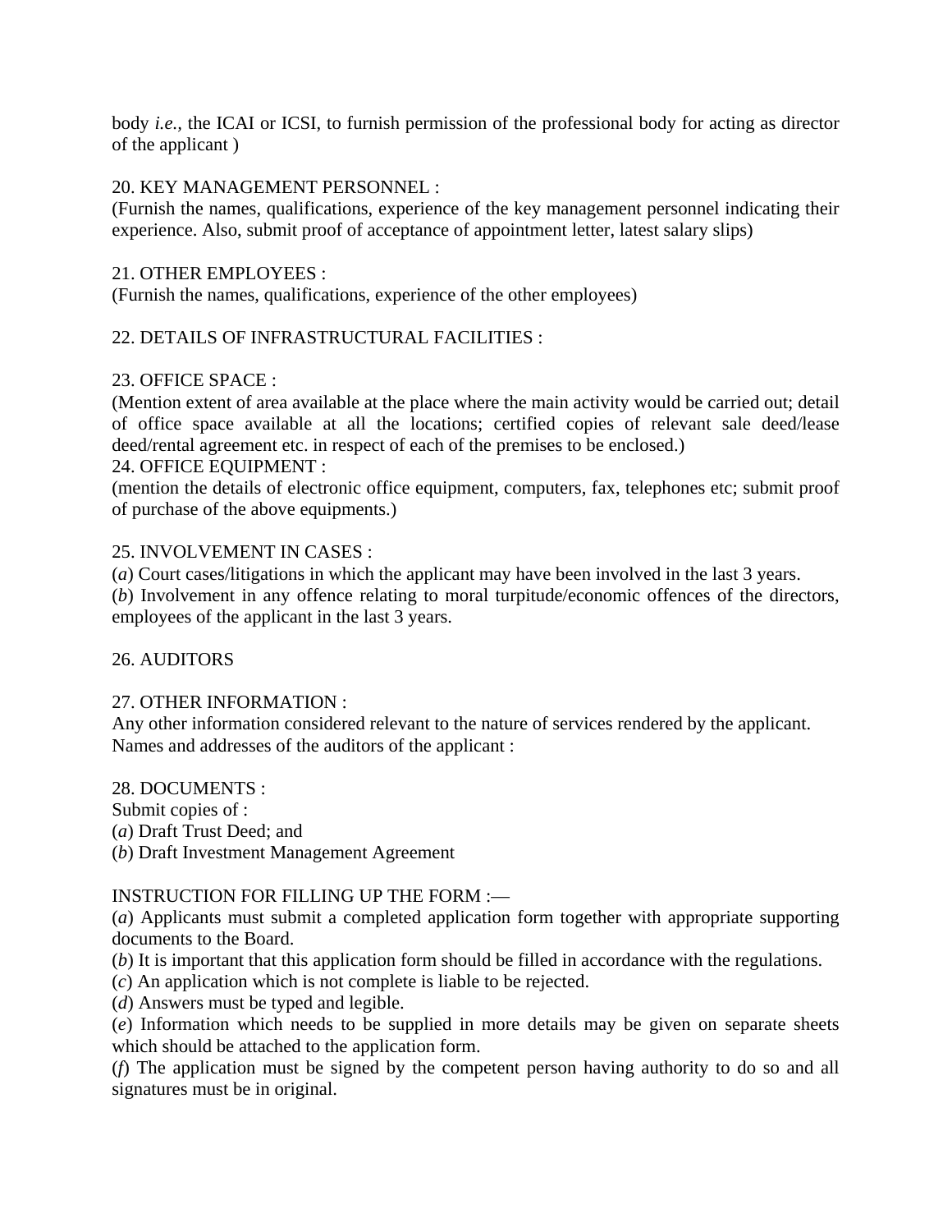body *i.e.*, the ICAI or ICSI, to furnish permission of the professional body for acting as director of the applicant )

20. KEY MANAGEMENT PERSONNEL :
(Furnish the names, qualifications, experience of the key management personnel indicating their experience. Also, submit proof of acceptance of appointment letter, latest salary slips)

21. OTHER EMPLOYEES :
(Furnish the names, qualifications, experience of the other employees)

22. DETAILS OF INFRASTRUCTURAL FACILITIES :

23. OFFICE SPACE :
(Mention extent of area available at the place where the main activity would be carried out; detail of office space available at all the locations; certified copies of relevant sale deed/lease deed/rental agreement etc. in respect of each of the premises to be enclosed.)

24. OFFICE EQUIPMENT :
(mention the details of electronic office equipment, computers, fax, telephones etc; submit proof of purchase of the above equipments.)

25. INVOLVEMENT IN CASES :
(*a*) Court cases/litigations in which the applicant may have been involved in the last 3 years.
(*b*) Involvement in any offence relating to moral turpitude/economic offences of the directors, employees of the applicant in the last 3 years.

26. AUDITORS

27. OTHER INFORMATION :
Any other information considered relevant to the nature of services rendered by the applicant.
Names and addresses of the auditors of the applicant :

28. DOCUMENTS :
Submit copies of :
(*a*) Draft Trust Deed; and
(*b*) Draft Investment Management Agreement

INSTRUCTION FOR FILLING UP THE FORM :—
(*a*) Applicants must submit a completed application form together with appropriate supporting documents to the Board.
(*b*) It is important that this application form should be filled in accordance with the regulations.
(*c*) An application which is not complete is liable to be rejected.
(*d*) Answers must be typed and legible.
(*e*) Information which needs to be supplied in more details may be given on separate sheets which should be attached to the application form.
(*f*) The application must be signed by the competent person having authority to do so and all signatures must be in original.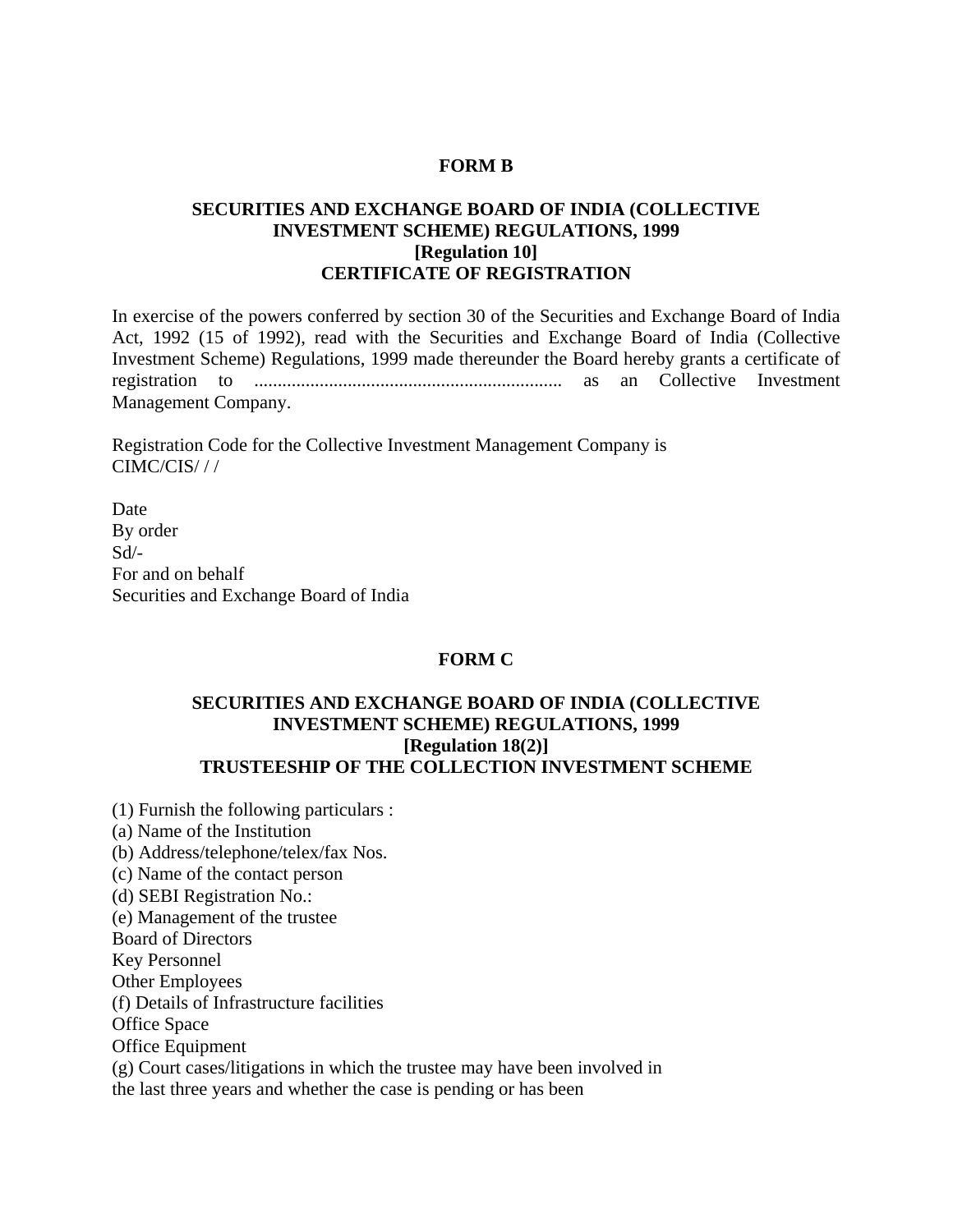**FORM B**

**SECURITIES AND EXCHANGE BOARD OF INDIA (COLLECTIVE INVESTMENT SCHEME) REGULATIONS, 1999**
**[Regulation 10]**
**CERTIFICATE OF REGISTRATION**

In exercise of the powers conferred by section 30 of the Securities and Exchange Board of India Act, 1992 (15 of 1992), read with the Securities and Exchange Board of India (Collective Investment Scheme) Regulations, 1999 made thereunder the Board hereby grants a certificate of registration to ................................................................. as an Collective Investment Management Company.

Registration Code for the Collective Investment Management Company is
CIMC/CIS/ / /

Date
By order
Sd/-
For and on behalf
Securities and Exchange Board of India

**FORM C**

**SECURITIES AND EXCHANGE BOARD OF INDIA (COLLECTIVE INVESTMENT SCHEME) REGULATIONS, 1999**
**[Regulation 18(2)]**
**TRUSTEESHIP OF THE COLLECTION INVESTMENT SCHEME**

(1) Furnish the following particulars :
(a) Name of the Institution
(b) Address/telephone/telex/fax Nos.
(c) Name of the contact person
(d) SEBI Registration No.:
(e) Management of the trustee
Board of Directors
Key Personnel
Other Employees
(f) Details of Infrastructure facilities
Office Space
Office Equipment
(g) Court cases/litigations in which the trustee may have been involved in the last three years and whether the case is pending or has been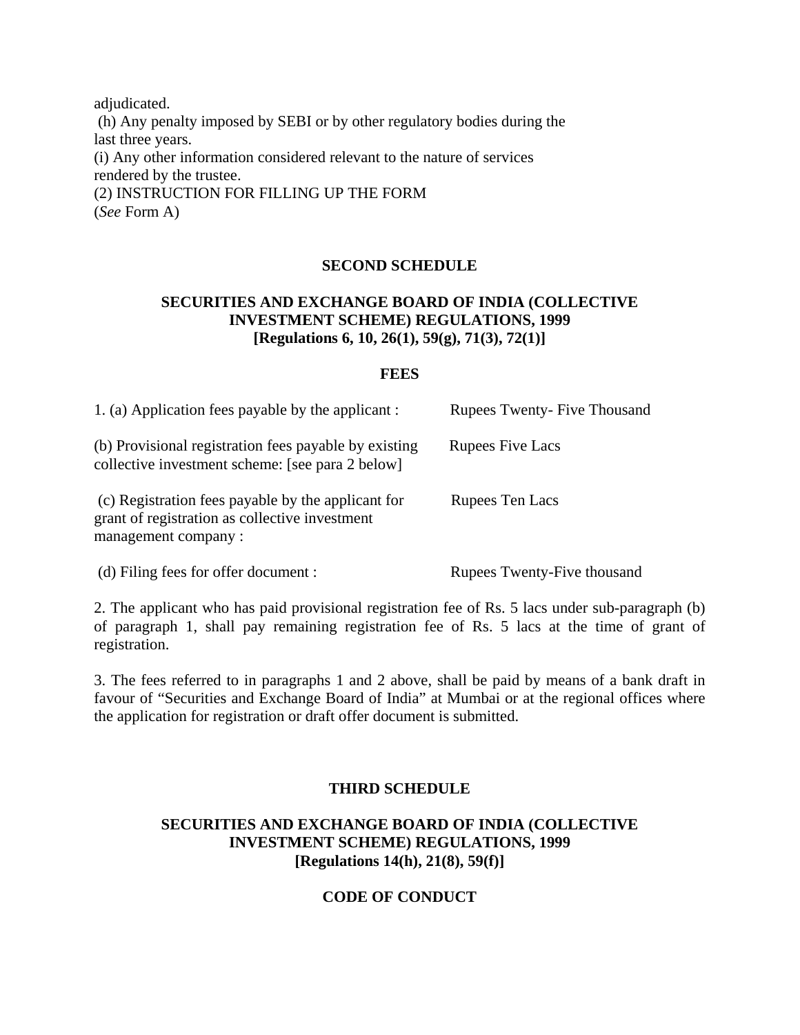adjudicated.

(h) Any penalty imposed by SEBI or by other regulatory bodies during the last three years.

(i) Any other information considered relevant to the nature of services rendered by the trustee.

(2) INSTRUCTION FOR FILLING UP THE FORM

(*See* Form A)

## SECOND SCHEDULE

### SECURITIES AND EXCHANGE BOARD OF INDIA (COLLECTIVE INVESTMENT SCHEME) REGULATIONS, 1999
### [Regulations 6, 10, 26(1), 59(g), 71(3), 72(1)]

### FEES

| | |
|---|---|
| 1. (a) Application fees payable by the applicant : | Rupees Twenty- Five Thousand |
| (b) Provisional registration fees payable by existing collective investment scheme: [see para 2 below] | Rupees Five Lacs |
| (c) Registration fees payable by the applicant for grant of registration as collective investment management company : | Rupees Ten Lacs |
| (d) Filing fees for offer document : | Rupees Twenty-Five thousand |

2. The applicant who has paid provisional registration fee of Rs. 5 lacs under sub-paragraph (b) of paragraph 1, shall pay remaining registration fee of Rs. 5 lacs at the time of grant of registration.

3. The fees referred to in paragraphs 1 and 2 above, shall be paid by means of a bank draft in favour of "Securities and Exchange Board of India" at Mumbai or at the regional offices where the application for registration or draft offer document is submitted.

## THIRD SCHEDULE

### SECURITIES AND EXCHANGE BOARD OF INDIA (COLLECTIVE INVESTMENT SCHEME) REGULATIONS, 1999
### [Regulations 14(h), 21(8), 59(f)]

### CODE OF CONDUCT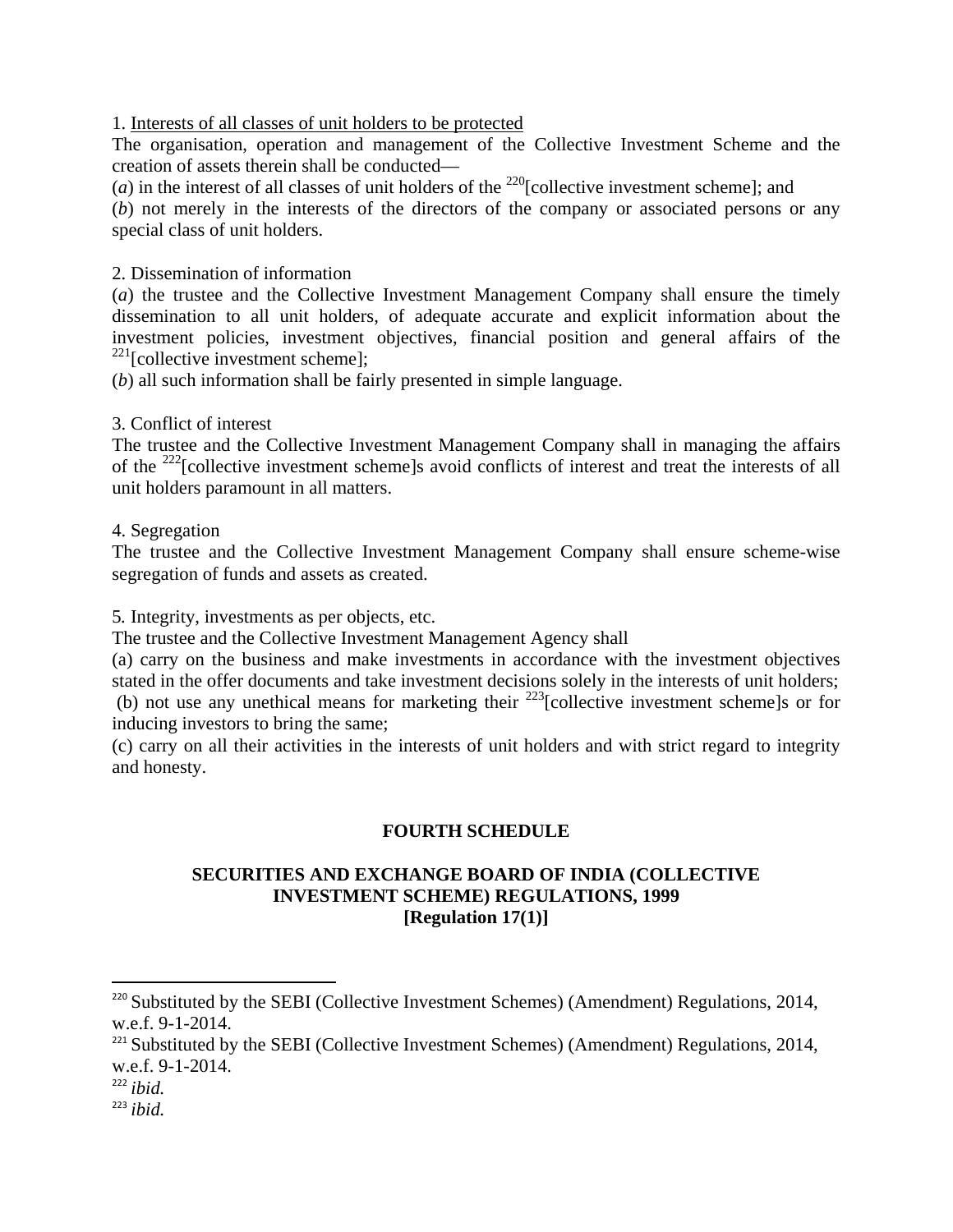1. Interests of all classes of unit holders to be protected

The organisation, operation and management of the Collective Investment Scheme and the creation of assets therein shall be conducted—

(*a*) in the interest of all classes of unit holders of the [220][collective investment scheme]; and

(*b*) not merely in the interests of the directors of the company or associated persons or any special class of unit holders.

2. Dissemination of information

(*a*) the trustee and the Collective Investment Management Company shall ensure the timely dissemination to all unit holders, of adequate accurate and explicit information about the investment policies, investment objectives, financial position and general affairs of the [221][collective investment scheme];

(*b*) all such information shall be fairly presented in simple language.

3. Conflict of interest

The trustee and the Collective Investment Management Company shall in managing the affairs of the [222][collective investment scheme]s avoid conflicts of interest and treat the interests of all unit holders paramount in all matters.

4. Segregation

The trustee and the Collective Investment Management Company shall ensure scheme-wise segregation of funds and assets as created.

5. Integrity, investments as per objects, etc.

The trustee and the Collective Investment Management Agency shall

(a) carry on the business and make investments in accordance with the investment objectives stated in the offer documents and take investment decisions solely in the interests of unit holders;

(b) not use any unethical means for marketing their [223][collective investment scheme]s or for inducing investors to bring the same;

(c) carry on all their activities in the interests of unit holders and with strict regard to integrity and honesty.

## FOURTH SCHEDULE

### SECURITIES AND EXCHANGE BOARD OF INDIA (COLLECTIVE INVESTMENT SCHEME) REGULATIONS, 1999
**[Regulation 17(1)]**

---

[220] Substituted by the SEBI (Collective Investment Schemes) (Amendment) Regulations, 2014, w.e.f. 9-1-2014.

[221] Substituted by the SEBI (Collective Investment Schemes) (Amendment) Regulations, 2014, w.e.f. 9-1-2014.

[222] *ibid.*

[223] *ibid.*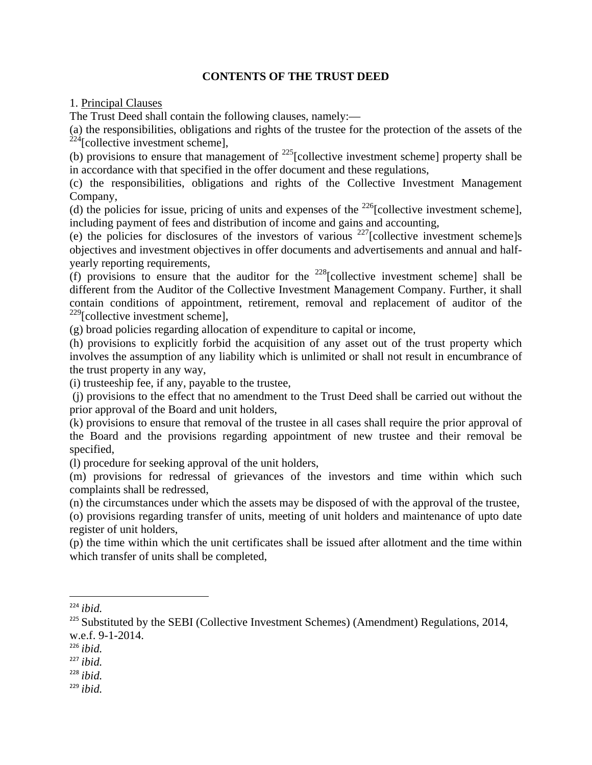**CONTENTS OF THE TRUST DEED**

1. Principal Clauses

The Trust Deed shall contain the following clauses, namely:—

(a) the responsibilities, obligations and rights of the trustee for the protection of the assets of the [224][collective investment scheme],

(b) provisions to ensure that management of [225][collective investment scheme] property shall be in accordance with that specified in the offer document and these regulations,

(c) the responsibilities, obligations and rights of the Collective Investment Management Company,

(d) the policies for issue, pricing of units and expenses of the [226][collective investment scheme], including payment of fees and distribution of income and gains and accounting,

(e) the policies for disclosures of the investors of various [227][collective investment scheme]s objectives and investment objectives in offer documents and advertisements and annual and half-yearly reporting requirements,

(f) provisions to ensure that the auditor for the [228][collective investment scheme] shall be different from the Auditor of the Collective Investment Management Company. Further, it shall contain conditions of appointment, retirement, removal and replacement of auditor of the [229][collective investment scheme],

(g) broad policies regarding allocation of expenditure to capital or income,

(h) provisions to explicitly forbid the acquisition of any asset out of the trust property which involves the assumption of any liability which is unlimited or shall not result in encumbrance of the trust property in any way,

(i) trusteeship fee, if any, payable to the trustee,

(j) provisions to the effect that no amendment to the Trust Deed shall be carried out without the prior approval of the Board and unit holders,

(k) provisions to ensure that removal of the trustee in all cases shall require the prior approval of the Board and the provisions regarding appointment of new trustee and their removal be specified,

(l) procedure for seeking approval of the unit holders,

(m) provisions for redressal of grievances of the investors and time within which such complaints shall be redressed,

(n) the circumstances under which the assets may be disposed of with the approval of the trustee,

(o) provisions regarding transfer of units, meeting of unit holders and maintenance of upto date register of unit holders,

(p) the time within which the unit certificates shall be issued after allotment and the time within which transfer of units shall be completed,

---

[224] *ibid.*

[225] Substituted by the SEBI (Collective Investment Schemes) (Amendment) Regulations, 2014, w.e.f. 9-1-2014.

[226] *ibid.*

[227] *ibid.*

[228] *ibid.*

[229] *ibid.*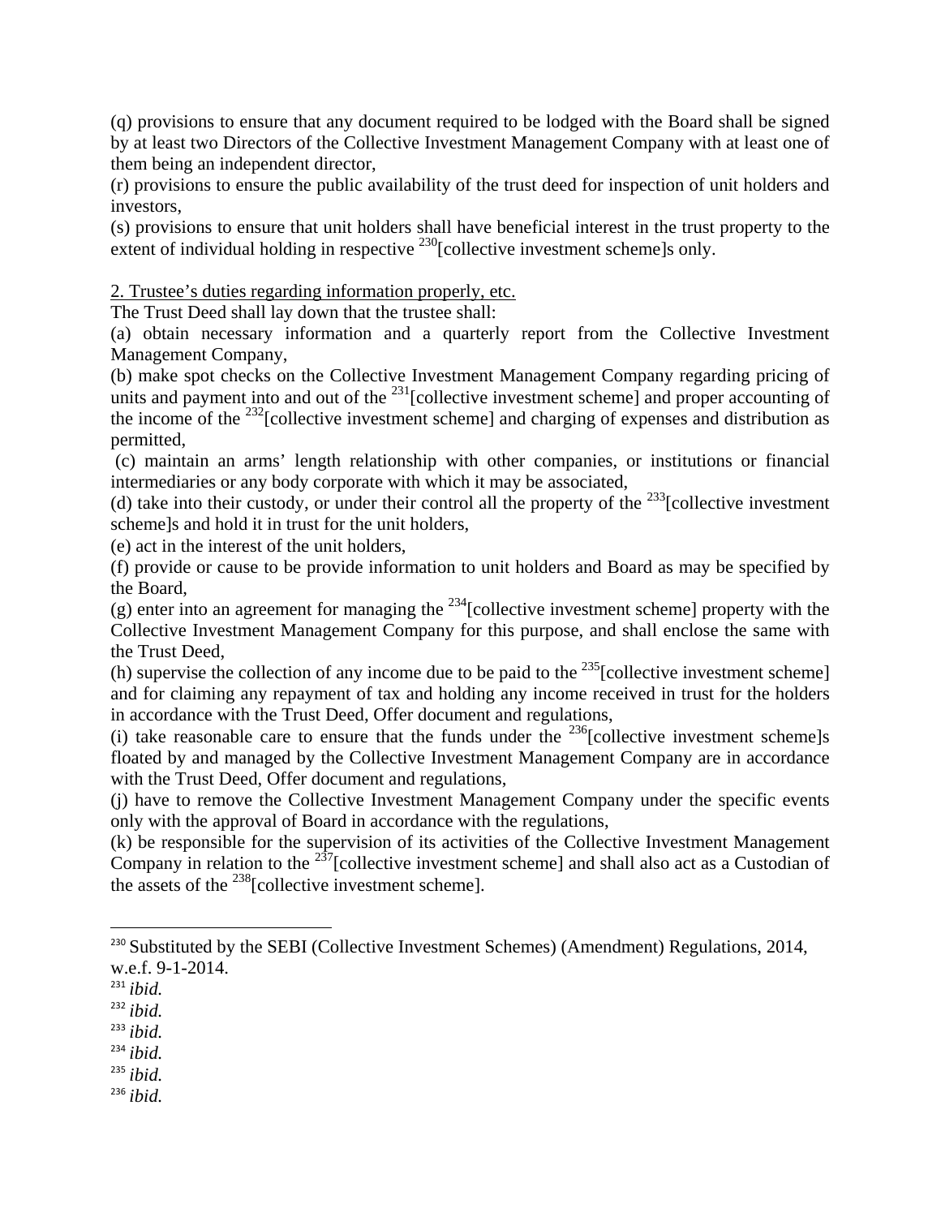(q) provisions to ensure that any document required to be lodged with the Board shall be signed by at least two Directors of the Collective Investment Management Company with at least one of them being an independent director,

(r) provisions to ensure the public availability of the trust deed for inspection of unit holders and investors,

(s) provisions to ensure that unit holders shall have beneficial interest in the trust property to the extent of individual holding in respective [230][collective investment scheme]s only.

2. Trustee's duties regarding information properly, etc.

The Trust Deed shall lay down that the trustee shall:

(a) obtain necessary information and a quarterly report from the Collective Investment Management Company,

(b) make spot checks on the Collective Investment Management Company regarding pricing of units and payment into and out of the [231][collective investment scheme] and proper accounting of the income of the [232][collective investment scheme] and charging of expenses and distribution as permitted,

(c) maintain an arms' length relationship with other companies, or institutions or financial intermediaries or any body corporate with which it may be associated,

(d) take into their custody, or under their control all the property of the [233][collective investment scheme]s and hold it in trust for the unit holders,

(e) act in the interest of the unit holders,

(f) provide or cause to be provide information to unit holders and Board as may be specified by the Board,

(g) enter into an agreement for managing the [234][collective investment scheme] property with the Collective Investment Management Company for this purpose, and shall enclose the same with the Trust Deed,

(h) supervise the collection of any income due to be paid to the [235][collective investment scheme] and for claiming any repayment of tax and holding any income received in trust for the holders in accordance with the Trust Deed, Offer document and regulations,

(i) take reasonable care to ensure that the funds under the [236][collective investment scheme]s floated by and managed by the Collective Investment Management Company are in accordance with the Trust Deed, Offer document and regulations,

(j) have to remove the Collective Investment Management Company under the specific events only with the approval of Board in accordance with the regulations,

(k) be responsible for the supervision of its activities of the Collective Investment Management Company in relation to the [237][collective investment scheme] and shall also act as a Custodian of the assets of the [238][collective investment scheme].

---

[230] Substituted by the SEBI (Collective Investment Schemes) (Amendment) Regulations, 2014, w.e.f. 9-1-2014.

[231] *ibid.*

[232] *ibid.*

[233] *ibid.*

[234] *ibid.*

[235] *ibid.*

[236] *ibid.*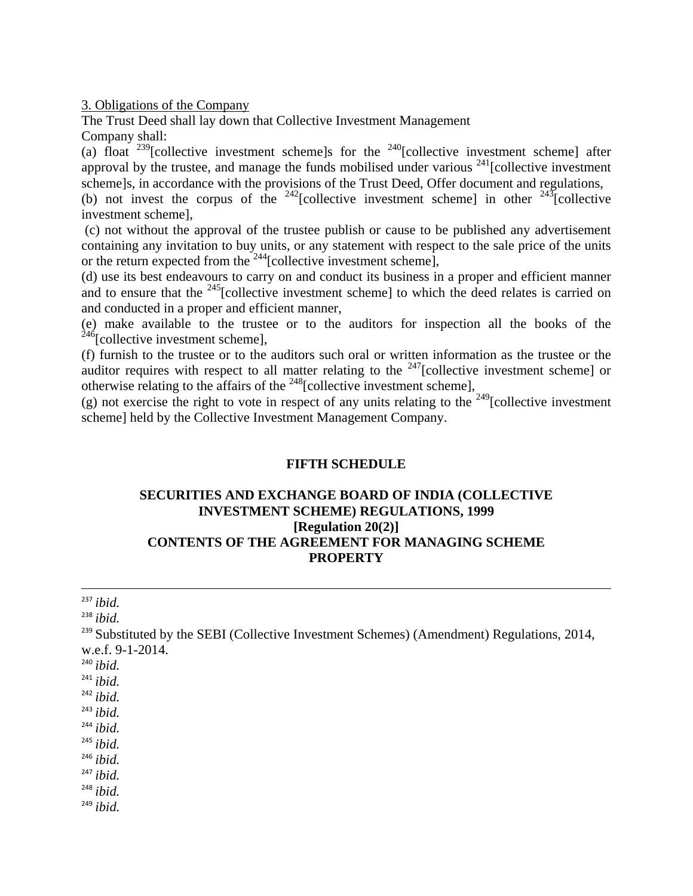<u>3. Obligations of the Company</u>

The Trust Deed shall lay down that Collective Investment Management Company shall:

(a) float [239][collective investment scheme]s for the [240][collective investment scheme] after approval by the trustee, and manage the funds mobilised under various [241][collective investment scheme]s, in accordance with the provisions of the Trust Deed, Offer document and regulations,

(b) not invest the corpus of the [242][collective investment scheme] in other [243][collective investment scheme],

(c) not without the approval of the trustee publish or cause to be published any advertisement containing any invitation to buy units, or any statement with respect to the sale price of the units or the return expected from the [244][collective investment scheme],

(d) use its best endeavours to carry on and conduct its business in a proper and efficient manner and to ensure that the [245][collective investment scheme] to which the deed relates is carried on and conducted in a proper and efficient manner,

(e) make available to the trustee or to the auditors for inspection all the books of the [246][collective investment scheme],

(f) furnish to the trustee or to the auditors such oral or written information as the trustee or the auditor requires with respect to all matter relating to the [247][collective investment scheme] or otherwise relating to the affairs of the [248][collective investment scheme],

(g) not exercise the right to vote in respect of any units relating to the [249][collective investment scheme] held by the Collective Investment Management Company.

**FIFTH SCHEDULE**

**SECURITIES AND EXCHANGE BOARD OF INDIA (COLLECTIVE INVESTMENT SCHEME) REGULATIONS, 1999**
**[Regulation 20(2)]**
**CONTENTS OF THE AGREEMENT FOR MANAGING SCHEME PROPERTY**

---

[237] *ibid.*
[238] *ibid.*
[239] Substituted by the SEBI (Collective Investment Schemes) (Amendment) Regulations, 2014, w.e.f. 9-1-2014.
[240] *ibid.*
[241] *ibid.*
[242] *ibid.*
[243] *ibid.*
[244] *ibid.*
[245] *ibid.*
[246] *ibid.*
[247] *ibid.*
[248] *ibid.*
[249] *ibid.*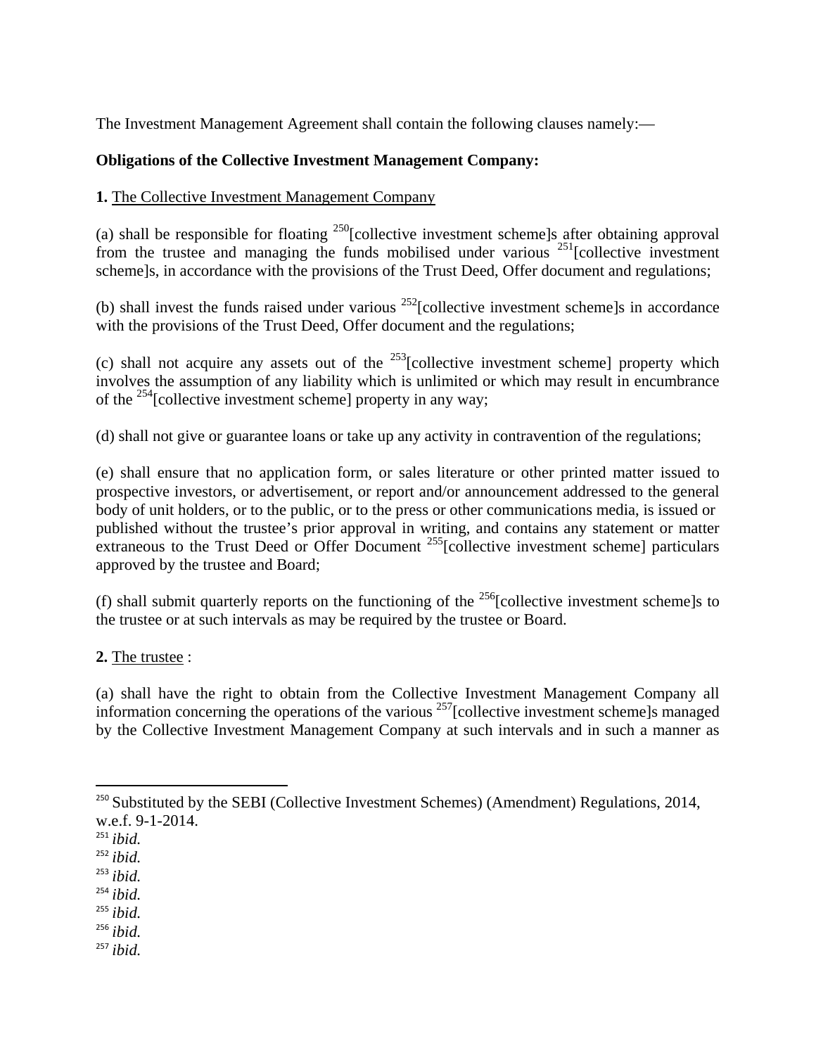The Investment Management Agreement shall contain the following clauses namely:—

**Obligations of the Collective Investment Management Company:**

**1.** The Collective Investment Management Company

(a) shall be responsible for floating [250][collective investment scheme]s after obtaining approval from the trustee and managing the funds mobilised under various [251][collective investment scheme]s, in accordance with the provisions of the Trust Deed, Offer document and regulations;

(b) shall invest the funds raised under various [252][collective investment scheme]s in accordance with the provisions of the Trust Deed, Offer document and the regulations;

(c) shall not acquire any assets out of the [253][collective investment scheme] property which involves the assumption of any liability which is unlimited or which may result in encumbrance of the [254][collective investment scheme] property in any way;

(d) shall not give or guarantee loans or take up any activity in contravention of the regulations;

(e) shall ensure that no application form, or sales literature or other printed matter issued to prospective investors, or advertisement, or report and/or announcement addressed to the general body of unit holders, or to the public, or to the press or other communications media, is issued or published without the trustee's prior approval in writing, and contains any statement or matter extraneous to the Trust Deed or Offer Document [255][collective investment scheme] particulars approved by the trustee and Board;

(f) shall submit quarterly reports on the functioning of the [256][collective investment scheme]s to the trustee or at such intervals as may be required by the trustee or Board.

**2.** The trustee :

(a) shall have the right to obtain from the Collective Investment Management Company all information concerning the operations of the various [257][collective investment scheme]s managed by the Collective Investment Management Company at such intervals and in such a manner as

---

[250] Substituted by the SEBI (Collective Investment Schemes) (Amendment) Regulations, 2014, w.e.f. 9-1-2014.

[251] *ibid.*

[252] *ibid.*

[253] *ibid.*

[254] *ibid.*

[255] *ibid.*

[256] *ibid.*

[257] *ibid.*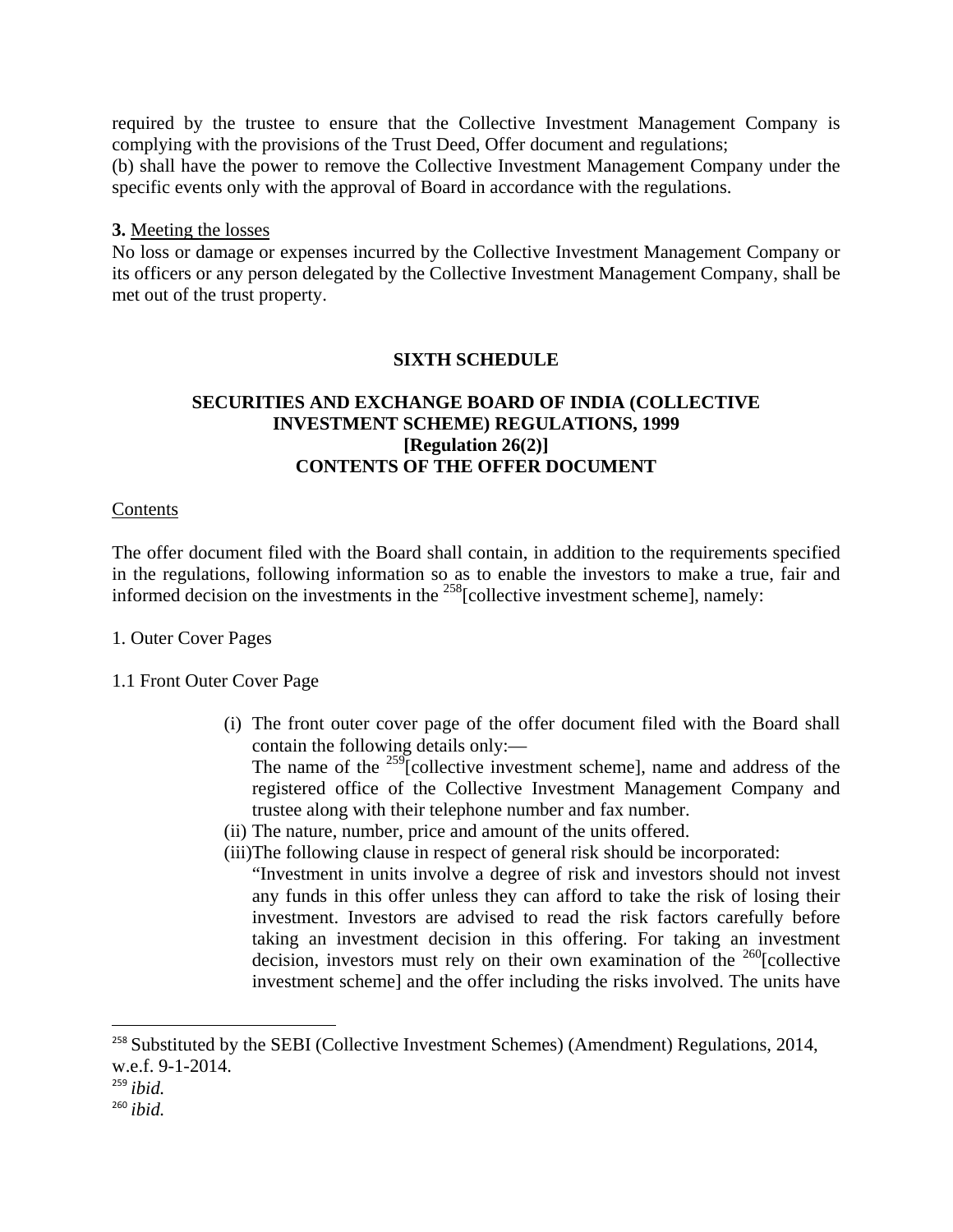required by the trustee to ensure that the Collective Investment Management Company is complying with the provisions of the Trust Deed, Offer document and regulations;

(b) shall have the power to remove the Collective Investment Management Company under the specific events only with the approval of Board in accordance with the regulations.

**3.** Meeting the losses

No loss or damage or expenses incurred by the Collective Investment Management Company or its officers or any person delegated by the Collective Investment Management Company, shall be met out of the trust property.

## SIXTH SCHEDULE

### SECURITIES AND EXCHANGE BOARD OF INDIA (COLLECTIVE INVESTMENT SCHEME) REGULATIONS, 1999
### [Regulation 26(2)]
### CONTENTS OF THE OFFER DOCUMENT

Contents

The offer document filed with the Board shall contain, in addition to the requirements specified in the regulations, following information so as to enable the investors to make a true, fair and informed decision on the investments in the [258][collective investment scheme], namely:

1. Outer Cover Pages

1.1 Front Outer Cover Page

(i) The front outer cover page of the offer document filed with the Board shall contain the following details only:—
The name of the [259][collective investment scheme], name and address of the registered office of the Collective Investment Management Company and trustee along with their telephone number and fax number.

(ii) The nature, number, price and amount of the units offered.

(iii) The following clause in respect of general risk should be incorporated:
"Investment in units involve a degree of risk and investors should not invest any funds in this offer unless they can afford to take the risk of losing their investment. Investors are advised to read the risk factors carefully before taking an investment decision in this offering. For taking an investment decision, investors must rely on their own examination of the [260][collective investment scheme] and the offer including the risks involved. The units have

---

[258] Substituted by the SEBI (Collective Investment Schemes) (Amendment) Regulations, 2014, w.e.f. 9-1-2014.

[259] *ibid.*

[260] *ibid.*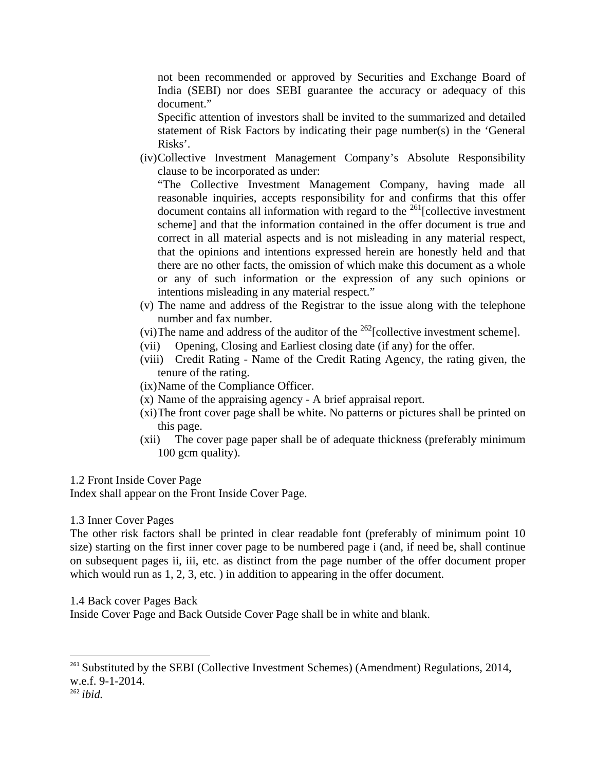not been recommended or approved by Securities and Exchange Board of India (SEBI) nor does SEBI guarantee the accuracy or adequacy of this document."

Specific attention of investors shall be invited to the summarized and detailed statement of Risk Factors by indicating their page number(s) in the 'General Risks'.

(iv) Collective Investment Management Company's Absolute Responsibility clause to be incorporated as under:

"The Collective Investment Management Company, having made all reasonable inquiries, accepts responsibility for and confirms that this offer document contains all information with regard to the [261][collective investment scheme] and that the information contained in the offer document is true and correct in all material aspects and is not misleading in any material respect, that the opinions and intentions expressed herein are honestly held and that there are no other facts, the omission of which make this document as a whole or any of such information or the expression of any such opinions or intentions misleading in any material respect."

(v) The name and address of the Registrar to the issue along with the telephone number and fax number.

(vi) The name and address of the auditor of the [262][collective investment scheme].

(vii) Opening, Closing and Earliest closing date (if any) for the offer.

(viii) Credit Rating - Name of the Credit Rating Agency, the rating given, the tenure of the rating.

(ix) Name of the Compliance Officer.

(x) Name of the appraising agency - A brief appraisal report.

(xi) The front cover page shall be white. No patterns or pictures shall be printed on this page.

(xii) The cover page paper shall be of adequate thickness (preferably minimum 100 gcm quality).

1.2 Front Inside Cover Page

Index shall appear on the Front Inside Cover Page.

1.3 Inner Cover Pages

The other risk factors shall be printed in clear readable font (preferably of minimum point 10 size) starting on the first inner cover page to be numbered page i (and, if need be, shall continue on subsequent pages ii, iii, etc. as distinct from the page number of the offer document proper which would run as 1, 2, 3, etc. ) in addition to appearing in the offer document.

1.4 Back cover Pages Back

Inside Cover Page and Back Outside Cover Page shall be in white and blank.

---

[261] Substituted by the SEBI (Collective Investment Schemes) (Amendment) Regulations, 2014, w.e.f. 9-1-2014.

[262] *ibid.*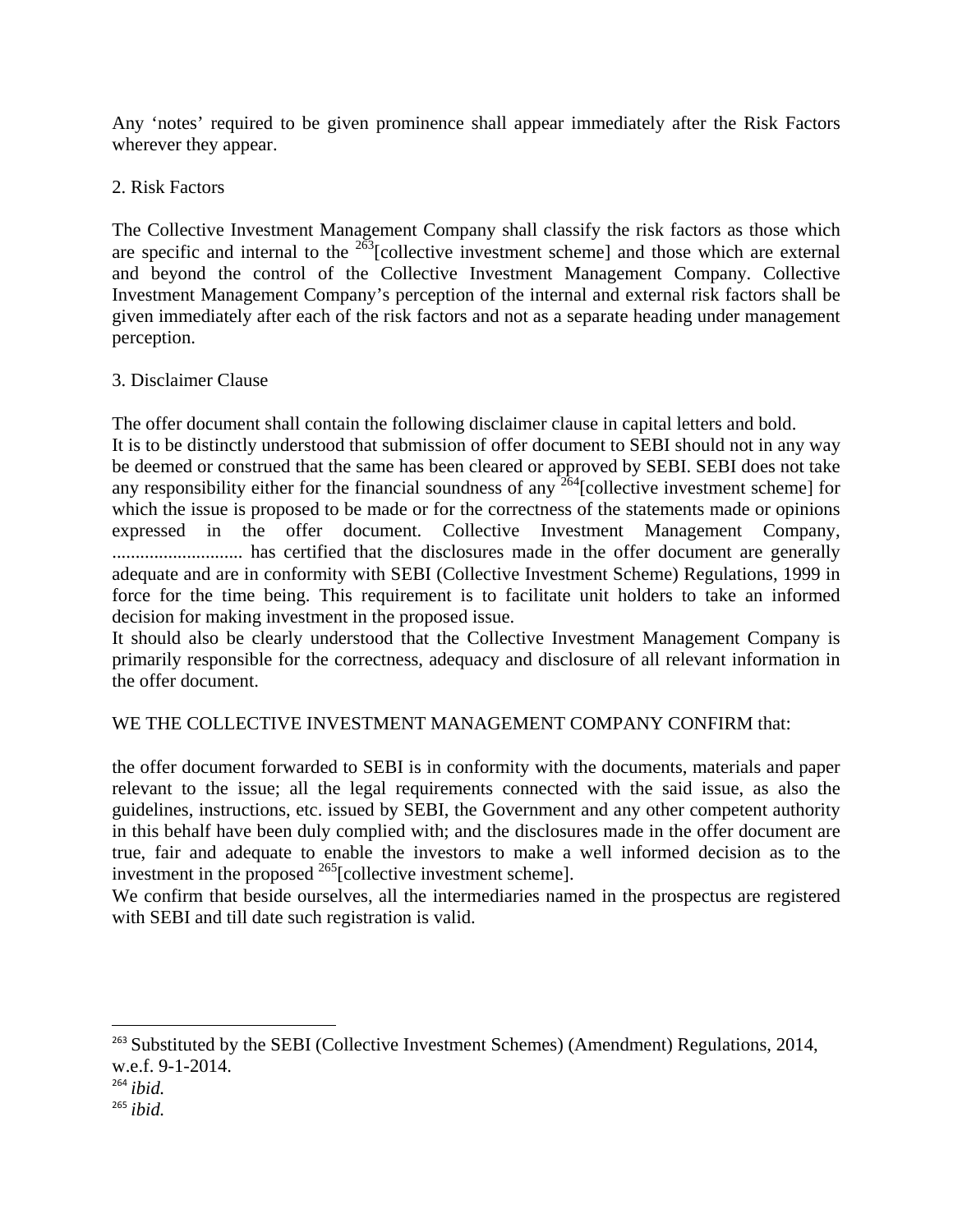Any 'notes' required to be given prominence shall appear immediately after the Risk Factors wherever they appear.

2. Risk Factors

The Collective Investment Management Company shall classify the risk factors as those which are specific and internal to the [263][collective investment scheme] and those which are external and beyond the control of the Collective Investment Management Company. Collective Investment Management Company's perception of the internal and external risk factors shall be given immediately after each of the risk factors and not as a separate heading under management perception.

3. Disclaimer Clause

The offer document shall contain the following disclaimer clause in capital letters and bold.

It is to be distinctly understood that submission of offer document to SEBI should not in any way be deemed or construed that the same has been cleared or approved by SEBI. SEBI does not take any responsibility either for the financial soundness of any [264][collective investment scheme] for which the issue is proposed to be made or for the correctness of the statements made or opinions expressed in the offer document. Collective Investment Management Company, ............................ has certified that the disclosures made in the offer document are generally adequate and are in conformity with SEBI (Collective Investment Scheme) Regulations, 1999 in force for the time being. This requirement is to facilitate unit holders to take an informed decision for making investment in the proposed issue.

It should also be clearly understood that the Collective Investment Management Company is primarily responsible for the correctness, adequacy and disclosure of all relevant information in the offer document.

WE THE COLLECTIVE INVESTMENT MANAGEMENT COMPANY CONFIRM that:

the offer document forwarded to SEBI is in conformity with the documents, materials and paper relevant to the issue; all the legal requirements connected with the said issue, as also the guidelines, instructions, etc. issued by SEBI, the Government and any other competent authority in this behalf have been duly complied with; and the disclosures made in the offer document are true, fair and adequate to enable the investors to make a well informed decision as to the investment in the proposed [265][collective investment scheme].

We confirm that beside ourselves, all the intermediaries named in the prospectus are registered with SEBI and till date such registration is valid.

---

[263] Substituted by the SEBI (Collective Investment Schemes) (Amendment) Regulations, 2014, w.e.f. 9-1-2014.

[264] *ibid.*

[265] *ibid.*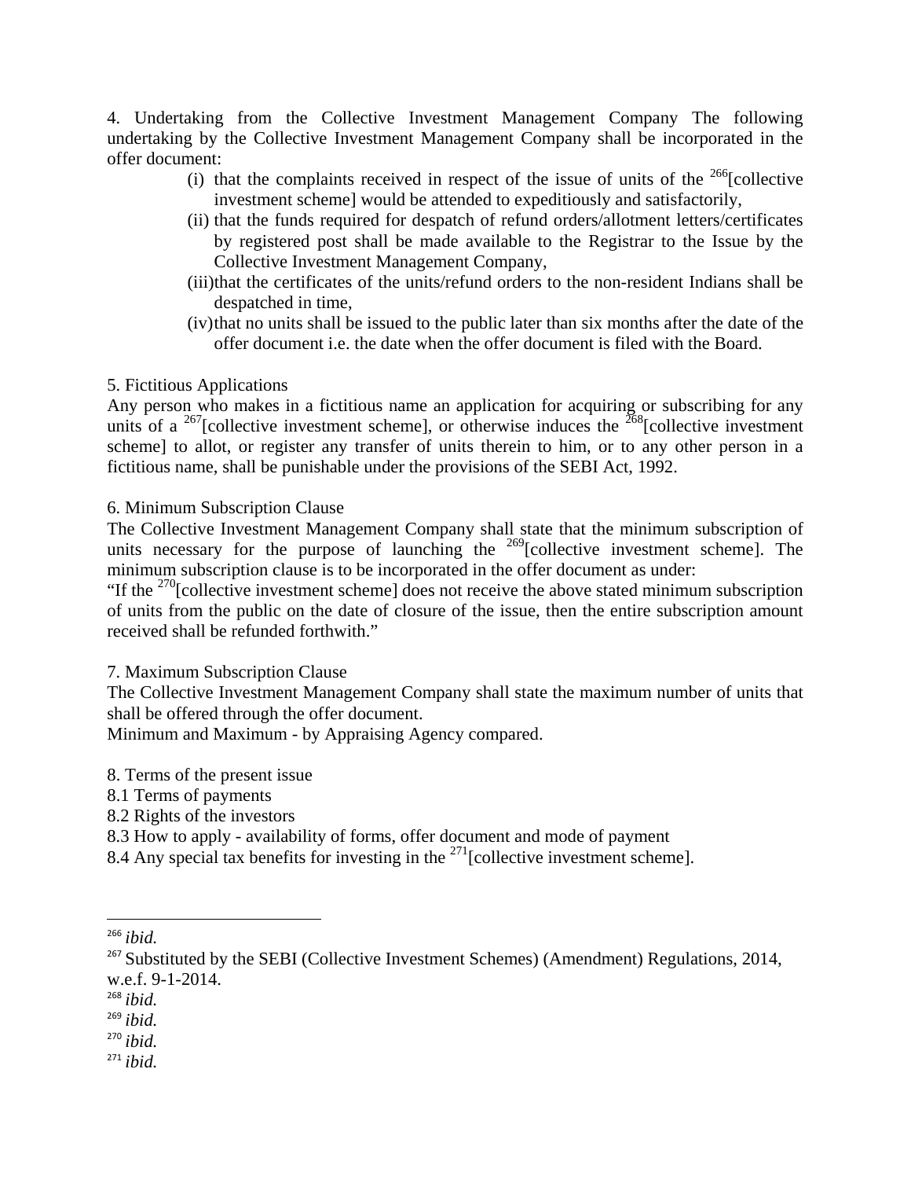4. Undertaking from the Collective Investment Management Company The following undertaking by the Collective Investment Management Company shall be incorporated in the offer document:

(i) that the complaints received in respect of the issue of units of the [266][collective investment scheme] would be attended to expeditiously and satisfactorily,

(ii) that the funds required for despatch of refund orders/allotment letters/certificates by registered post shall be made available to the Registrar to the Issue by the Collective Investment Management Company,

(iii) that the certificates of the units/refund orders to the non-resident Indians shall be despatched in time,

(iv) that no units shall be issued to the public later than six months after the date of the offer document i.e. the date when the offer document is filed with the Board.

5. Fictitious Applications

Any person who makes in a fictitious name an application for acquiring or subscribing for any units of a [267][collective investment scheme], or otherwise induces the [268][collective investment scheme] to allot, or register any transfer of units therein to him, or to any other person in a fictitious name, shall be punishable under the provisions of the SEBI Act, 1992.

6. Minimum Subscription Clause

The Collective Investment Management Company shall state that the minimum subscription of units necessary for the purpose of launching the [269][collective investment scheme]. The minimum subscription clause is to be incorporated in the offer document as under:

"If the [270][collective investment scheme] does not receive the above stated minimum subscription of units from the public on the date of closure of the issue, then the entire subscription amount received shall be refunded forthwith."

7. Maximum Subscription Clause

The Collective Investment Management Company shall state the maximum number of units that shall be offered through the offer document.

Minimum and Maximum - by Appraising Agency compared.

8. Terms of the present issue

8.1 Terms of payments

8.2 Rights of the investors

8.3 How to apply - availability of forms, offer document and mode of payment

8.4 Any special tax benefits for investing in the [271][collective investment scheme].

---

[266] *ibid.*

[267] Substituted by the SEBI (Collective Investment Schemes) (Amendment) Regulations, 2014, w.e.f. 9-1-2014.

[268] *ibid.*

[269] *ibid.*

[270] *ibid.*

[271] *ibid.*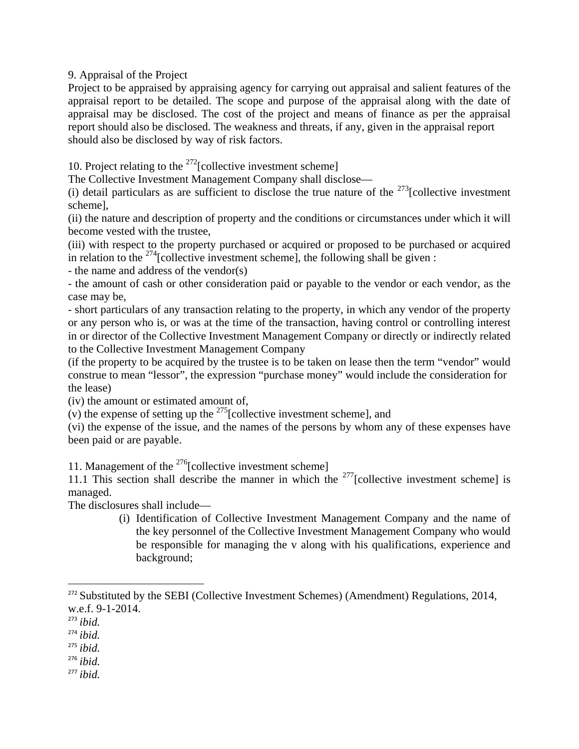9. Appraisal of the Project

Project to be appraised by appraising agency for carrying out appraisal and salient features of the appraisal report to be detailed. The scope and purpose of the appraisal along with the date of appraisal may be disclosed. The cost of the project and means of finance as per the appraisal report should also be disclosed. The weakness and threats, if any, given in the appraisal report should also be disclosed by way of risk factors.

10. Project relating to the [272][collective investment scheme]

The Collective Investment Management Company shall disclose—

(i) detail particulars as are sufficient to disclose the true nature of the [273][collective investment scheme],

(ii) the nature and description of property and the conditions or circumstances under which it will become vested with the trustee,

(iii) with respect to the property purchased or acquired or proposed to be purchased or acquired in relation to the [274][collective investment scheme], the following shall be given :

- the name and address of the vendor(s)
- the amount of cash or other consideration paid or payable to the vendor or each vendor, as the case may be,
- short particulars of any transaction relating to the property, in which any vendor of the property or any person who is, or was at the time of the transaction, having control or controlling interest in or director of the Collective Investment Management Company or directly or indirectly related to the Collective Investment Management Company

(if the property to be acquired by the trustee is to be taken on lease then the term "vendor" would construe to mean "lessor", the expression "purchase money" would include the consideration for the lease)

(iv) the amount or estimated amount of,

(v) the expense of setting up the [275][collective investment scheme], and

(vi) the expense of the issue, and the names of the persons by whom any of these expenses have been paid or are payable.

11. Management of the [276][collective investment scheme]

11.1 This section shall describe the manner in which the [277][collective investment scheme] is managed.

The disclosures shall include—

(i) Identification of Collective Investment Management Company and the name of the key personnel of the Collective Investment Management Company who would be responsible for managing the v along with his qualifications, experience and background;

---

[272] Substituted by the SEBI (Collective Investment Schemes) (Amendment) Regulations, 2014, w.e.f. 9-1-2014.

[273] *ibid.*

[274] *ibid.*

[275] *ibid.*

[276] *ibid.*

[277] *ibid.*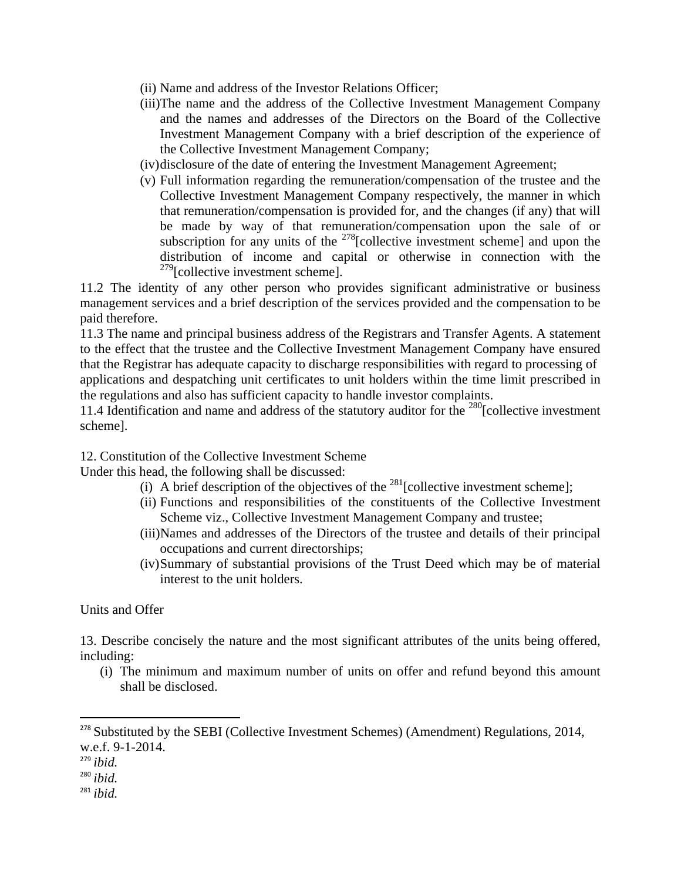(ii) Name and address of the Investor Relations Officer;

(iii) The name and the address of the Collective Investment Management Company and the names and addresses of the Directors on the Board of the Collective Investment Management Company with a brief description of the experience of the Collective Investment Management Company;

(iv) disclosure of the date of entering the Investment Management Agreement;

(v) Full information regarding the remuneration/compensation of the trustee and the Collective Investment Management Company respectively, the manner in which that remuneration/compensation is provided for, and the changes (if any) that will be made by way of that remuneration/compensation upon the sale of or subscription for any units of the [278][collective investment scheme] and upon the distribution of income and capital or otherwise in connection with the [279][collective investment scheme].

11.2 The identity of any other person who provides significant administrative or business management services and a brief description of the services provided and the compensation to be paid therefore.

11.3 The name and principal business address of the Registrars and Transfer Agents. A statement to the effect that the trustee and the Collective Investment Management Company have ensured that the Registrar has adequate capacity to discharge responsibilities with regard to processing of applications and despatching unit certificates to unit holders within the time limit prescribed in the regulations and also has sufficient capacity to handle investor complaints.

11.4 Identification and name and address of the statutory auditor for the [280][collective investment scheme].

12. Constitution of the Collective Investment Scheme

Under this head, the following shall be discussed:

(i) A brief description of the objectives of the [281][collective investment scheme];

(ii) Functions and responsibilities of the constituents of the Collective Investment Scheme viz., Collective Investment Management Company and trustee;

(iii) Names and addresses of the Directors of the trustee and details of their principal occupations and current directorships;

(iv) Summary of substantial provisions of the Trust Deed which may be of material interest to the unit holders.

Units and Offer

13. Describe concisely the nature and the most significant attributes of the units being offered, including:

(i) The minimum and maximum number of units on offer and refund beyond this amount shall be disclosed.

---

[278] Substituted by the SEBI (Collective Investment Schemes) (Amendment) Regulations, 2014, w.e.f. 9-1-2014.

[279] *ibid.*

[280] *ibid.*

[281] *ibid.*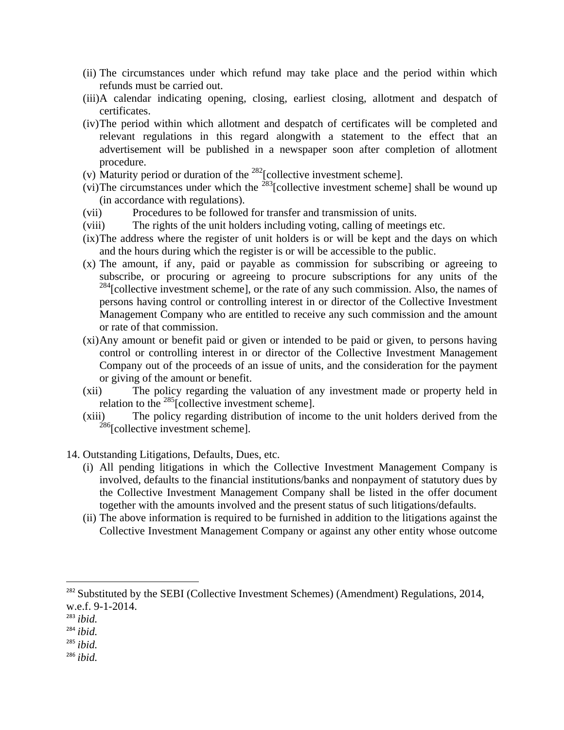(ii) The circumstances under which refund may take place and the period within which refunds must be carried out.

(iii) A calendar indicating opening, closing, earliest closing, allotment and despatch of certificates.

(iv) The period within which allotment and despatch of certificates will be completed and relevant regulations in this regard alongwith a statement to the effect that an advertisement will be published in a newspaper soon after completion of allotment procedure.

(v) Maturity period or duration of the [282][collective investment scheme].

(vi) The circumstances under which the [283][collective investment scheme] shall be wound up (in accordance with regulations).

(vii) Procedures to be followed for transfer and transmission of units.

(viii) The rights of the unit holders including voting, calling of meetings etc.

(ix) The address where the register of unit holders is or will be kept and the days on which and the hours during which the register is or will be accessible to the public.

(x) The amount, if any, paid or payable as commission for subscribing or agreeing to subscribe, or procuring or agreeing to procure subscriptions for any units of the [284][collective investment scheme], or the rate of any such commission. Also, the names of persons having control or controlling interest in or director of the Collective Investment Management Company who are entitled to receive any such commission and the amount or rate of that commission.

(xi) Any amount or benefit paid or given or intended to be paid or given, to persons having control or controlling interest in or director of the Collective Investment Management Company out of the proceeds of an issue of units, and the consideration for the payment or giving of the amount or benefit.

(xii) The policy regarding the valuation of any investment made or property held in relation to the [285][collective investment scheme].

(xiii) The policy regarding distribution of income to the unit holders derived from the [286][collective investment scheme].

14. Outstanding Litigations, Defaults, Dues, etc.

(i) All pending litigations in which the Collective Investment Management Company is involved, defaults to the financial institutions/banks and nonpayment of statutory dues by the Collective Investment Management Company shall be listed in the offer document together with the amounts involved and the present status of such litigations/defaults.

(ii) The above information is required to be furnished in addition to the litigations against the Collective Investment Management Company or against any other entity whose outcome

---

[282] Substituted by the SEBI (Collective Investment Schemes) (Amendment) Regulations, 2014, w.e.f. 9-1-2014.

[283] *ibid.*

[284] *ibid.*

[285] *ibid.*

[286] *ibid.*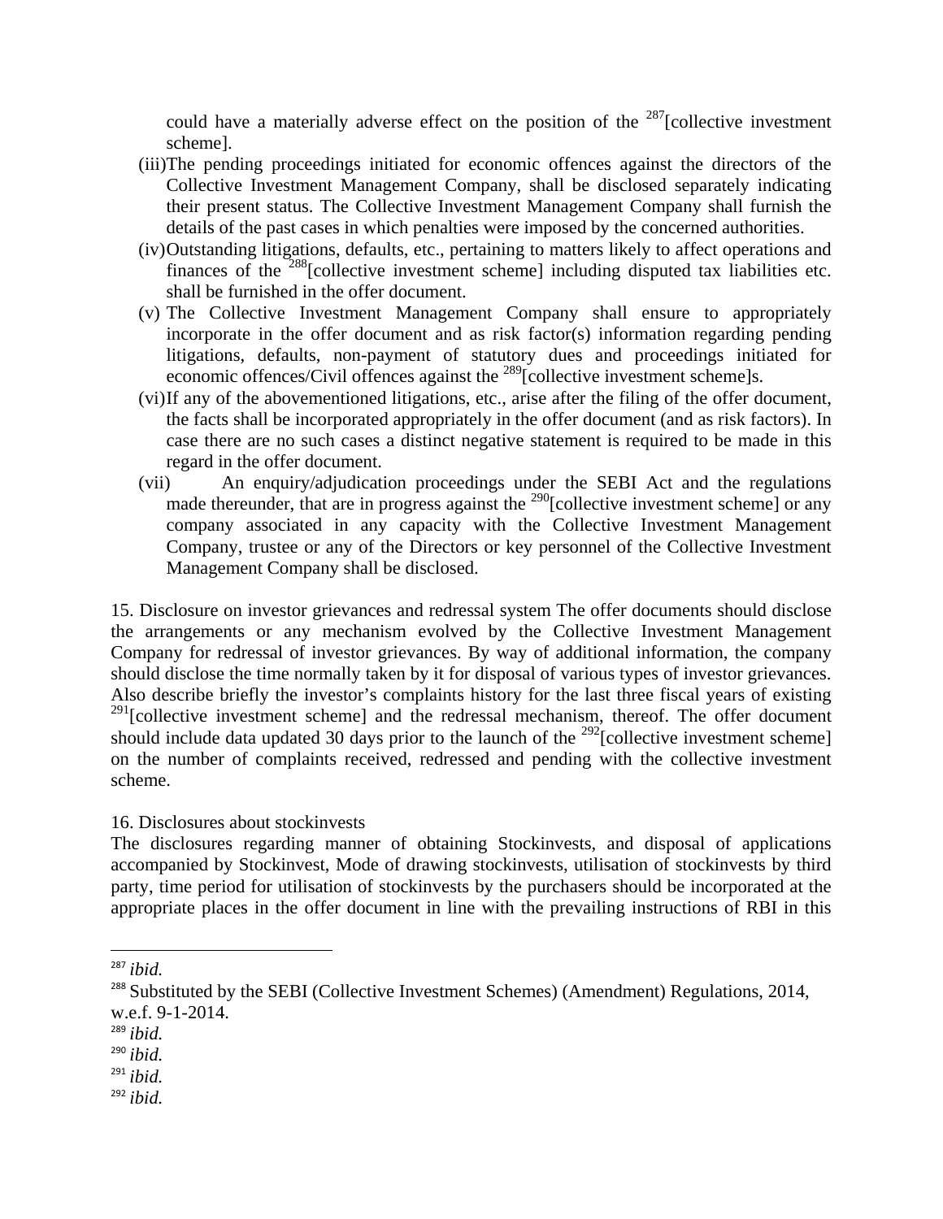could have a materially adverse effect on the position of the [287][collective investment scheme].

(iii) The pending proceedings initiated for economic offences against the directors of the Collective Investment Management Company, shall be disclosed separately indicating their present status. The Collective Investment Management Company shall furnish the details of the past cases in which penalties were imposed by the concerned authorities.

(iv) Outstanding litigations, defaults, etc., pertaining to matters likely to affect operations and finances of the [288][collective investment scheme] including disputed tax liabilities etc. shall be furnished in the offer document.

(v) The Collective Investment Management Company shall ensure to appropriately incorporate in the offer document and as risk factor(s) information regarding pending litigations, defaults, non-payment of statutory dues and proceedings initiated for economic offences/Civil offences against the [289][collective investment scheme]s.

(vi) If any of the abovementioned litigations, etc., arise after the filing of the offer document, the facts shall be incorporated appropriately in the offer document (and as risk factors). In case there are no such cases a distinct negative statement is required to be made in this regard in the offer document.

(vii) An enquiry/adjudication proceedings under the SEBI Act and the regulations made thereunder, that are in progress against the [290][collective investment scheme] or any company associated in any capacity with the Collective Investment Management Company, trustee or any of the Directors or key personnel of the Collective Investment Management Company shall be disclosed.

15. Disclosure on investor grievances and redressal system The offer documents should disclose the arrangements or any mechanism evolved by the Collective Investment Management Company for redressal of investor grievances. By way of additional information, the company should disclose the time normally taken by it for disposal of various types of investor grievances. Also describe briefly the investor's complaints history for the last three fiscal years of existing [291][collective investment scheme] and the redressal mechanism, thereof. The offer document should include data updated 30 days prior to the launch of the [292][collective investment scheme] on the number of complaints received, redressed and pending with the collective investment scheme.

16. Disclosures about stockinvests

The disclosures regarding manner of obtaining Stockinvests, and disposal of applications accompanied by Stockinvest, Mode of drawing stockinvests, utilisation of stockinvests by third party, time period for utilisation of stockinvests by the purchasers should be incorporated at the appropriate places in the offer document in line with the prevailing instructions of RBI in this

---

[287] *ibid.*

[288] Substituted by the SEBI (Collective Investment Schemes) (Amendment) Regulations, 2014, w.e.f. 9-1-2014.

[289] *ibid.*

[290] *ibid.*

[291] *ibid.*

[292] *ibid.*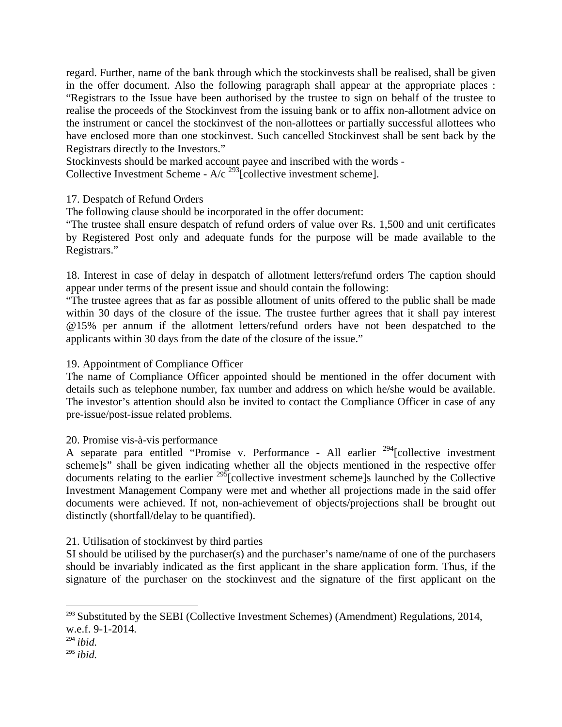regard. Further, name of the bank through which the stockinvests shall be realised, shall be given in the offer document. Also the following paragraph shall appear at the appropriate places : "Registrars to the Issue have been authorised by the trustee to sign on behalf of the trustee to realise the proceeds of the Stockinvest from the issuing bank or to affix non-allotment advice on the instrument or cancel the stockinvest of the non-allottees or partially successful allottees who have enclosed more than one stockinvest. Such cancelled Stockinvest shall be sent back by the Registrars directly to the Investors."

Stockinvests should be marked account payee and inscribed with the words -
Collective Investment Scheme - A/c [293][collective investment scheme].

17. Despatch of Refund Orders

The following clause should be incorporated in the offer document:

"The trustee shall ensure despatch of refund orders of value over Rs. 1,500 and unit certificates by Registered Post only and adequate funds for the purpose will be made available to the Registrars."

18. Interest in case of delay in despatch of allotment letters/refund orders The caption should appear under terms of the present issue and should contain the following:

"The trustee agrees that as far as possible allotment of units offered to the public shall be made within 30 days of the closure of the issue. The trustee further agrees that it shall pay interest @15% per annum if the allotment letters/refund orders have not been despatched to the applicants within 30 days from the date of the closure of the issue."

19. Appointment of Compliance Officer

The name of Compliance Officer appointed should be mentioned in the offer document with details such as telephone number, fax number and address on which he/she would be available. The investor's attention should also be invited to contact the Compliance Officer in case of any pre-issue/post-issue related problems.

20. Promise vis-à-vis performance

A separate para entitled "Promise v. Performance - All earlier [294][collective investment scheme]s" shall be given indicating whether all the objects mentioned in the respective offer documents relating to the earlier [295][collective investment scheme]s launched by the Collective Investment Management Company were met and whether all projections made in the said offer documents were achieved. If not, non-achievement of objects/projections shall be brought out distinctly (shortfall/delay to be quantified).

21. Utilisation of stockinvest by third parties

SI should be utilised by the purchaser(s) and the purchaser's name/name of one of the purchasers should be invariably indicated as the first applicant in the share application form. Thus, if the signature of the purchaser on the stockinvest and the signature of the first applicant on the

---

[293] Substituted by the SEBI (Collective Investment Schemes) (Amendment) Regulations, 2014, w.e.f. 9-1-2014.

[294] *ibid.*

[295] *ibid.*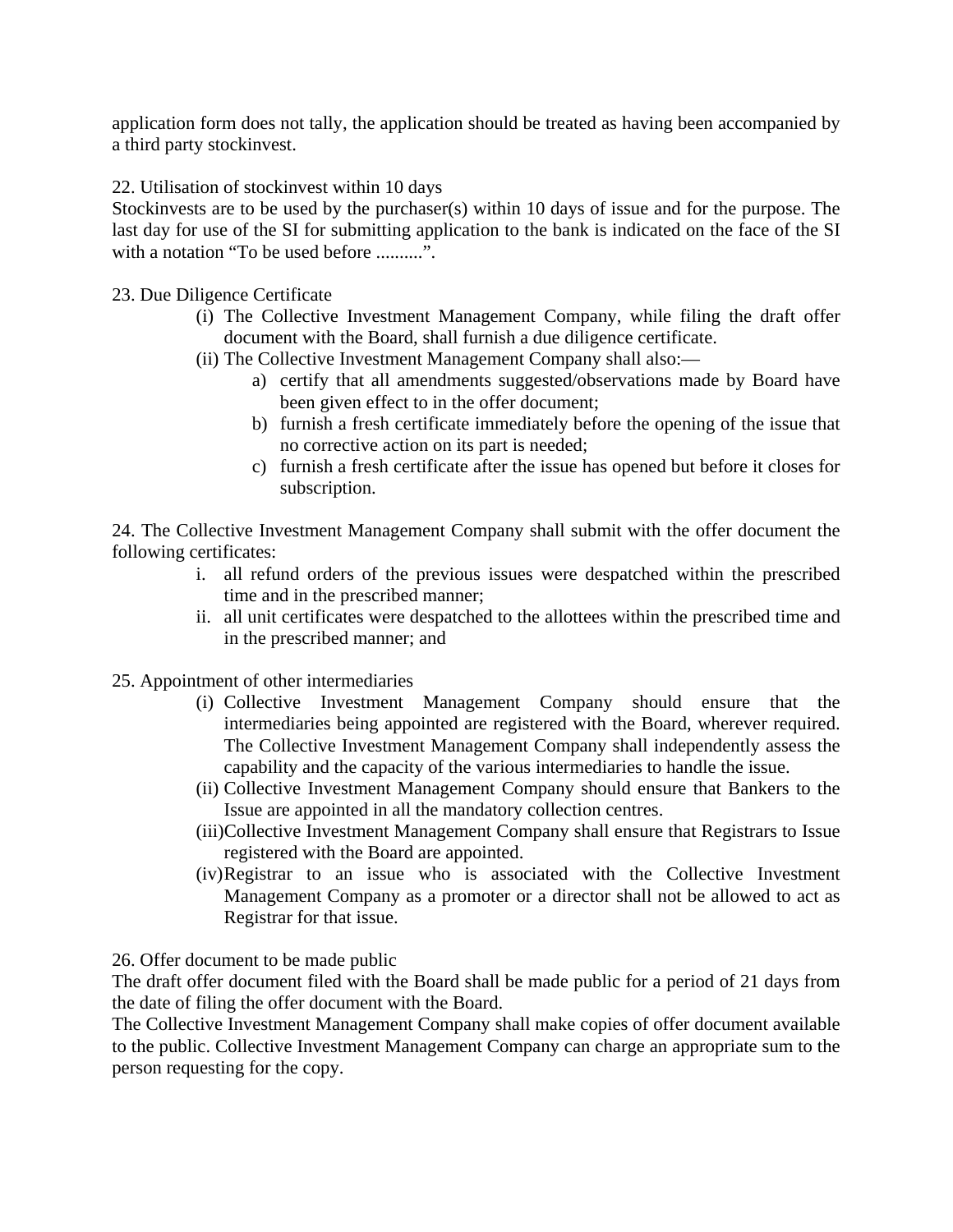application form does not tally, the application should be treated as having been accompanied by a third party stockinvest.

22. Utilisation of stockinvest within 10 days

Stockinvests are to be used by the purchaser(s) within 10 days of issue and for the purpose. The last day for use of the SI for submitting application to the bank is indicated on the face of the SI with a notation "To be used before ..........".

23. Due Diligence Certificate

(i) The Collective Investment Management Company, while filing the draft offer document with the Board, shall furnish a due diligence certificate.

(ii) The Collective Investment Management Company shall also:—

   a) certify that all amendments suggested/observations made by Board have been given effect to in the offer document;
   b) furnish a fresh certificate immediately before the opening of the issue that no corrective action on its part is needed;
   c) furnish a fresh certificate after the issue has opened but before it closes for subscription.

24. The Collective Investment Management Company shall submit with the offer document the following certificates:

i. all refund orders of the previous issues were despatched within the prescribed time and in the prescribed manner;

ii. all unit certificates were despatched to the allottees within the prescribed time and in the prescribed manner; and

25. Appointment of other intermediaries

(i) Collective Investment Management Company should ensure that the intermediaries being appointed are registered with the Board, wherever required. The Collective Investment Management Company shall independently assess the capability and the capacity of the various intermediaries to handle the issue.

(ii) Collective Investment Management Company should ensure that Bankers to the Issue are appointed in all the mandatory collection centres.

(iii) Collective Investment Management Company shall ensure that Registrars to Issue registered with the Board are appointed.

(iv) Registrar to an issue who is associated with the Collective Investment Management Company as a promoter or a director shall not be allowed to act as Registrar for that issue.

26. Offer document to be made public

The draft offer document filed with the Board shall be made public for a period of 21 days from the date of filing the offer document with the Board.

The Collective Investment Management Company shall make copies of offer document available to the public. Collective Investment Management Company can charge an appropriate sum to the person requesting for the copy.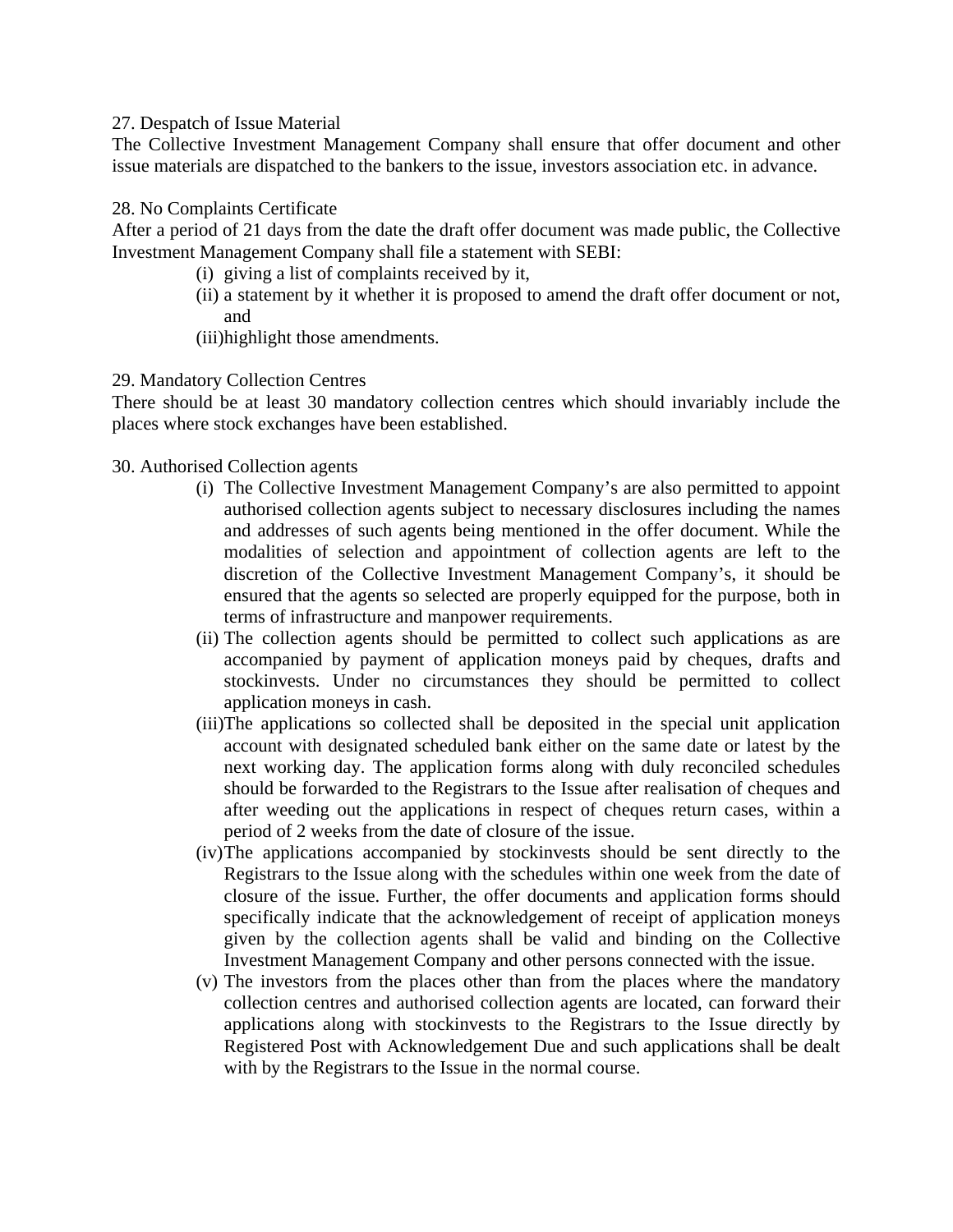27. Despatch of Issue Material

The Collective Investment Management Company shall ensure that offer document and other issue materials are dispatched to the bankers to the issue, investors association etc. in advance.

28. No Complaints Certificate

After a period of 21 days from the date the draft offer document was made public, the Collective Investment Management Company shall file a statement with SEBI:

(i) giving a list of complaints received by it,
(ii) a statement by it whether it is proposed to amend the draft offer document or not, and
(iii) highlight those amendments.

29. Mandatory Collection Centres

There should be at least 30 mandatory collection centres which should invariably include the places where stock exchanges have been established.

30. Authorised Collection agents

(i) The Collective Investment Management Company's are also permitted to appoint authorised collection agents subject to necessary disclosures including the names and addresses of such agents being mentioned in the offer document. While the modalities of selection and appointment of collection agents are left to the discretion of the Collective Investment Management Company's, it should be ensured that the agents so selected are properly equipped for the purpose, both in terms of infrastructure and manpower requirements.
(ii) The collection agents should be permitted to collect such applications as are accompanied by payment of application moneys paid by cheques, drafts and stockinvests. Under no circumstances they should be permitted to collect application moneys in cash.
(iii) The applications so collected shall be deposited in the special unit application account with designated scheduled bank either on the same date or latest by the next working day. The application forms along with duly reconciled schedules should be forwarded to the Registrars to the Issue after realisation of cheques and after weeding out the applications in respect of cheques return cases, within a period of 2 weeks from the date of closure of the issue.
(iv) The applications accompanied by stockinvests should be sent directly to the Registrars to the Issue along with the schedules within one week from the date of closure of the issue. Further, the offer documents and application forms should specifically indicate that the acknowledgement of receipt of application moneys given by the collection agents shall be valid and binding on the Collective Investment Management Company and other persons connected with the issue.
(v) The investors from the places other than from the places where the mandatory collection centres and authorised collection agents are located, can forward their applications along with stockinvests to the Registrars to the Issue directly by Registered Post with Acknowledgement Due and such applications shall be dealt with by the Registrars to the Issue in the normal course.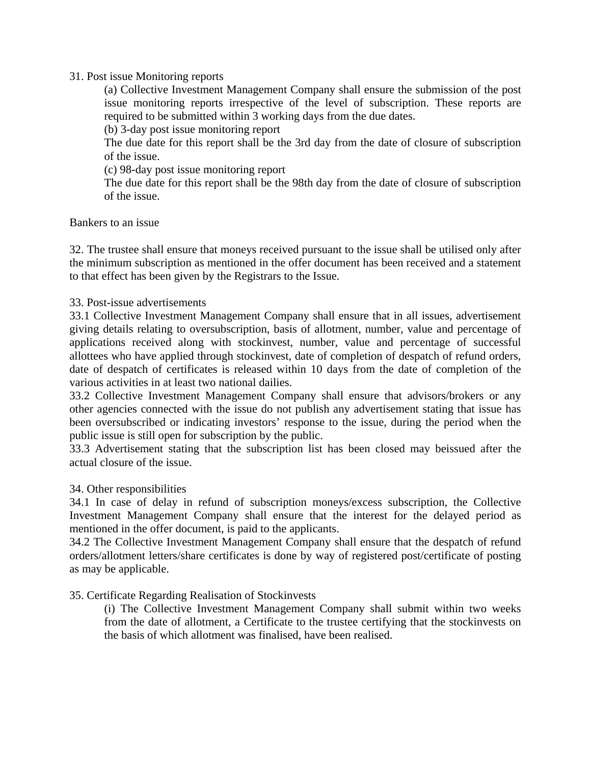31. Post issue Monitoring reports

(a) Collective Investment Management Company shall ensure the submission of the post issue monitoring reports irrespective of the level of subscription. These reports are required to be submitted within 3 working days from the due dates.

(b) 3-day post issue monitoring report

The due date for this report shall be the 3rd day from the date of closure of subscription of the issue.

(c) 98-day post issue monitoring report

The due date for this report shall be the 98th day from the date of closure of subscription of the issue.

Bankers to an issue

32. The trustee shall ensure that moneys received pursuant to the issue shall be utilised only after the minimum subscription as mentioned in the offer document has been received and a statement to that effect has been given by the Registrars to the Issue.

33. Post-issue advertisements

33.1 Collective Investment Management Company shall ensure that in all issues, advertisement giving details relating to oversubscription, basis of allotment, number, value and percentage of applications received along with stockinvest, number, value and percentage of successful allottees who have applied through stockinvest, date of completion of despatch of refund orders, date of despatch of certificates is released within 10 days from the date of completion of the various activities in at least two national dailies.

33.2 Collective Investment Management Company shall ensure that advisors/brokers or any other agencies connected with the issue do not publish any advertisement stating that issue has been oversubscribed or indicating investors' response to the issue, during the period when the public issue is still open for subscription by the public.

33.3 Advertisement stating that the subscription list has been closed may beissued after the actual closure of the issue.

34. Other responsibilities

34.1 In case of delay in refund of subscription moneys/excess subscription, the Collective Investment Management Company shall ensure that the interest for the delayed period as mentioned in the offer document, is paid to the applicants.

34.2 The Collective Investment Management Company shall ensure that the despatch of refund orders/allotment letters/share certificates is done by way of registered post/certificate of posting as may be applicable.

35. Certificate Regarding Realisation of Stockinvests

(i) The Collective Investment Management Company shall submit within two weeks from the date of allotment, a Certificate to the trustee certifying that the stockinvests on the basis of which allotment was finalised, have been realised.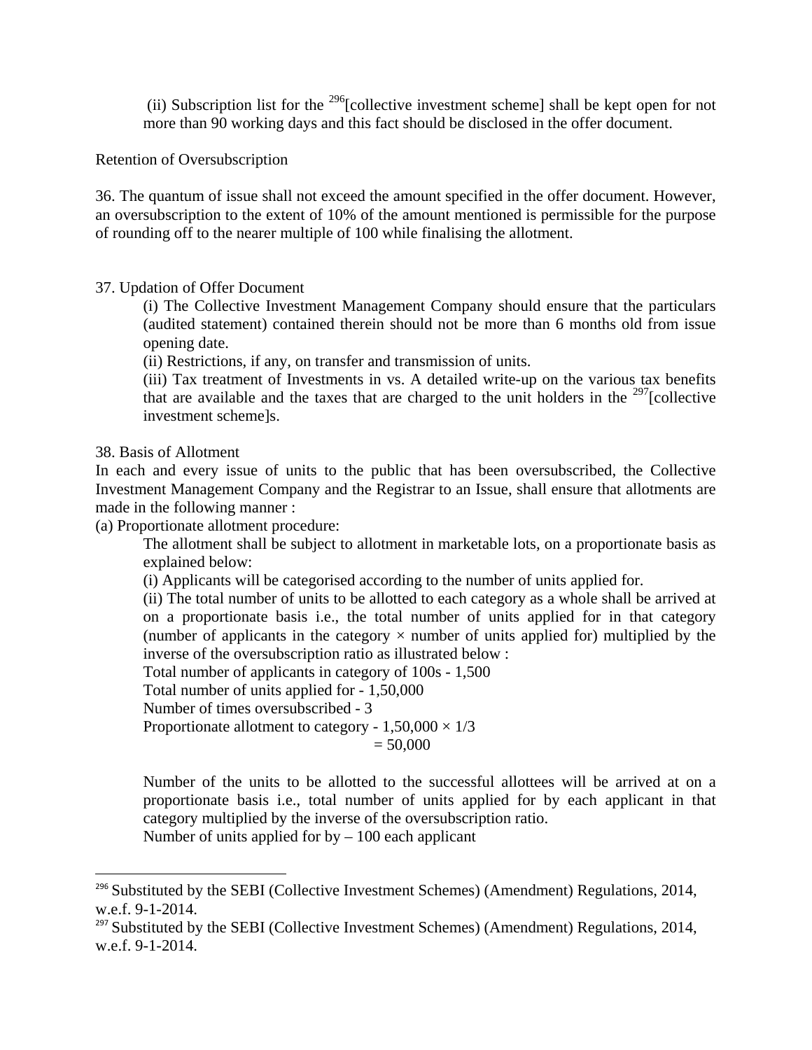(ii) Subscription list for the [296][collective investment scheme] shall be kept open for not more than 90 working days and this fact should be disclosed in the offer document.

Retention of Oversubscription

36. The quantum of issue shall not exceed the amount specified in the offer document. However, an oversubscription to the extent of 10% of the amount mentioned is permissible for the purpose of rounding off to the nearer multiple of 100 while finalising the allotment.

37. Updation of Offer Document

(i) The Collective Investment Management Company should ensure that the particulars (audited statement) contained therein should not be more than 6 months old from issue opening date.

(ii) Restrictions, if any, on transfer and transmission of units.

(iii) Tax treatment of Investments in vs. A detailed write-up on the various tax benefits that are available and the taxes that are charged to the unit holders in the [297][collective investment scheme]s.

38. Basis of Allotment

In each and every issue of units to the public that has been oversubscribed, the Collective Investment Management Company and the Registrar to an Issue, shall ensure that allotments are made in the following manner :

(a) Proportionate allotment procedure:

The allotment shall be subject to allotment in marketable lots, on a proportionate basis as explained below:

(i) Applicants will be categorised according to the number of units applied for.

(ii) The total number of units to be allotted to each category as a whole shall be arrived at on a proportionate basis i.e., the total number of units applied for in that category (number of applicants in the category × number of units applied for) multiplied by the inverse of the oversubscription ratio as illustrated below :

Total number of applicants in category of 100s - 1,500
Total number of units applied for - 1,50,000
Number of times oversubscribed - 3
Proportionate allotment to category - 1,50,000 × 1/3
= 50,000

Number of the units to be allotted to the successful allottees will be arrived at on a proportionate basis i.e., total number of units applied for by each applicant in that category multiplied by the inverse of the oversubscription ratio.

Number of units applied for by – 100 each applicant

---

[296] Substituted by the SEBI (Collective Investment Schemes) (Amendment) Regulations, 2014, w.e.f. 9-1-2014.

[297] Substituted by the SEBI (Collective Investment Schemes) (Amendment) Regulations, 2014, w.e.f. 9-1-2014.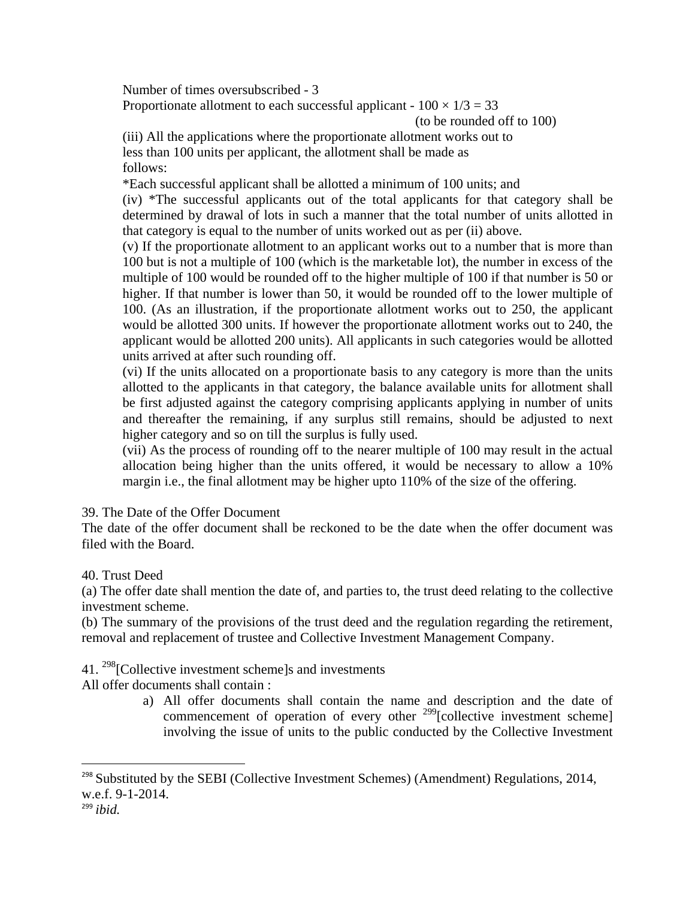Number of times oversubscribed - 3

Proportionate allotment to each successful applicant - $100 \times 1/3 = 33$

(to be rounded off to 100)

(iii) All the applications where the proportionate allotment works out to less than 100 units per applicant, the allotment shall be made as follows:

*Each successful applicant shall be allotted a minimum of 100 units; and

(iv) *The successful applicants out of the total applicants for that category shall be determined by drawal of lots in such a manner that the total number of units allotted in that category is equal to the number of units worked out as per (ii) above.

(v) If the proportionate allotment to an applicant works out to a number that is more than 100 but is not a multiple of 100 (which is the marketable lot), the number in excess of the multiple of 100 would be rounded off to the higher multiple of 100 if that number is 50 or higher. If that number is lower than 50, it would be rounded off to the lower multiple of 100. (As an illustration, if the proportionate allotment works out to 250, the applicant would be allotted 300 units. If however the proportionate allotment works out to 240, the applicant would be allotted 200 units). All applicants in such categories would be allotted units arrived at after such rounding off.

(vi) If the units allocated on a proportionate basis to any category is more than the units allotted to the applicants in that category, the balance available units for allotment shall be first adjusted against the category comprising applicants applying in number of units and thereafter the remaining, if any surplus still remains, should be adjusted to next higher category and so on till the surplus is fully used.

(vii) As the process of rounding off to the nearer multiple of 100 may result in the actual allocation being higher than the units offered, it would be necessary to allow a 10% margin i.e., the final allotment may be higher upto 110% of the size of the offering.

39. The Date of the Offer Document

The date of the offer document shall be reckoned to be the date when the offer document was filed with the Board.

40. Trust Deed

(a) The offer date shall mention the date of, and parties to, the trust deed relating to the collective investment scheme.

(b) The summary of the provisions of the trust deed and the regulation regarding the retirement, removal and replacement of trustee and Collective Investment Management Company.

41. [298][Collective investment scheme]s and investments

All offer documents shall contain :

a) All offer documents shall contain the name and description and the date of commencement of operation of every other [299][collective investment scheme] involving the issue of units to the public conducted by the Collective Investment

---

[298] Substituted by the SEBI (Collective Investment Schemes) (Amendment) Regulations, 2014, w.e.f. 9-1-2014.

[299] *ibid.*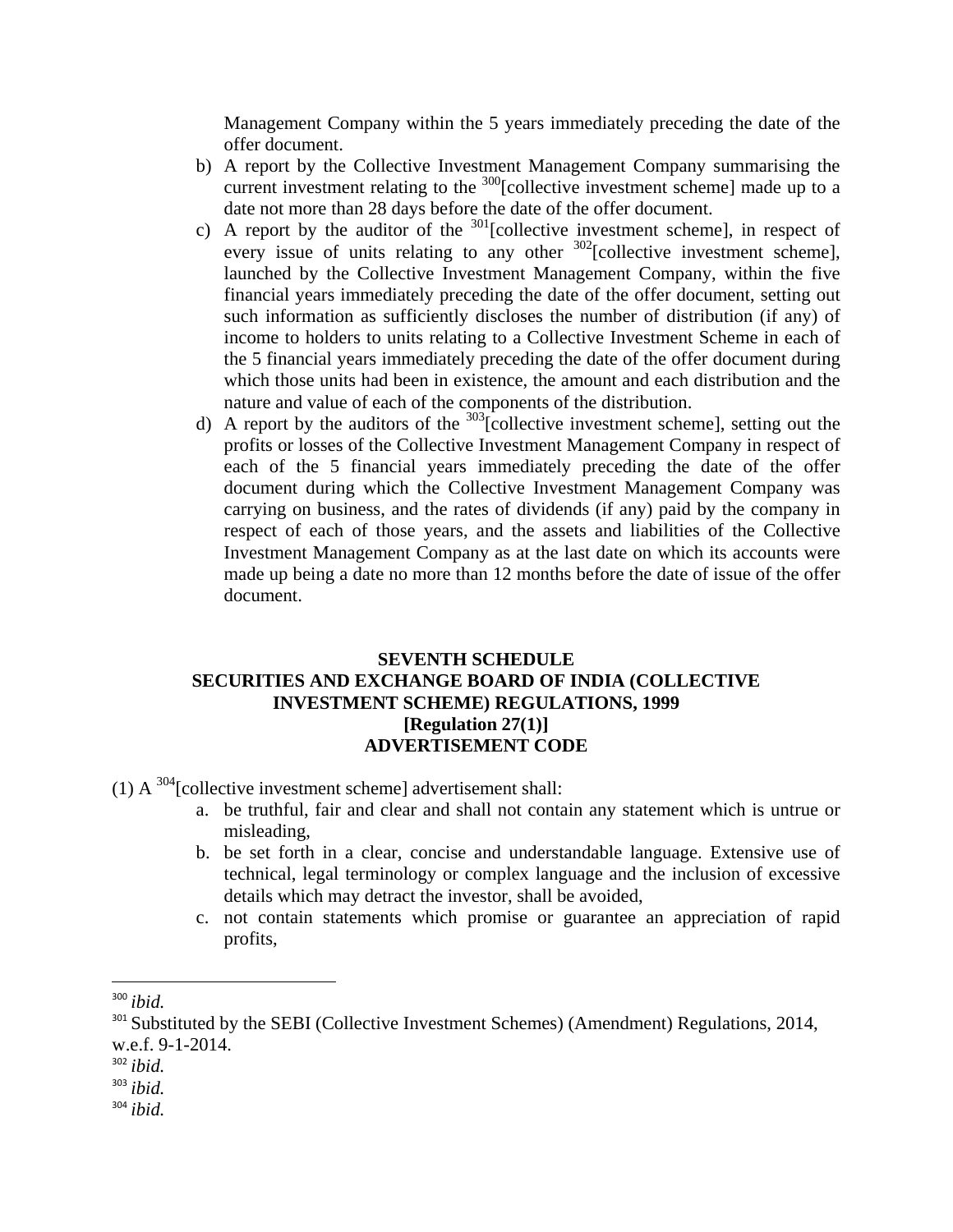Management Company within the 5 years immediately preceding the date of the offer document.

b) A report by the Collective Investment Management Company summarising the current investment relating to the [300][collective investment scheme] made up to a date not more than 28 days before the date of the offer document.

c) A report by the auditor of the [301][collective investment scheme], in respect of every issue of units relating to any other [302][collective investment scheme], launched by the Collective Investment Management Company, within the five financial years immediately preceding the date of the offer document, setting out such information as sufficiently discloses the number of distribution (if any) of income to holders to units relating to a Collective Investment Scheme in each of the 5 financial years immediately preceding the date of the offer document during which those units had been in existence, the amount and each distribution and the nature and value of each of the components of the distribution.

d) A report by the auditors of the [303][collective investment scheme], setting out the profits or losses of the Collective Investment Management Company in respect of each of the 5 financial years immediately preceding the date of the offer document during which the Collective Investment Management Company was carrying on business, and the rates of dividends (if any) paid by the company in respect of each of those years, and the assets and liabilities of the Collective Investment Management Company as at the last date on which its accounts were made up being a date no more than 12 months before the date of issue of the offer document.

## SEVENTH SCHEDULE
## SECURITIES AND EXCHANGE BOARD OF INDIA (COLLECTIVE INVESTMENT SCHEME) REGULATIONS, 1999
## [Regulation 27(1)]
## ADVERTISEMENT CODE

(1) A [304][collective investment scheme] advertisement shall:

a. be truthful, fair and clear and shall not contain any statement which is untrue or misleading,

b. be set forth in a clear, concise and understandable language. Extensive use of technical, legal terminology or complex language and the inclusion of excessive details which may detract the investor, shall be avoided,

c. not contain statements which promise or guarantee an appreciation of rapid profits,

---

[300] *ibid.*

[301] Substituted by the SEBI (Collective Investment Schemes) (Amendment) Regulations, 2014, w.e.f. 9-1-2014.

[302] *ibid.*

[303] *ibid.*

[304] *ibid.*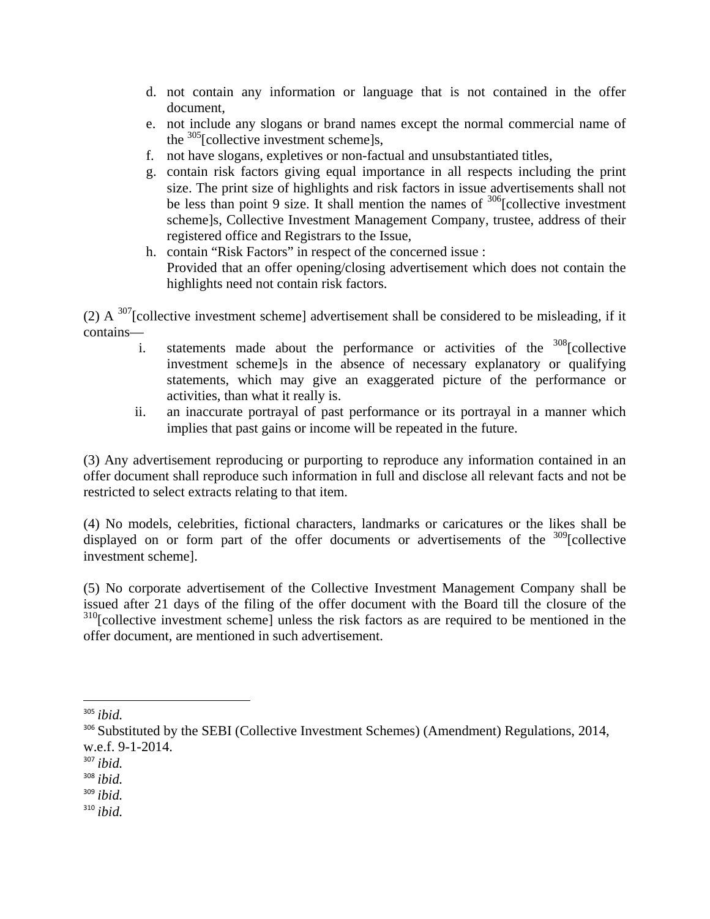d. not contain any information or language that is not contained in the offer document,
e. not include any slogans or brand names except the normal commercial name of the [305][collective investment scheme]s,
f. not have slogans, expletives or non-factual and unsubstantiated titles,
g. contain risk factors giving equal importance in all respects including the print size. The print size of highlights and risk factors in issue advertisements shall not be less than point 9 size. It shall mention the names of [306][collective investment scheme]s, Collective Investment Management Company, trustee, address of their registered office and Registrars to the Issue,
h. contain "Risk Factors" in respect of the concerned issue :
Provided that an offer opening/closing advertisement which does not contain the highlights need not contain risk factors.

(2) A [307][collective investment scheme] advertisement shall be considered to be misleading, if it contains—

i. statements made about the performance or activities of the [308][collective investment scheme]s in the absence of necessary explanatory or qualifying statements, which may give an exaggerated picture of the performance or activities, than what it really is.
ii. an inaccurate portrayal of past performance or its portrayal in a manner which implies that past gains or income will be repeated in the future.

(3) Any advertisement reproducing or purporting to reproduce any information contained in an offer document shall reproduce such information in full and disclose all relevant facts and not be restricted to select extracts relating to that item.

(4) No models, celebrities, fictional characters, landmarks or caricatures or the likes shall be displayed on or form part of the offer documents or advertisements of the [309][collective investment scheme].

(5) No corporate advertisement of the Collective Investment Management Company shall be issued after 21 days of the filing of the offer document with the Board till the closure of the [310][collective investment scheme] unless the risk factors as are required to be mentioned in the offer document, are mentioned in such advertisement.

---

[305] *ibid.*

[306] Substituted by the SEBI (Collective Investment Schemes) (Amendment) Regulations, 2014, w.e.f. 9-1-2014.

[307] *ibid.*

[308] *ibid.*

[309] *ibid.*

[310] *ibid.*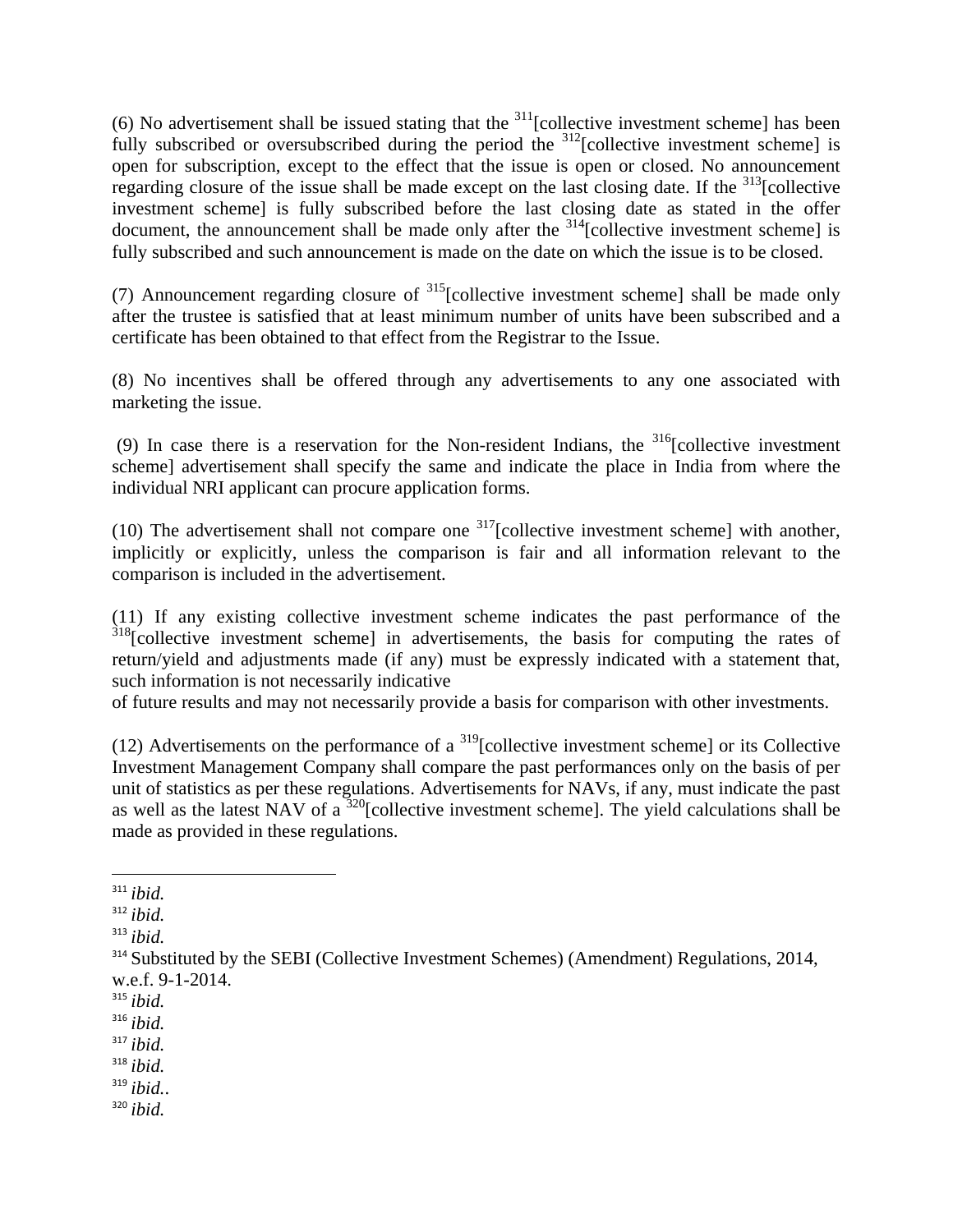(6) No advertisement shall be issued stating that the [311][collective investment scheme] has been fully subscribed or oversubscribed during the period the [312][collective investment scheme] is open for subscription, except to the effect that the issue is open or closed. No announcement regarding closure of the issue shall be made except on the last closing date. If the [313][collective investment scheme] is fully subscribed before the last closing date as stated in the offer document, the announcement shall be made only after the [314][collective investment scheme] is fully subscribed and such announcement is made on the date on which the issue is to be closed.

(7) Announcement regarding closure of [315][collective investment scheme] shall be made only after the trustee is satisfied that at least minimum number of units have been subscribed and a certificate has been obtained to that effect from the Registrar to the Issue.

(8) No incentives shall be offered through any advertisements to any one associated with marketing the issue.

(9) In case there is a reservation for the Non-resident Indians, the [316][collective investment scheme] advertisement shall specify the same and indicate the place in India from where the individual NRI applicant can procure application forms.

(10) The advertisement shall not compare one [317][collective investment scheme] with another, implicitly or explicitly, unless the comparison is fair and all information relevant to the comparison is included in the advertisement.

(11) If any existing collective investment scheme indicates the past performance of the [318][collective investment scheme] in advertisements, the basis for computing the rates of return/yield and adjustments made (if any) must be expressly indicated with a statement that, such information is not necessarily indicative of future results and may not necessarily provide a basis for comparison with other investments.

(12) Advertisements on the performance of a [319][collective investment scheme] or its Collective Investment Management Company shall compare the past performances only on the basis of per unit of statistics as per these regulations. Advertisements for NAVs, if any, must indicate the past as well as the latest NAV of a [320][collective investment scheme]. The yield calculations shall be made as provided in these regulations.

---

[311] *ibid.*

[312] *ibid.*

[313] *ibid.*

[314] Substituted by the SEBI (Collective Investment Schemes) (Amendment) Regulations, 2014, w.e.f. 9-1-2014.

[315] *ibid.*

[316] *ibid.*

[317] *ibid.*

[318] *ibid.*

[319] *ibid..*

[320] *ibid.*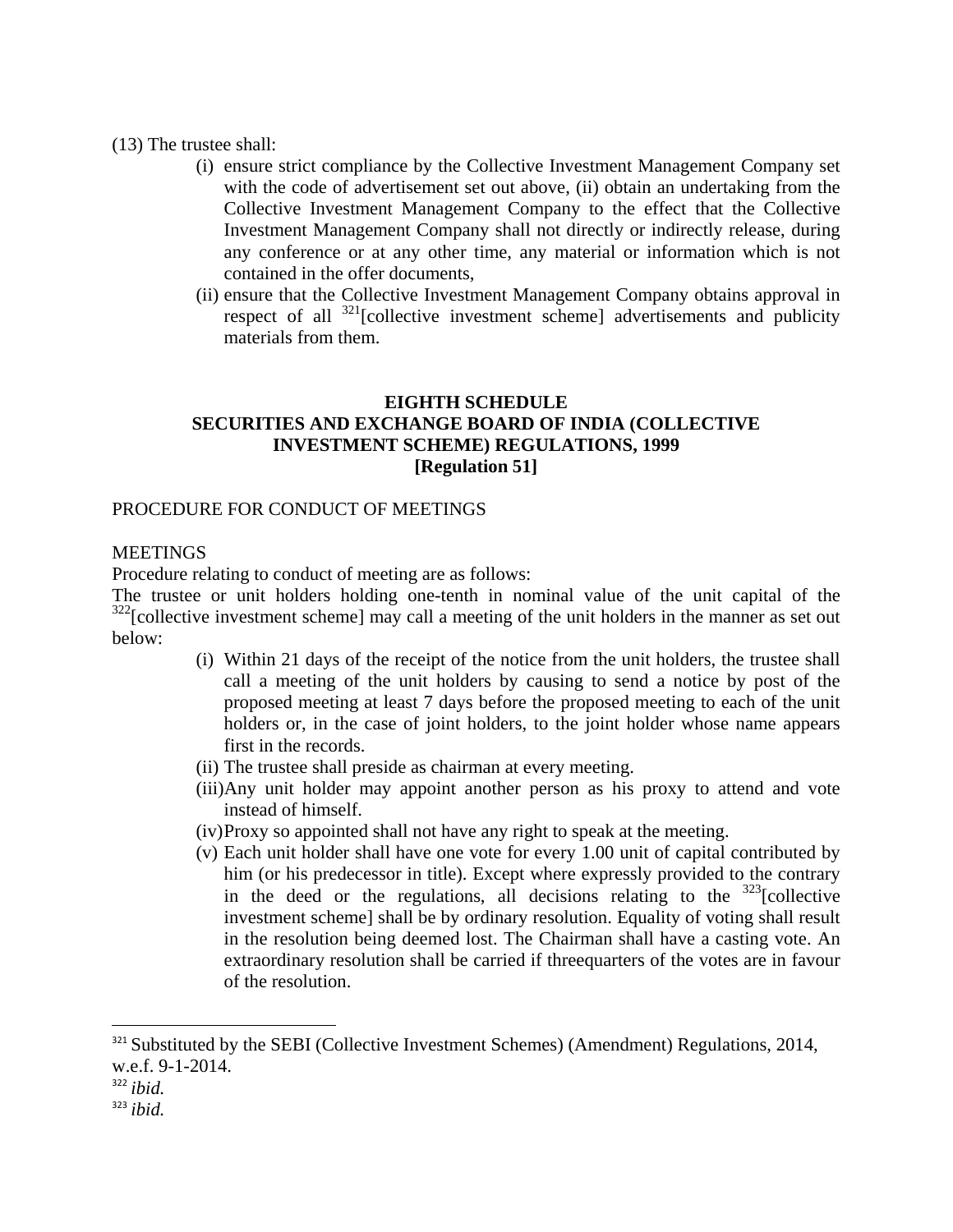(13) The trustee shall:

(i) ensure strict compliance by the Collective Investment Management Company set with the code of advertisement set out above, (ii) obtain an undertaking from the Collective Investment Management Company to the effect that the Collective Investment Management Company shall not directly or indirectly release, during any conference or at any other time, any material or information which is not contained in the offer documents,

(ii) ensure that the Collective Investment Management Company obtains approval in respect of all [321][collective investment scheme] advertisements and publicity materials from them.

**EIGHTH SCHEDULE**
**SECURITIES AND EXCHANGE BOARD OF INDIA (COLLECTIVE INVESTMENT SCHEME) REGULATIONS, 1999**
**[Regulation 51]**

PROCEDURE FOR CONDUCT OF MEETINGS

MEETINGS

Procedure relating to conduct of meeting are as follows:

The trustee or unit holders holding one-tenth in nominal value of the unit capital of the [322][collective investment scheme] may call a meeting of the unit holders in the manner as set out below:

(i) Within 21 days of the receipt of the notice from the unit holders, the trustee shall call a meeting of the unit holders by causing to send a notice by post of the proposed meeting at least 7 days before the proposed meeting to each of the unit holders or, in the case of joint holders, to the joint holder whose name appears first in the records.

(ii) The trustee shall preside as chairman at every meeting.

(iii) Any unit holder may appoint another person as his proxy to attend and vote instead of himself.

(iv) Proxy so appointed shall not have any right to speak at the meeting.

(v) Each unit holder shall have one vote for every 1.00 unit of capital contributed by him (or his predecessor in title). Except where expressly provided to the contrary in the deed or the regulations, all decisions relating to the [323][collective investment scheme] shall be by ordinary resolution. Equality of voting shall result in the resolution being deemed lost. The Chairman shall have a casting vote. An extraordinary resolution shall be carried if threequarters of the votes are in favour of the resolution.

---

[321] Substituted by the SEBI (Collective Investment Schemes) (Amendment) Regulations, 2014, w.e.f. 9-1-2014.

[322] *ibid.*

[323] *ibid.*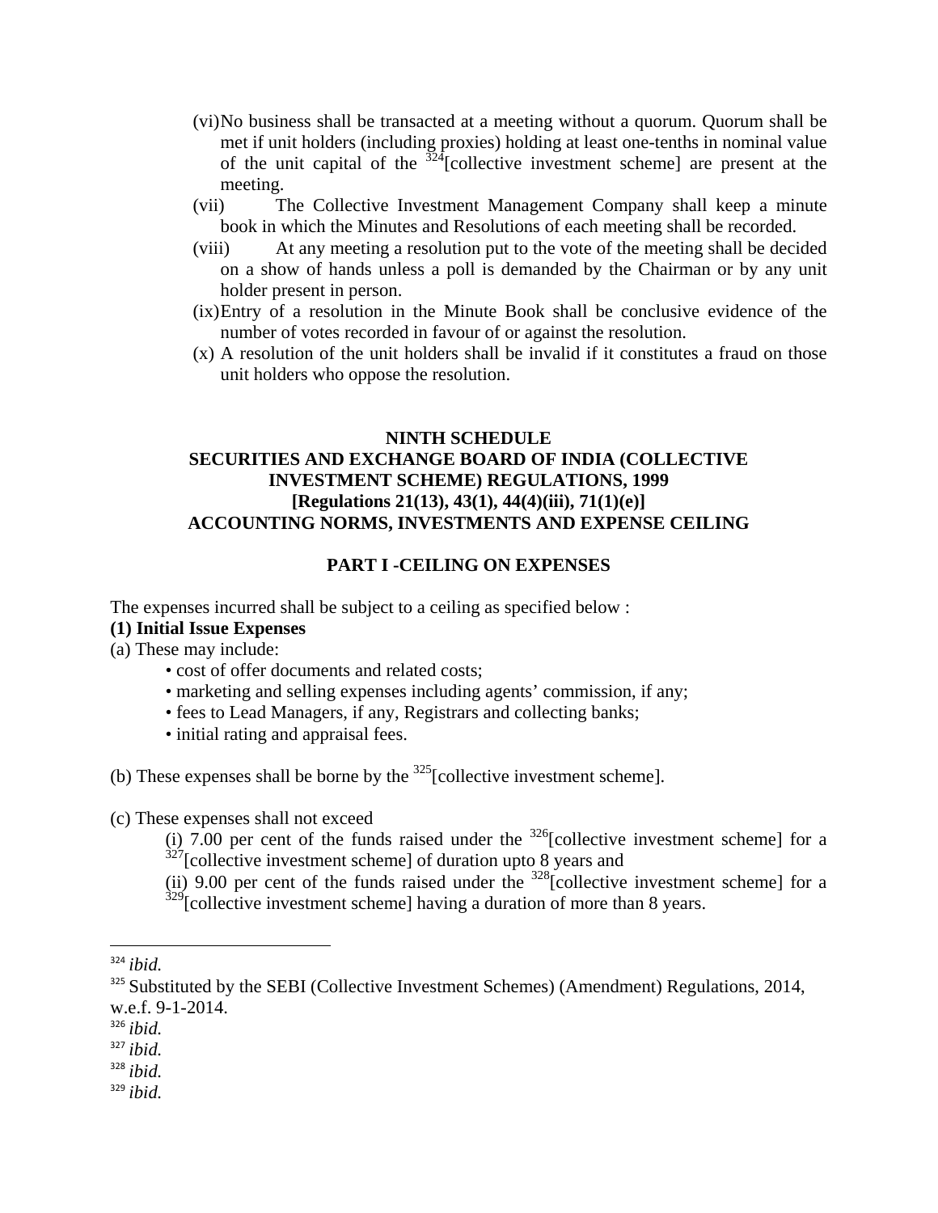(vi) No business shall be transacted at a meeting without a quorum. Quorum shall be met if unit holders (including proxies) holding at least one-tenths in nominal value of the unit capital of the [324][collective investment scheme] are present at the meeting.

(vii) The Collective Investment Management Company shall keep a minute book in which the Minutes and Resolutions of each meeting shall be recorded.

(viii) At any meeting a resolution put to the vote of the meeting shall be decided on a show of hands unless a poll is demanded by the Chairman or by any unit holder present in person.

(ix) Entry of a resolution in the Minute Book shall be conclusive evidence of the number of votes recorded in favour of or against the resolution.

(x) A resolution of the unit holders shall be invalid if it constitutes a fraud on those unit holders who oppose the resolution.

**NINTH SCHEDULE**
**SECURITIES AND EXCHANGE BOARD OF INDIA (COLLECTIVE INVESTMENT SCHEME) REGULATIONS, 1999**
**[Regulations 21(13), 43(1), 44(4)(iii), 71(1)(e)]**
**ACCOUNTING NORMS, INVESTMENTS AND EXPENSE CEILING**

**PART I -CEILING ON EXPENSES**

The expenses incurred shall be subject to a ceiling as specified below :

**(1) Initial Issue Expenses**

(a) These may include:

- cost of offer documents and related costs;
- marketing and selling expenses including agents' commission, if any;
- fees to Lead Managers, if any, Registrars and collecting banks;
- initial rating and appraisal fees.

(b) These expenses shall be borne by the [325][collective investment scheme].

(c) These expenses shall not exceed

(i) 7.00 per cent of the funds raised under the [326][collective investment scheme] for a [327][collective investment scheme] of duration upto 8 years and

(ii) 9.00 per cent of the funds raised under the [328][collective investment scheme] for a [329][collective investment scheme] having a duration of more than 8 years.

---

[324] *ibid.*

[325] Substituted by the SEBI (Collective Investment Schemes) (Amendment) Regulations, 2014, w.e.f. 9-1-2014.

[326] *ibid.*

[327] *ibid.*

[328] *ibid.*

[329] *ibid.*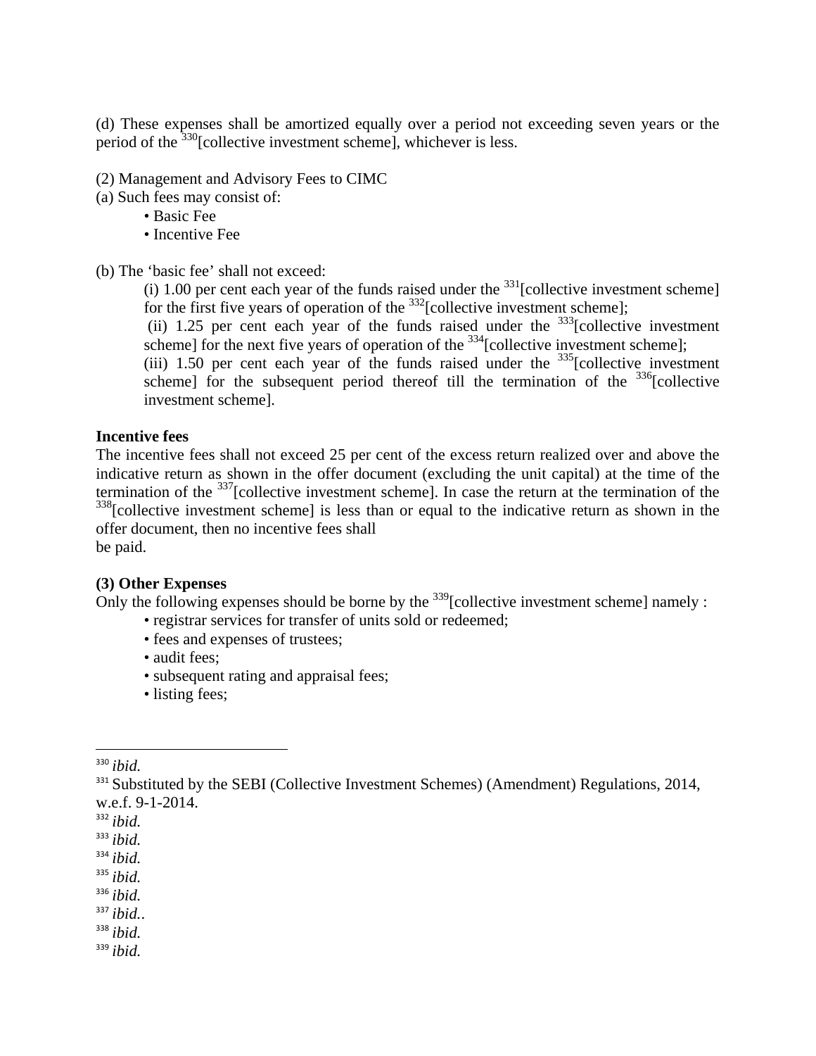(d) These expenses shall be amortized equally over a period not exceeding seven years or the period of the [330][collective investment scheme], whichever is less.

(2) Management and Advisory Fees to CIMC

(a) Such fees may consist of:

- Basic Fee
- Incentive Fee

(b) The 'basic fee' shall not exceed:

(i) 1.00 per cent each year of the funds raised under the [331][collective investment scheme] for the first five years of operation of the [332][collective investment scheme];

(ii) 1.25 per cent each year of the funds raised under the [333][collective investment scheme] for the next five years of operation of the [334][collective investment scheme];

(iii) 1.50 per cent each year of the funds raised under the [335][collective investment scheme] for the subsequent period thereof till the termination of the [336][collective investment scheme].

**Incentive fees**

The incentive fees shall not exceed 25 per cent of the excess return realized over and above the indicative return as shown in the offer document (excluding the unit capital) at the time of the termination of the [337][collective investment scheme]. In case the return at the termination of the [338][collective investment scheme] is less than or equal to the indicative return as shown in the offer document, then no incentive fees shall be paid.

**(3) Other Expenses**

Only the following expenses should be borne by the [339][collective investment scheme] namely :

- registrar services for transfer of units sold or redeemed;
- fees and expenses of trustees;
- audit fees;
- subsequent rating and appraisal fees;
- listing fees;

---

[330] *ibid.*

[331] Substituted by the SEBI (Collective Investment Schemes) (Amendment) Regulations, 2014, w.e.f. 9-1-2014.

[332] *ibid.*

[333] *ibid.*

[334] *ibid.*

[335] *ibid.*

[336] *ibid.*

[337] *ibid.*.

[338] *ibid.*

[339] *ibid.*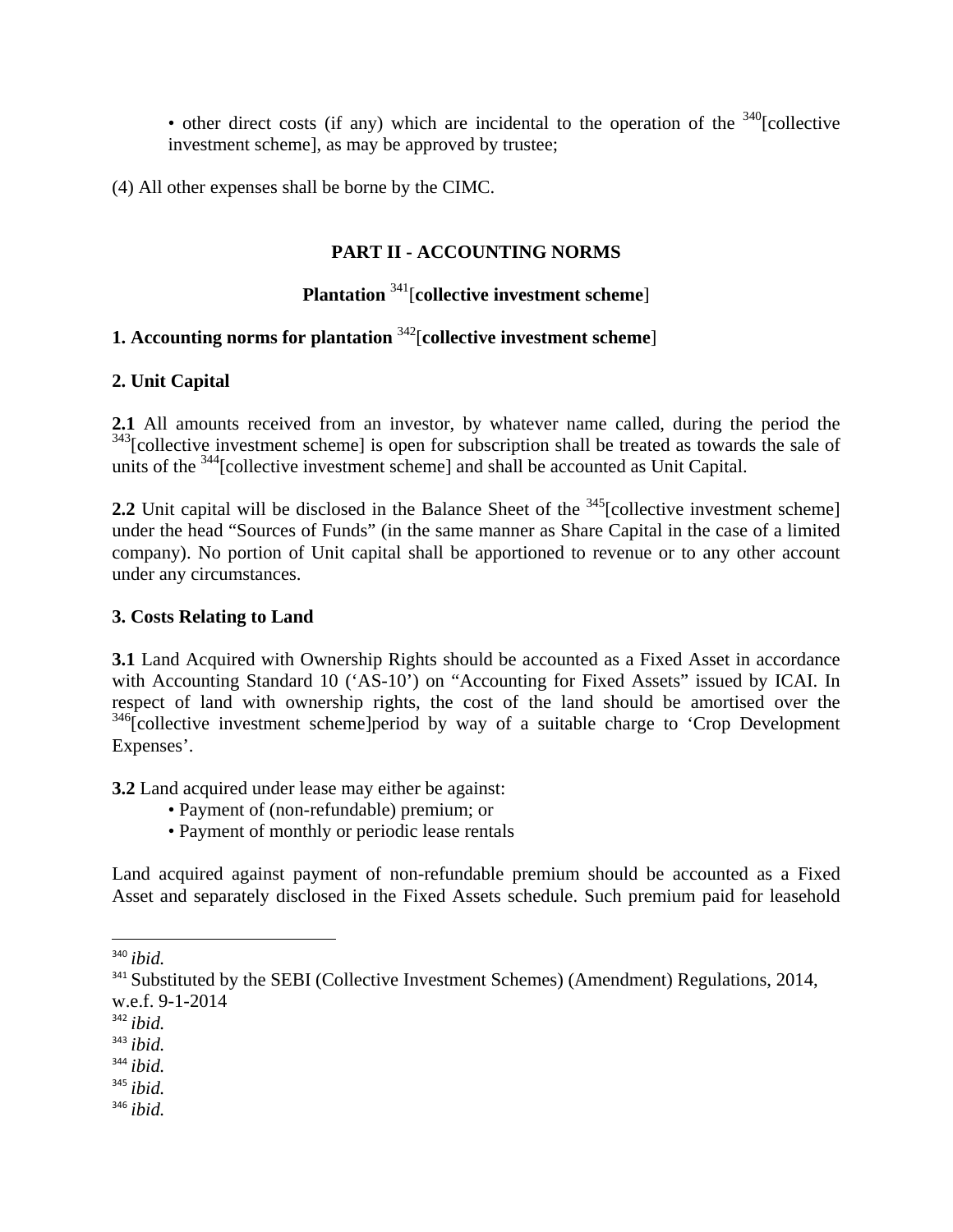• other direct costs (if any) which are incidental to the operation of the [340][collective investment scheme], as may be approved by trustee;

(4) All other expenses shall be borne by the CIMC.

## PART II - ACCOUNTING NORMS

## Plantation [341][collective investment scheme]

### 1. Accounting norms for plantation [342][collective investment scheme]

### 2. Unit Capital

**2.1** All amounts received from an investor, by whatever name called, during the period the [343][collective investment scheme] is open for subscription shall be treated as towards the sale of units of the [344][collective investment scheme] and shall be accounted as Unit Capital.

**2.2** Unit capital will be disclosed in the Balance Sheet of the [345][collective investment scheme] under the head "Sources of Funds" (in the same manner as Share Capital in the case of a limited company). No portion of Unit capital shall be apportioned to revenue or to any other account under any circumstances.

### 3. Costs Relating to Land

**3.1** Land Acquired with Ownership Rights should be accounted as a Fixed Asset in accordance with Accounting Standard 10 ('AS-10') on "Accounting for Fixed Assets" issued by ICAI. In respect of land with ownership rights, the cost of the land should be amortised over the [346][collective investment scheme]period by way of a suitable charge to 'Crop Development Expenses'.

**3.2** Land acquired under lease may either be against:

- Payment of (non-refundable) premium; or
- Payment of monthly or periodic lease rentals

Land acquired against payment of non-refundable premium should be accounted as a Fixed Asset and separately disclosed in the Fixed Assets schedule. Such premium paid for leasehold

---

[340] *ibid.*
[341] Substituted by the SEBI (Collective Investment Schemes) (Amendment) Regulations, 2014, w.e.f. 9-1-2014
[342] *ibid.*
[343] *ibid.*
[344] *ibid.*
[345] *ibid.*
[346] *ibid.*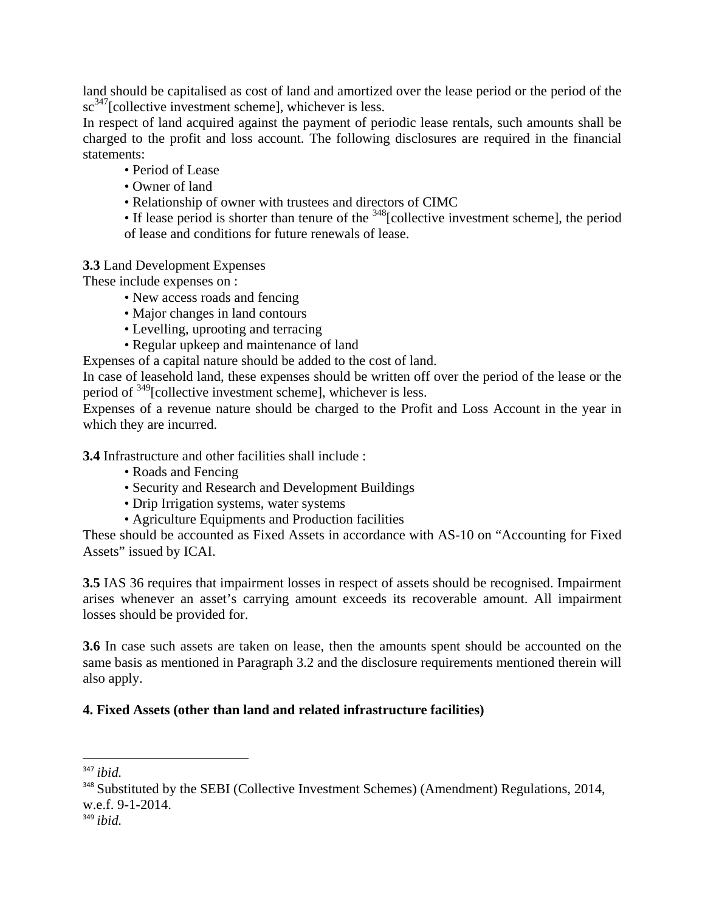land should be capitalised as cost of land and amortized over the lease period or the period of the sc[347][collective investment scheme], whichever is less.

In respect of land acquired against the payment of periodic lease rentals, such amounts shall be charged to the profit and loss account. The following disclosures are required in the financial statements:

- Period of Lease
- Owner of land
- Relationship of owner with trustees and directors of CIMC
- If lease period is shorter than tenure of the [348][collective investment scheme], the period of lease and conditions for future renewals of lease.

**3.3** Land Development Expenses

These include expenses on :

- New access roads and fencing
- Major changes in land contours
- Levelling, uprooting and terracing
- Regular upkeep and maintenance of land

Expenses of a capital nature should be added to the cost of land.

In case of leasehold land, these expenses should be written off over the period of the lease or the period of [349][collective investment scheme], whichever is less.

Expenses of a revenue nature should be charged to the Profit and Loss Account in the year in which they are incurred.

**3.4** Infrastructure and other facilities shall include :

- Roads and Fencing
- Security and Research and Development Buildings
- Drip Irrigation systems, water systems
- Agriculture Equipments and Production facilities

These should be accounted as Fixed Assets in accordance with AS-10 on "Accounting for Fixed Assets" issued by ICAI.

**3.5** IAS 36 requires that impairment losses in respect of assets should be recognised. Impairment arises whenever an asset's carrying amount exceeds its recoverable amount. All impairment losses should be provided for.

**3.6** In case such assets are taken on lease, then the amounts spent should be accounted on the same basis as mentioned in Paragraph 3.2 and the disclosure requirements mentioned therein will also apply.

**4. Fixed Assets (other than land and related infrastructure facilities)**

---

[347] *ibid.*

[348] Substituted by the SEBI (Collective Investment Schemes) (Amendment) Regulations, 2014, w.e.f. 9-1-2014.

[349] *ibid.*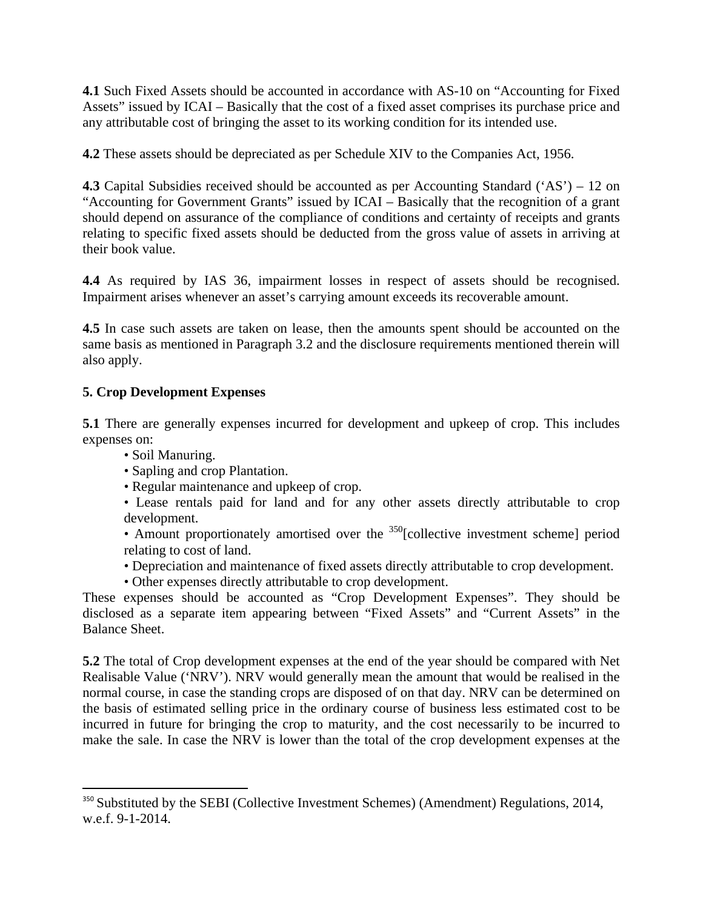**4.1** Such Fixed Assets should be accounted in accordance with AS-10 on "Accounting for Fixed Assets" issued by ICAI – Basically that the cost of a fixed asset comprises its purchase price and any attributable cost of bringing the asset to its working condition for its intended use.

**4.2** These assets should be depreciated as per Schedule XIV to the Companies Act, 1956.

**4.3** Capital Subsidies received should be accounted as per Accounting Standard ('AS') – 12 on "Accounting for Government Grants" issued by ICAI – Basically that the recognition of a grant should depend on assurance of the compliance of conditions and certainty of receipts and grants relating to specific fixed assets should be deducted from the gross value of assets in arriving at their book value.

**4.4** As required by IAS 36, impairment losses in respect of assets should be recognised. Impairment arises whenever an asset's carrying amount exceeds its recoverable amount.

**4.5** In case such assets are taken on lease, then the amounts spent should be accounted on the same basis as mentioned in Paragraph 3.2 and the disclosure requirements mentioned therein will also apply.

**5. Crop Development Expenses**

**5.1** There are generally expenses incurred for development and upkeep of crop. This includes expenses on:

- Soil Manuring.
- Sapling and crop Plantation.
- Regular maintenance and upkeep of crop.
- Lease rentals paid for land and for any other assets directly attributable to crop development.
- Amount proportionately amortised over the [350][collective investment scheme] period relating to cost of land.
- Depreciation and maintenance of fixed assets directly attributable to crop development.
- Other expenses directly attributable to crop development.

These expenses should be accounted as "Crop Development Expenses". They should be disclosed as a separate item appearing between "Fixed Assets" and "Current Assets" in the Balance Sheet.

**5.2** The total of Crop development expenses at the end of the year should be compared with Net Realisable Value ('NRV'). NRV would generally mean the amount that would be realised in the normal course, in case the standing crops are disposed of on that day. NRV can be determined on the basis of estimated selling price in the ordinary course of business less estimated cost to be incurred in future for bringing the crop to maturity, and the cost necessarily to be incurred to make the sale. In case the NRV is lower than the total of the crop development expenses at the

---

[350] Substituted by the SEBI (Collective Investment Schemes) (Amendment) Regulations, 2014, w.e.f. 9-1-2014.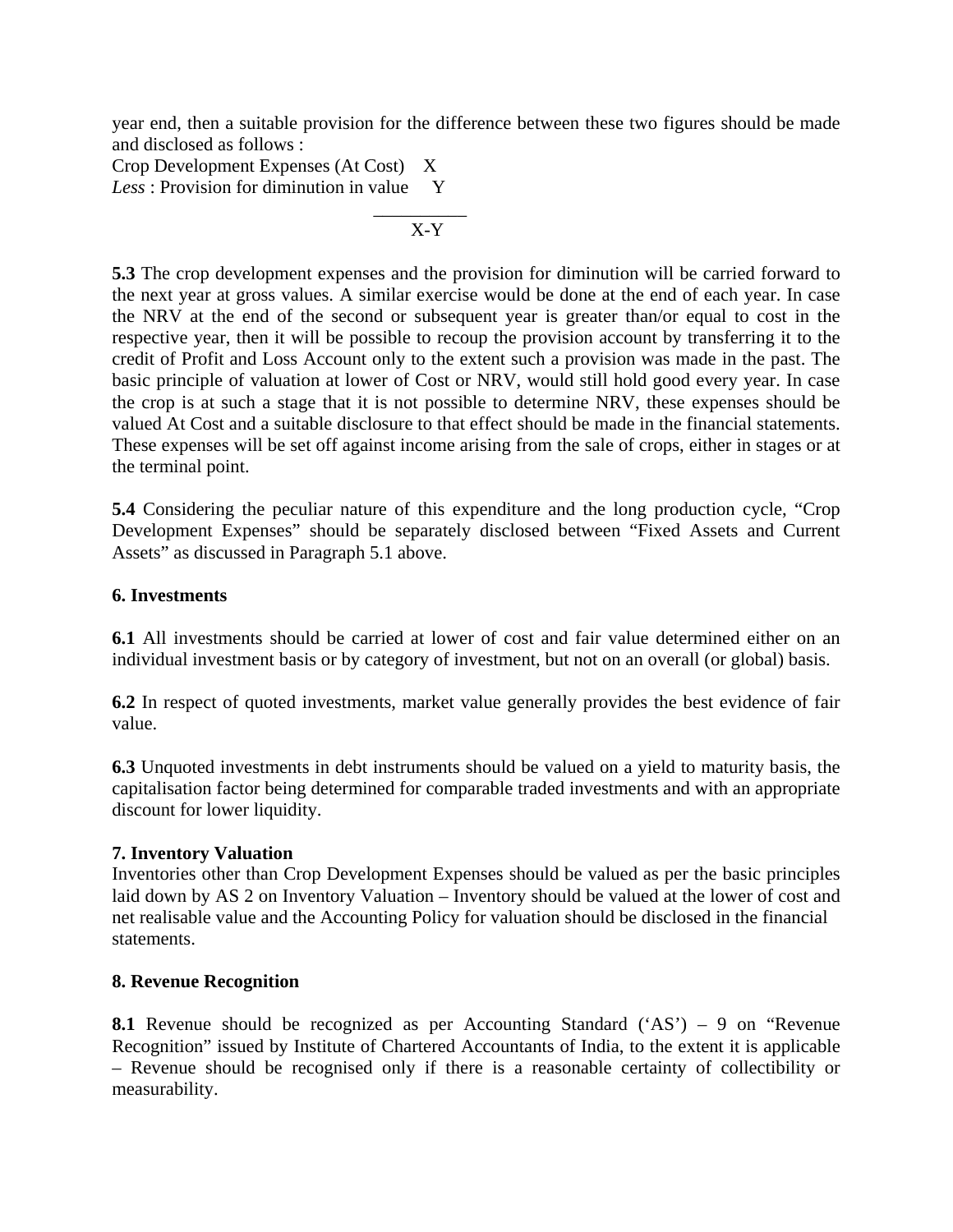year end, then a suitable provision for the difference between these two figures should be made and disclosed as follows :

| | |
|---|---|
| Crop Development Expenses (At Cost) | X |
| *Less* : Provision for diminution in value | Y |
| | X-Y |

**5.3** The crop development expenses and the provision for diminution will be carried forward to the next year at gross values. A similar exercise would be done at the end of each year. In case the NRV at the end of the second or subsequent year is greater than/or equal to cost in the respective year, then it will be possible to recoup the provision account by transferring it to the credit of Profit and Loss Account only to the extent such a provision was made in the past. The basic principle of valuation at lower of Cost or NRV, would still hold good every year. In case the crop is at such a stage that it is not possible to determine NRV, these expenses should be valued At Cost and a suitable disclosure to that effect should be made in the financial statements. These expenses will be set off against income arising from the sale of crops, either in stages or at the terminal point.

**5.4** Considering the peculiar nature of this expenditure and the long production cycle, "Crop Development Expenses" should be separately disclosed between "Fixed Assets and Current Assets" as discussed in Paragraph 5.1 above.

**6. Investments**

**6.1** All investments should be carried at lower of cost and fair value determined either on an individual investment basis or by category of investment, but not on an overall (or global) basis.

**6.2** In respect of quoted investments, market value generally provides the best evidence of fair value.

**6.3** Unquoted investments in debt instruments should be valued on a yield to maturity basis, the capitalisation factor being determined for comparable traded investments and with an appropriate discount for lower liquidity.

**7. Inventory Valuation**

Inventories other than Crop Development Expenses should be valued as per the basic principles laid down by AS 2 on Inventory Valuation – Inventory should be valued at the lower of cost and net realisable value and the Accounting Policy for valuation should be disclosed in the financial statements.

**8. Revenue Recognition**

**8.1** Revenue should be recognized as per Accounting Standard ('AS') – 9 on "Revenue Recognition" issued by Institute of Chartered Accountants of India, to the extent it is applicable – Revenue should be recognised only if there is a reasonable certainty of collectibility or measurability.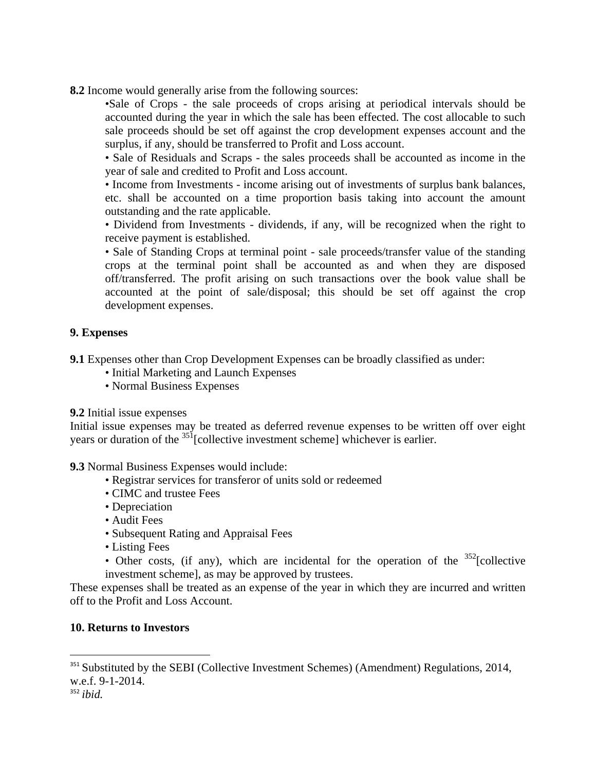**8.2** Income would generally arise from the following sources:

- Sale of Crops - the sale proceeds of crops arising at periodical intervals should be accounted during the year in which the sale has been effected. The cost allocable to such sale proceeds should be set off against the crop development expenses account and the surplus, if any, should be transferred to Profit and Loss account.
- Sale of Residuals and Scraps - the sales proceeds shall be accounted as income in the year of sale and credited to Profit and Loss account.
- Income from Investments - income arising out of investments of surplus bank balances, etc. shall be accounted on a time proportion basis taking into account the amount outstanding and the rate applicable.
- Dividend from Investments - dividends, if any, will be recognized when the right to receive payment is established.
- Sale of Standing Crops at terminal point - sale proceeds/transfer value of the standing crops at the terminal point shall be accounted as and when they are disposed off/transferred. The profit arising on such transactions over the book value shall be accounted at the point of sale/disposal; this should be set off against the crop development expenses.

**9. Expenses**

**9.1** Expenses other than Crop Development Expenses can be broadly classified as under:

- Initial Marketing and Launch Expenses
- Normal Business Expenses

**9.2** Initial issue expenses

Initial issue expenses may be treated as deferred revenue expenses to be written off over eight years or duration of the [351][collective investment scheme] whichever is earlier.

**9.3** Normal Business Expenses would include:

- Registrar services for transferor of units sold or redeemed
- CIMC and trustee Fees
- Depreciation
- Audit Fees
- Subsequent Rating and Appraisal Fees
- Listing Fees
- Other costs, (if any), which are incidental for the operation of the [352][collective investment scheme], as may be approved by trustees.

These expenses shall be treated as an expense of the year in which they are incurred and written off to the Profit and Loss Account.

**10. Returns to Investors**

---

[351] Substituted by the SEBI (Collective Investment Schemes) (Amendment) Regulations, 2014, w.e.f. 9-1-2014.

[352] *ibid.*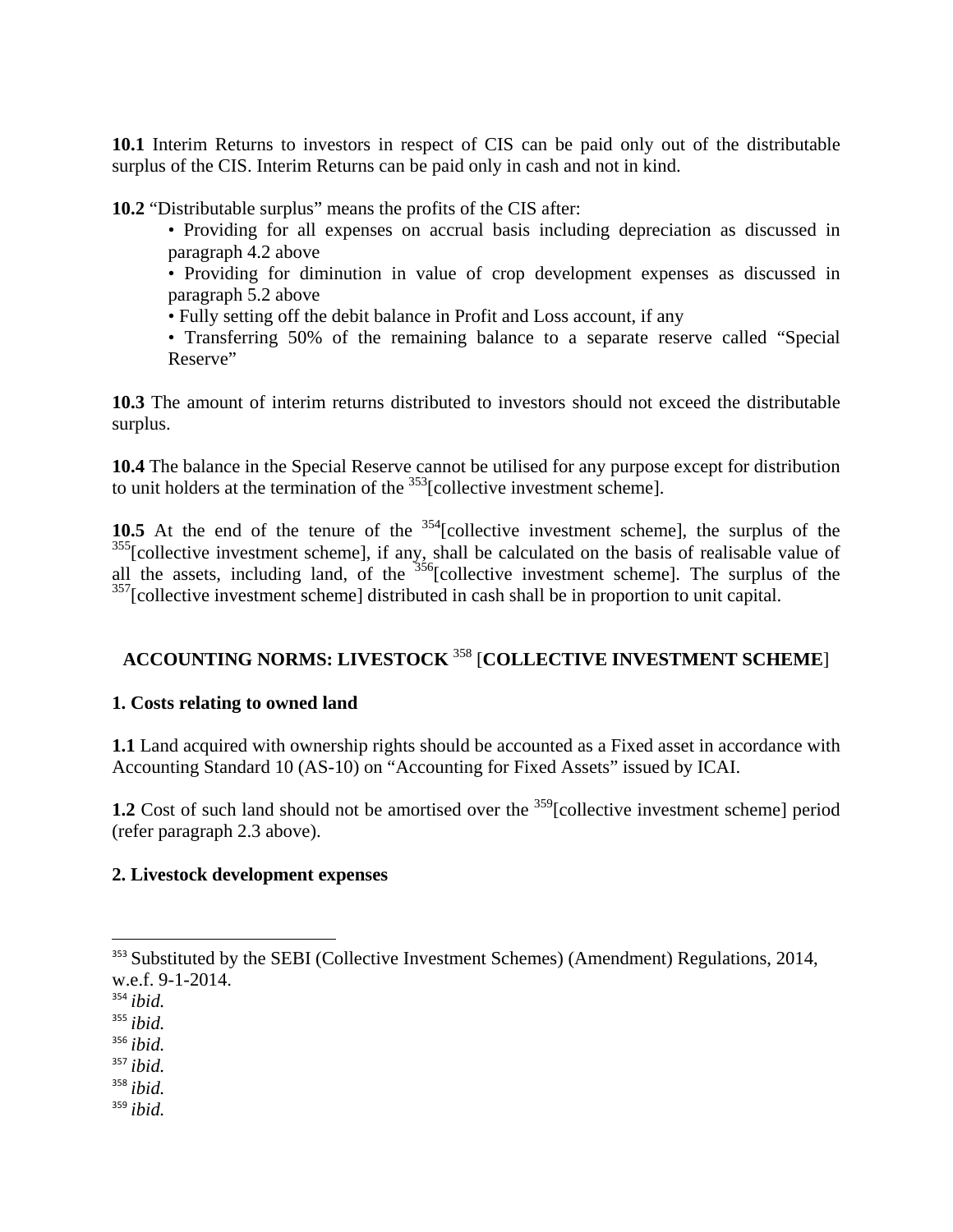**10.1** Interim Returns to investors in respect of CIS can be paid only out of the distributable surplus of the CIS. Interim Returns can be paid only in cash and not in kind.

**10.2** “Distributable surplus” means the profits of the CIS after:

- Providing for all expenses on accrual basis including depreciation as discussed in paragraph 4.2 above
- Providing for diminution in value of crop development expenses as discussed in paragraph 5.2 above
- Fully setting off the debit balance in Profit and Loss account, if any
- Transferring 50% of the remaining balance to a separate reserve called “Special Reserve”

**10.3** The amount of interim returns distributed to investors should not exceed the distributable surplus.

**10.4** The balance in the Special Reserve cannot be utilised for any purpose except for distribution to unit holders at the termination of the [353][collective investment scheme].

**10.5** At the end of the tenure of the [354][collective investment scheme], the surplus of the [355][collective investment scheme], if any, shall be calculated on the basis of realisable value of all the assets, including land, of the [356][collective investment scheme]. The surplus of the [357][collective investment scheme] distributed in cash shall be in proportion to unit capital.

## ACCOUNTING NORMS: LIVESTOCK [358] [COLLECTIVE INVESTMENT SCHEME]

### 1. Costs relating to owned land

**1.1** Land acquired with ownership rights should be accounted as a Fixed asset in accordance with Accounting Standard 10 (AS-10) on “Accounting for Fixed Assets” issued by ICAI.

**1.2** Cost of such land should not be amortised over the [359][collective investment scheme] period (refer paragraph 2.3 above).

### 2. Livestock development expenses

---

[353] Substituted by the SEBI (Collective Investment Schemes) (Amendment) Regulations, 2014, w.e.f. 9-1-2014.

[354] *ibid.*

[355] *ibid.*

[356] *ibid.*

[357] *ibid.*

[358] *ibid.*

[359] *ibid.*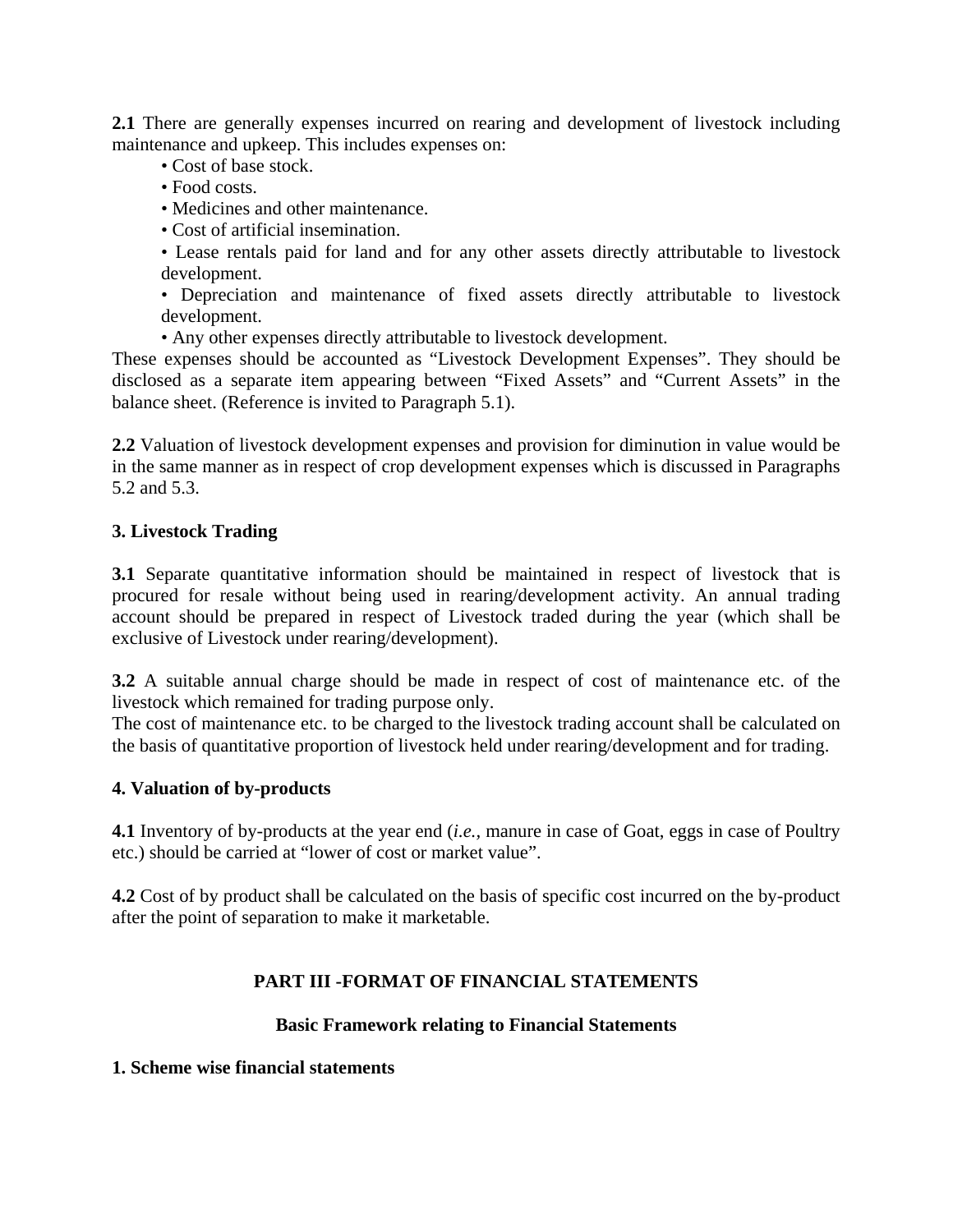**2.1** There are generally expenses incurred on rearing and development of livestock including maintenance and upkeep. This includes expenses on:

- Cost of base stock.
- Food costs.
- Medicines and other maintenance.
- Cost of artificial insemination.
- Lease rentals paid for land and for any other assets directly attributable to livestock development.
- Depreciation and maintenance of fixed assets directly attributable to livestock development.
- Any other expenses directly attributable to livestock development.

These expenses should be accounted as "Livestock Development Expenses". They should be disclosed as a separate item appearing between "Fixed Assets" and "Current Assets" in the balance sheet. (Reference is invited to Paragraph 5.1).

**2.2** Valuation of livestock development expenses and provision for diminution in value would be in the same manner as in respect of crop development expenses which is discussed in Paragraphs 5.2 and 5.3.

### 3. Livestock Trading

**3.1** Separate quantitative information should be maintained in respect of livestock that is procured for resale without being used in rearing/development activity. An annual trading account should be prepared in respect of Livestock traded during the year (which shall be exclusive of Livestock under rearing/development).

**3.2** A suitable annual charge should be made in respect of cost of maintenance etc. of the livestock which remained for trading purpose only.

The cost of maintenance etc. to be charged to the livestock trading account shall be calculated on the basis of quantitative proportion of livestock held under rearing/development and for trading.

### 4. Valuation of by-products

**4.1** Inventory of by-products at the year end (*i.e.,* manure in case of Goat, eggs in case of Poultry etc.) should be carried at "lower of cost or market value".

**4.2** Cost of by product shall be calculated on the basis of specific cost incurred on the by-product after the point of separation to make it marketable.

## PART III -FORMAT OF FINANCIAL STATEMENTS

### Basic Framework relating to Financial Statements

### 1. Scheme wise financial statements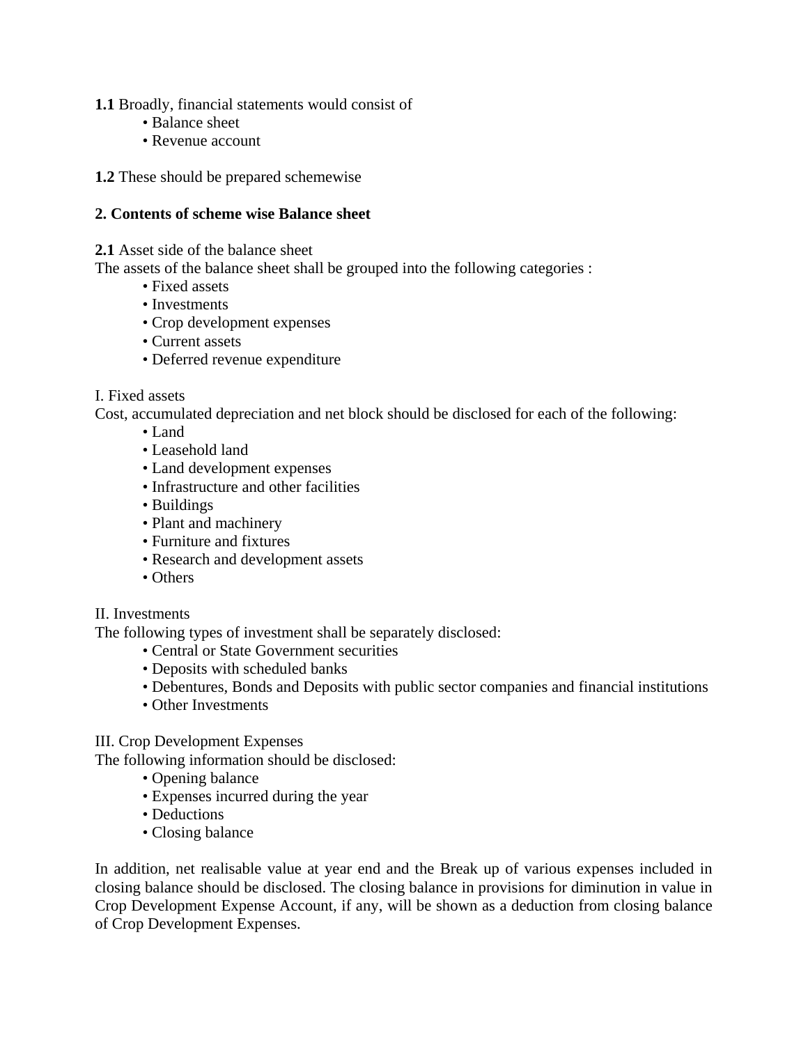**1.1** Broadly, financial statements would consist of

- Balance sheet
- Revenue account

**1.2** These should be prepared schemewise

**2. Contents of scheme wise Balance sheet**

**2.1** Asset side of the balance sheet

The assets of the balance sheet shall be grouped into the following categories :

- Fixed assets
- Investments
- Crop development expenses
- Current assets
- Deferred revenue expenditure

I. Fixed assets

Cost, accumulated depreciation and net block should be disclosed for each of the following:

- Land
- Leasehold land
- Land development expenses
- Infrastructure and other facilities
- Buildings
- Plant and machinery
- Furniture and fixtures
- Research and development assets
- Others

II. Investments

The following types of investment shall be separately disclosed:

- Central or State Government securities
- Deposits with scheduled banks
- Debentures, Bonds and Deposits with public sector companies and financial institutions
- Other Investments

III. Crop Development Expenses

The following information should be disclosed:

- Opening balance
- Expenses incurred during the year
- Deductions
- Closing balance

In addition, net realisable value at year end and the Break up of various expenses included in closing balance should be disclosed. The closing balance in provisions for diminution in value in Crop Development Expense Account, if any, will be shown as a deduction from closing balance of Crop Development Expenses.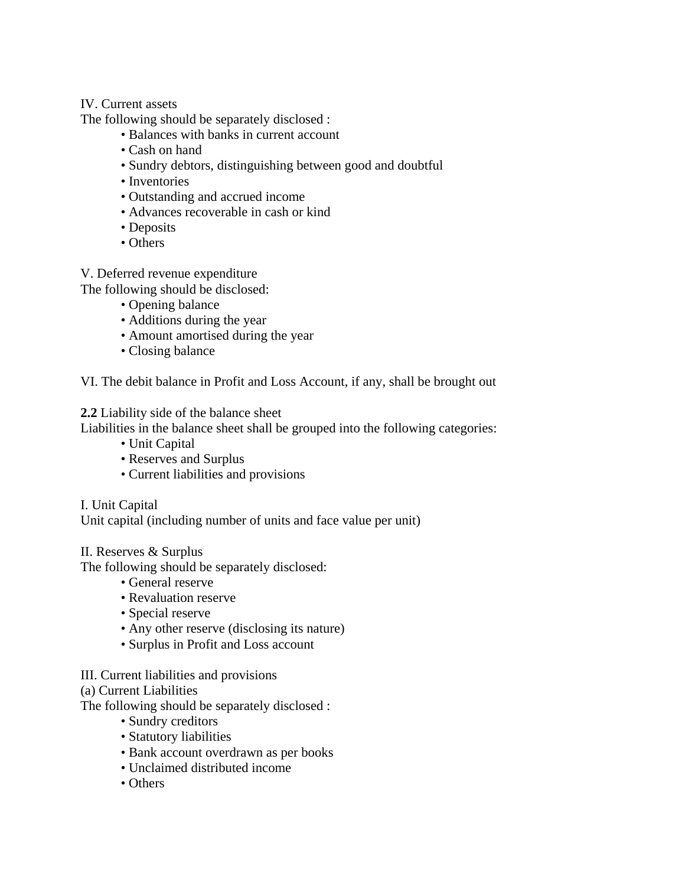IV. Current assets

The following should be separately disclosed :

- Balances with banks in current account
- Cash on hand
- Sundry debtors, distinguishing between good and doubtful
- Inventories
- Outstanding and accrued income
- Advances recoverable in cash or kind
- Deposits
- Others

V. Deferred revenue expenditure

The following should be disclosed:

- Opening balance
- Additions during the year
- Amount amortised during the year
- Closing balance

VI. The debit balance in Profit and Loss Account, if any, shall be brought out

**2.2** Liability side of the balance sheet

Liabilities in the balance sheet shall be grouped into the following categories:

- Unit Capital
- Reserves and Surplus
- Current liabilities and provisions

I. Unit Capital

Unit capital (including number of units and face value per unit)

II. Reserves & Surplus

The following should be separately disclosed:

- General reserve
- Revaluation reserve
- Special reserve
- Any other reserve (disclosing its nature)
- Surplus in Profit and Loss account

III. Current liabilities and provisions

(a) Current Liabilities

The following should be separately disclosed :

- Sundry creditors
- Statutory liabilities
- Bank account overdrawn as per books
- Unclaimed distributed income
- Others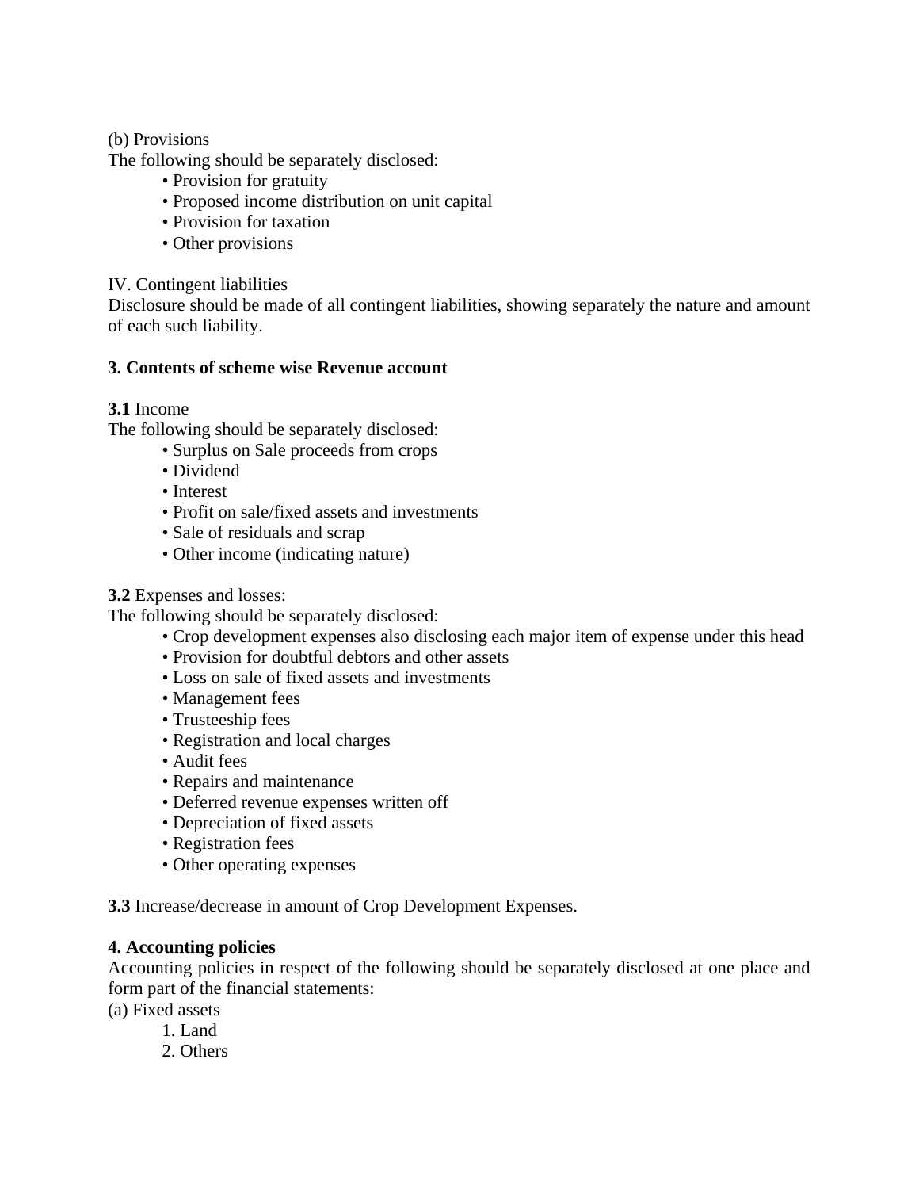(b) Provisions

The following should be separately disclosed:

- Provision for gratuity
- Proposed income distribution on unit capital
- Provision for taxation
- Other provisions

IV. Contingent liabilities

Disclosure should be made of all contingent liabilities, showing separately the nature and amount of each such liability.

**3. Contents of scheme wise Revenue account**

**3.1** Income

The following should be separately disclosed:

- Surplus on Sale proceeds from crops
- Dividend
- Interest
- Profit on sale/fixed assets and investments
- Sale of residuals and scrap
- Other income (indicating nature)

**3.2** Expenses and losses:

The following should be separately disclosed:

- Crop development expenses also disclosing each major item of expense under this head
- Provision for doubtful debtors and other assets
- Loss on sale of fixed assets and investments
- Management fees
- Trusteeship fees
- Registration and local charges
- Audit fees
- Repairs and maintenance
- Deferred revenue expenses written off
- Depreciation of fixed assets
- Registration fees
- Other operating expenses

**3.3** Increase/decrease in amount of Crop Development Expenses.

**4. Accounting policies**

Accounting policies in respect of the following should be separately disclosed at one place and form part of the financial statements:

(a) Fixed assets

1. Land
2. Others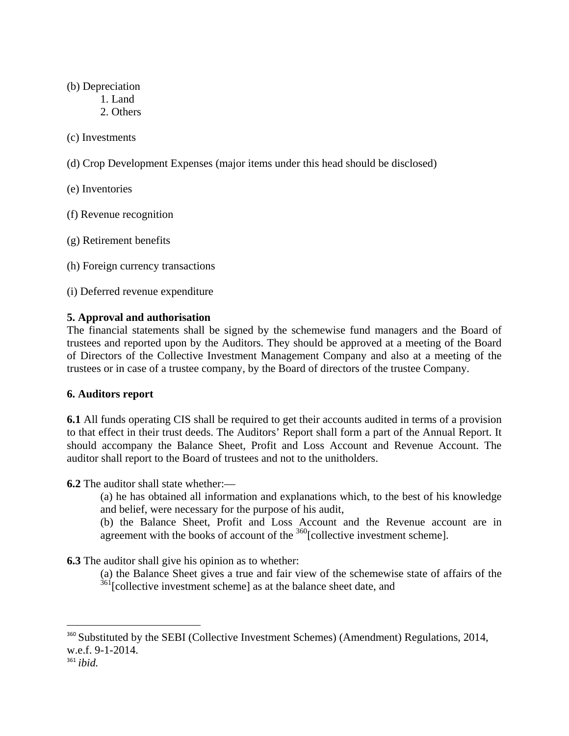(b) Depreciation

1. Land
2. Others

(c) Investments

(d) Crop Development Expenses (major items under this head should be disclosed)

(e) Inventories

(f) Revenue recognition

(g) Retirement benefits

(h) Foreign currency transactions

(i) Deferred revenue expenditure

**5. Approval and authorisation**

The financial statements shall be signed by the schemewise fund managers and the Board of trustees and reported upon by the Auditors. They should be approved at a meeting of the Board of Directors of the Collective Investment Management Company and also at a meeting of the trustees or in case of a trustee company, by the Board of directors of the trustee Company.

**6. Auditors report**

**6.1** All funds operating CIS shall be required to get their accounts audited in terms of a provision to that effect in their trust deeds. The Auditors' Report shall form a part of the Annual Report. It should accompany the Balance Sheet, Profit and Loss Account and Revenue Account. The auditor shall report to the Board of trustees and not to the unitholders.

**6.2** The auditor shall state whether:—

(a) he has obtained all information and explanations which, to the best of his knowledge and belief, were necessary for the purpose of his audit,

(b) the Balance Sheet, Profit and Loss Account and the Revenue account are in agreement with the books of account of the [360][collective investment scheme].

**6.3** The auditor shall give his opinion as to whether:

(a) the Balance Sheet gives a true and fair view of the schemewise state of affairs of the [361][collective investment scheme] as at the balance sheet date, and

---

[360] Substituted by the SEBI (Collective Investment Schemes) (Amendment) Regulations, 2014, w.e.f. 9-1-2014.

[361] *ibid.*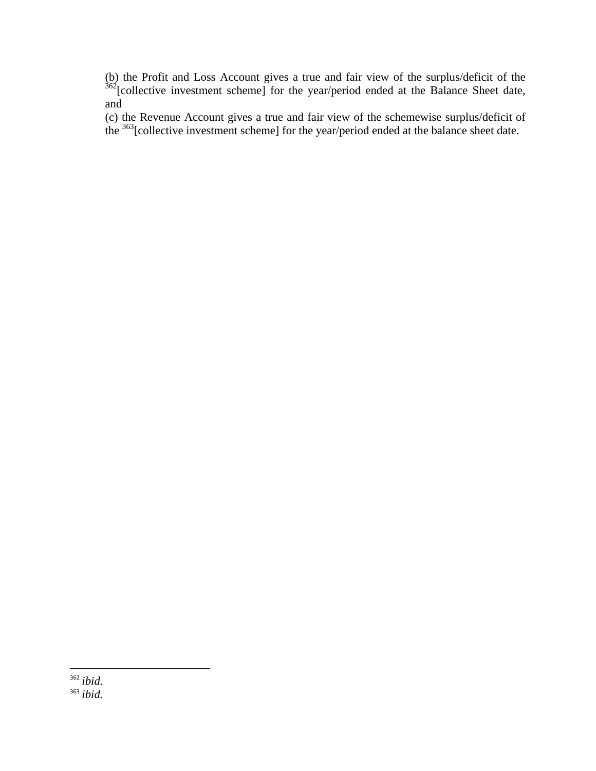(b) the Profit and Loss Account gives a true and fair view of the surplus/deficit of the [362][collective investment scheme] for the year/period ended at the Balance Sheet date, and

(c) the Revenue Account gives a true and fair view of the schemewise surplus/deficit of the [363][collective investment scheme] for the year/period ended at the balance sheet date.

---

[362] *ibid.*

[363] *ibid.*